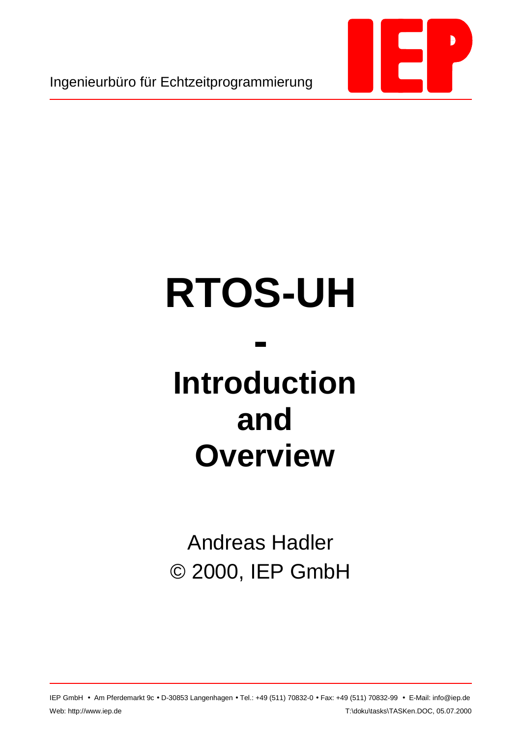Ingenieurbüro für Echtzeitprogrammierung

IEP

# RTOS-UH

# -

# Introduction and Overview

Andreas Hadler

© 2000, IEP GmbH

IEP GmbH • Am Pferdemarkt 9c • D-30853 Langenhagen • Tel.: +49 (511) 70832-0 • Fax: +49 (511) 70832-99 • E-Mail: info@iep.de

Web: http://www.iep.de

T:\doku\tasks\TASKen.DOC, 05.07.2000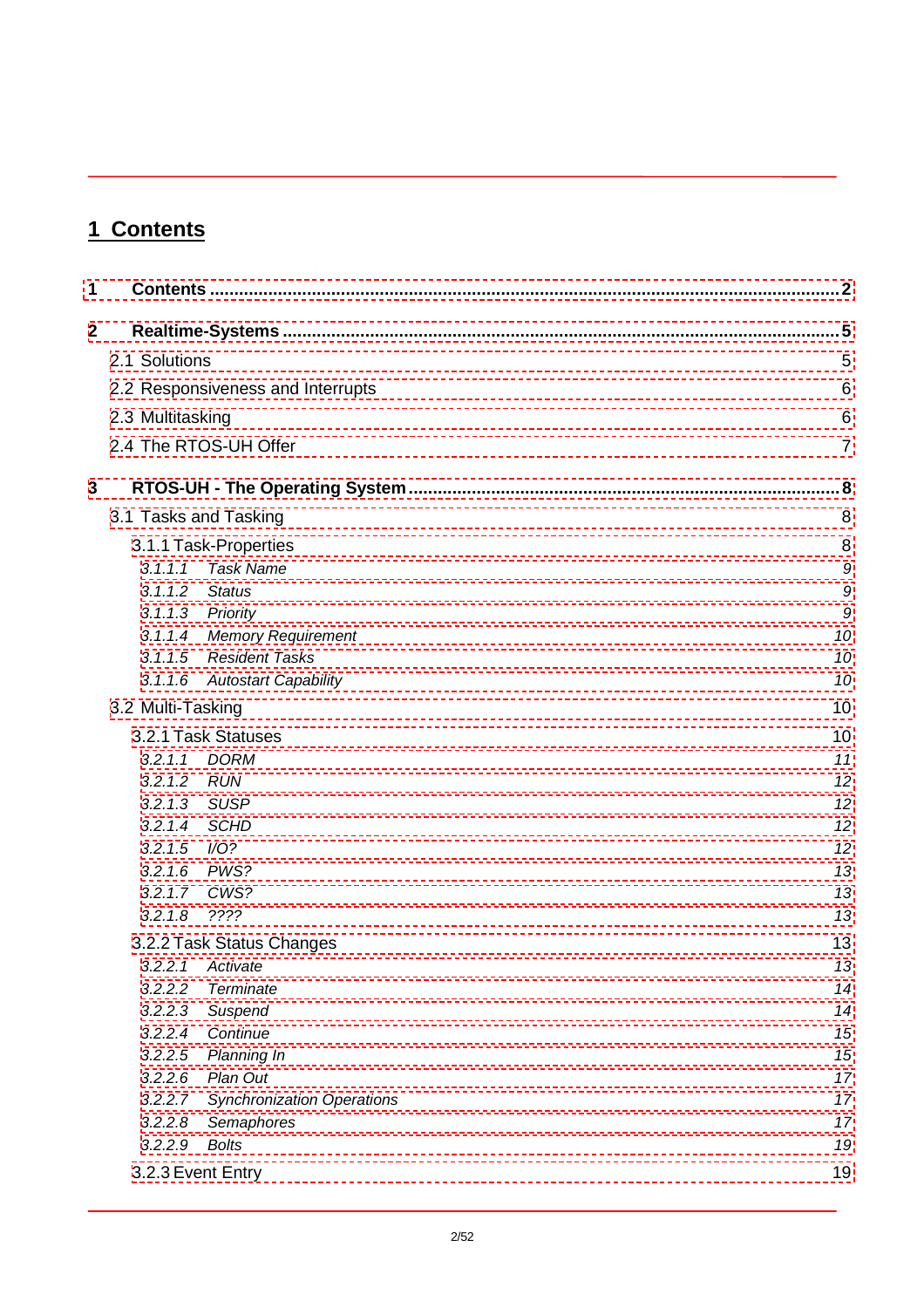# 1 Contents

**1 Contents ........................................................................................................ 2**

**2 Realtime-Systems ........................................................................................... 5**

2.1 Solutions 5

2.2 Responsiveness and Interrupts 6

2.3 Multitasking 6

2.4 The RTOS-UH Offer 7

**3 RTOS-UH - The Operating System ................................................................... 8**

3.1 Tasks and Tasking 8

3.1.1 Task-Properties 8

*3.1.1.1 Task Name 9*

*3.1.1.2 Status 9*

*3.1.1.3 Priority 9*

*3.1.1.4 Memory Requirement 10*

*3.1.1.5 Resident Tasks 10*

*3.1.1.6 Autostart Capability 10*

3.2 Multi-Tasking 10

3.2.1 Task Statuses 10

*3.2.1.1 DORM 11*

*3.2.1.2 RUN 12*

*3.2.1.3 SUSP 12*

*3.2.1.4 SCHD 12*

*3.2.1.5 I/O? 12*

*3.2.1.6 PWS? 13*

*3.2.1.7 CWS? 13*

*3.2.1.8 ???? 13*

3.2.2 Task Status Changes 13

*3.2.2.1 Activate 13*

*3.2.2.2 Terminate 14*

*3.2.2.3 Suspend 14*

*3.2.2.4 Continue 15*

*3.2.2.5 Planning In 15*

*3.2.2.6 Plan Out 17*

*3.2.2.7 Synchronization Operations 17*

*3.2.2.8 Semaphores 17*

*3.2.2.9 Bolts 19*

3.2.3 Event Entry 19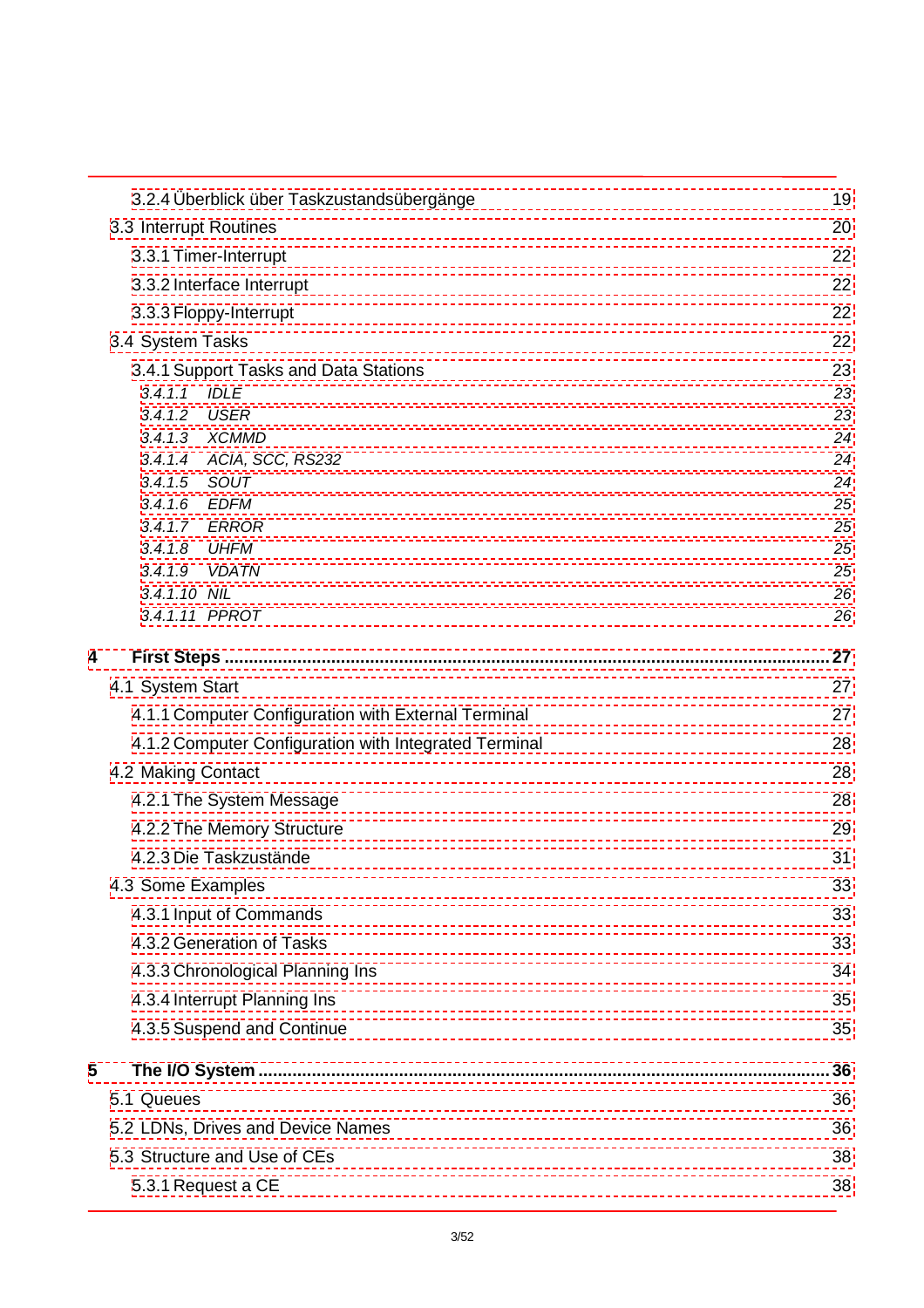3.2.4 Überblick über Taskzustandsübergänge 19

3.3 Interrupt Routines 20

3.3.1 Timer-Interrupt 22

3.3.2 Interface Interrupt 22

3.3.3 Floppy-Interrupt 22

3.4 System Tasks 22

3.4.1 Support Tasks and Data Stations 23

*3.4.1.1 IDLE 23*

*3.4.1.2 USER 23*

*3.4.1.3 XCMMD 24*

*3.4.1.4 ACIA, SCC, RS232 24*

*3.4.1.5 SOUT 24*

*3.4.1.6 EDFM 25*

*3.4.1.7 ERROR 25*

*3.4.1.8 UHFM 25*

*3.4.1.9 VDATN 25*

*3.4.1.10 NIL 26*

*3.4.1.11 PPROT 26*

**4 First Steps ........................................................................................................... 27**

4.1 System Start 27

4.1.1 Computer Configuration with External Terminal 27

4.1.2 Computer Configuration with Integrated Terminal 28

4.2 Making Contact 28

4.2.1 The System Message 28

4.2.2 The Memory Structure 29

4.2.3 Die Taskzustände 31

4.3 Some Examples 33

4.3.1 Input of Commands 33

4.3.2 Generation of Tasks 33

4.3.3 Chronological Planning Ins 34

4.3.4 Interrupt Planning Ins 35

4.3.5 Suspend and Continue 35

**5 The I/O System ................................................................................................... 36**

5.1 Queues 36

5.2 LDNs, Drives and Device Names 36

5.3 Structure and Use of CEs 38

5.3.1 Request a CE 38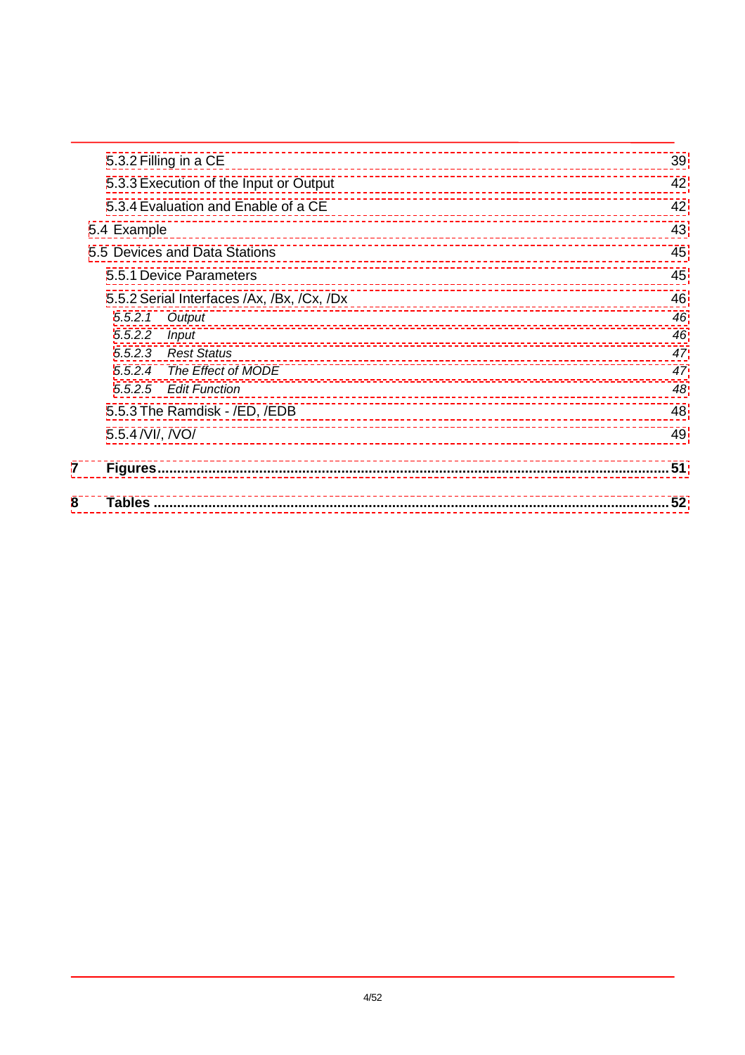5.3.2 Filling in a CE 39

5.3.3 Execution of the Input or Output 42

5.3.4 Evaluation and Enable of a CE 42

5.4 Example 43

5.5 Devices and Data Stations 45

5.5.1 Device Parameters 45

5.5.2 Serial Interfaces /Ax, /Bx, /Cx, /Dx 46

*5.5.2.1 Output 46*

*5.5.2.2 Input 46*

*5.5.2.3 Rest Status 47*

*5.5.2.4 The Effect of MODE 47*

*5.5.2.5 Edit Function 48*

5.5.3 The Ramdisk - /ED, /EDB 48

5.5.4 /VI/, /VO/ 49

**7 Figures 51**

**8 Tables 52**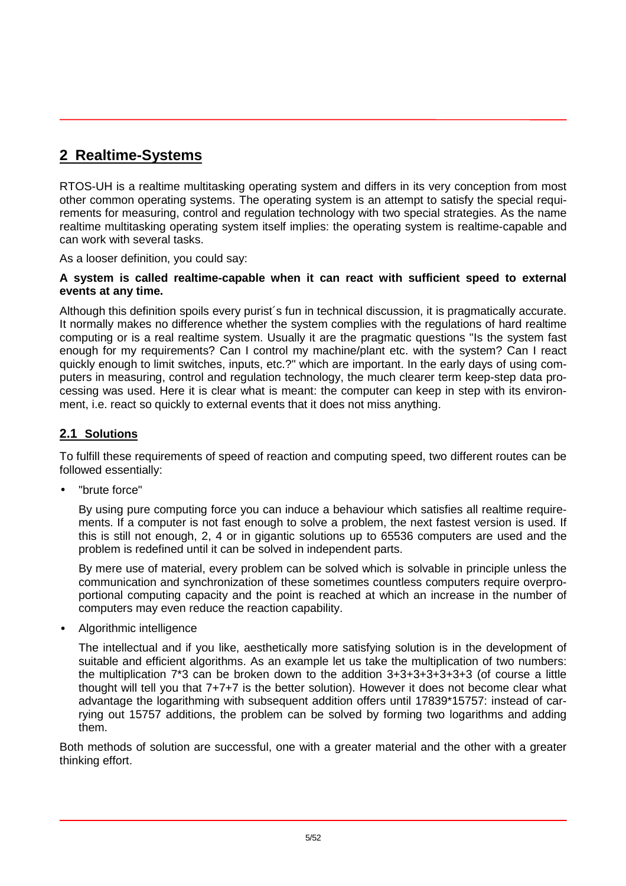## 2 Realtime-Systems

RTOS-UH is a realtime multitasking operating system and differs in its very conception from most other common operating systems. The operating system is an attempt to satisfy the special requirements for measuring, control and regulation technology with two special strategies. As the name realtime multitasking operating system itself implies: the operating system is realtime-capable and can work with several tasks.

As a looser definition, you could say:

**A system is called realtime-capable when it can react with sufficient speed to external events at any time.**

Although this definition spoils every purist´s fun in technical discussion, it is pragmatically accurate. It normally makes no difference whether the system complies with the regulations of hard realtime computing or is a real realtime system. Usually it are the pragmatic questions "Is the system fast enough for my requirements? Can I control my machine/plant etc. with the system? Can I react quickly enough to limit switches, inputs, etc.?" which are important. In the early days of using computers in measuring, control and regulation technology, the much clearer term keep-step data processing was used. Here it is clear what is meant: the computer can keep in step with its environment, i.e. react so quickly to external events that it does not miss anything.

### 2.1 Solutions

To fulfill these requirements of speed of reaction and computing speed, two different routes can be followed essentially:

- "brute force"

  By using pure computing force you can induce a behaviour which satisfies all realtime requirements. If a computer is not fast enough to solve a problem, the next fastest version is used. If this is still not enough, 2, 4 or in gigantic solutions up to 65536 computers are used and the problem is redefined until it can be solved in independent parts.

  By mere use of material, every problem can be solved which is solvable in principle unless the communication and synchronization of these sometimes countless computers require overproportional computing capacity and the point is reached at which an increase in the number of computers may even reduce the reaction capability.

- Algorithmic intelligence

  The intellectual and if you like, aesthetically more satisfying solution is in the development of suitable and efficient algorithms. As an example let us take the multiplication of two numbers: the multiplication 7*3 can be broken down to the addition 3+3+3+3+3+3+3 (of course a little thought will tell you that 7+7+7 is the better solution). However it does not become clear what advantage the logarithming with subsequent addition offers until 17839*15757: instead of carrying out 15757 additions, the problem can be solved by forming two logarithms and adding them.

Both methods of solution are successful, one with a greater material and the other with a greater thinking effort.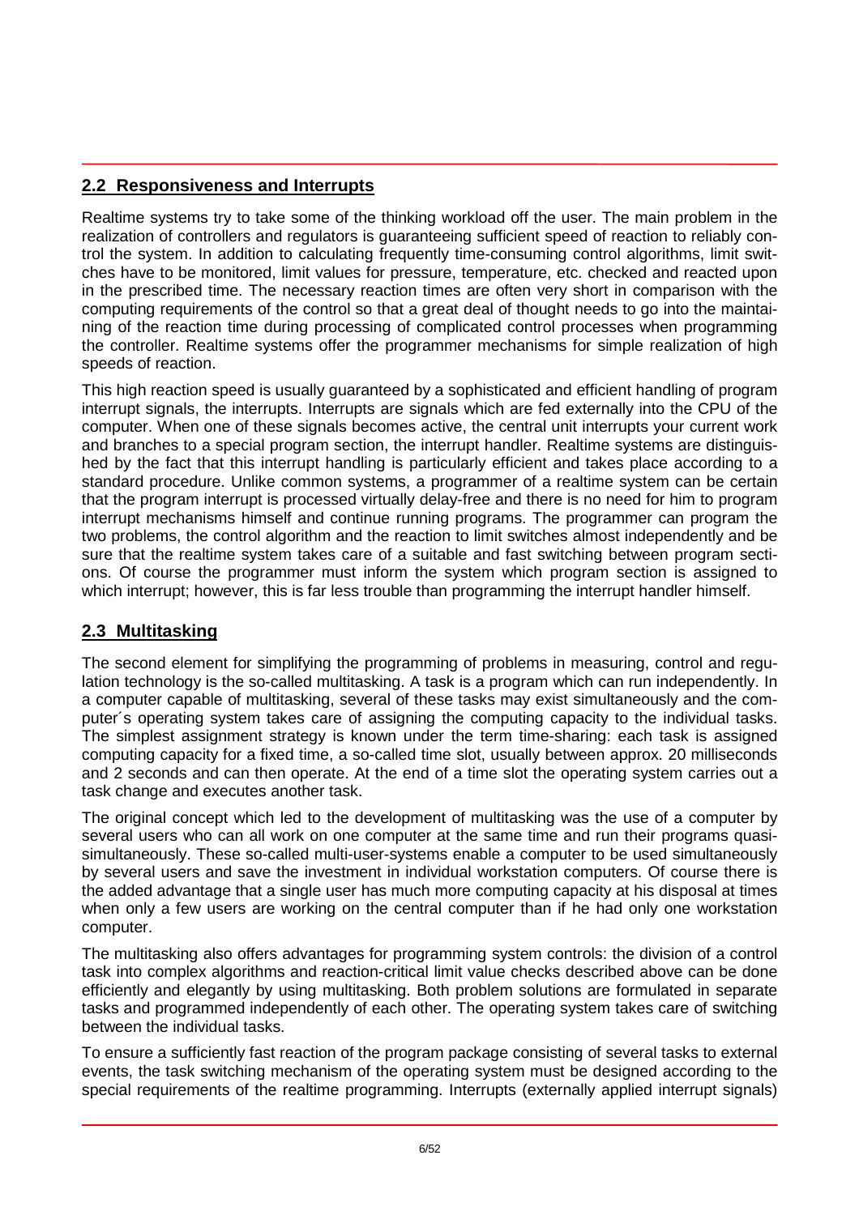## 2.2 Responsiveness and Interrupts

Realtime systems try to take some of the thinking workload off the user. The main problem in the realization of controllers and regulators is guaranteeing sufficient speed of reaction to reliably control the system. In addition to calculating frequently time-consuming control algorithms, limit switches have to be monitored, limit values for pressure, temperature, etc. checked and reacted upon in the prescribed time. The necessary reaction times are often very short in comparison with the computing requirements of the control so that a great deal of thought needs to go into the maintaining of the reaction time during processing of complicated control processes when programming the controller. Realtime systems offer the programmer mechanisms for simple realization of high speeds of reaction.

This high reaction speed is usually guaranteed by a sophisticated and efficient handling of program interrupt signals, the interrupts. Interrupts are signals which are fed externally into the CPU of the computer. When one of these signals becomes active, the central unit interrupts your current work and branches to a special program section, the interrupt handler. Realtime systems are distinguished by the fact that this interrupt handling is particularly efficient and takes place according to a standard procedure. Unlike common systems, a programmer of a realtime system can be certain that the program interrupt is processed virtually delay-free and there is no need for him to program interrupt mechanisms himself and continue running programs. The programmer can program the two problems, the control algorithm and the reaction to limit switches almost independently and be sure that the realtime system takes care of a suitable and fast switching between program sections. Of course the programmer must inform the system which program section is assigned to which interrupt; however, this is far less trouble than programming the interrupt handler himself.

## 2.3 Multitasking

The second element for simplifying the programming of problems in measuring, control and regulation technology is the so-called multitasking. A task is a program which can run independently. In a computer capable of multitasking, several of these tasks may exist simultaneously and the computer´s operating system takes care of assigning the computing capacity to the individual tasks. The simplest assignment strategy is known under the term time-sharing: each task is assigned computing capacity for a fixed time, a so-called time slot, usually between approx. 20 milliseconds and 2 seconds and can then operate. At the end of a time slot the operating system carries out a task change and executes another task.

The original concept which led to the development of multitasking was the use of a computer by several users who can all work on one computer at the same time and run their programs quasi-simultaneously. These so-called multi-user-systems enable a computer to be used simultaneously by several users and save the investment in individual workstation computers. Of course there is the added advantage that a single user has much more computing capacity at his disposal at times when only a few users are working on the central computer than if he had only one workstation computer.

The multitasking also offers advantages for programming system controls: the division of a control task into complex algorithms and reaction-critical limit value checks described above can be done efficiently and elegantly by using multitasking. Both problem solutions are formulated in separate tasks and programmed independently of each other. The operating system takes care of switching between the individual tasks.

To ensure a sufficiently fast reaction of the program package consisting of several tasks to external events, the task switching mechanism of the operating system must be designed according to the special requirements of the realtime programming. Interrupts (externally applied interrupt signals)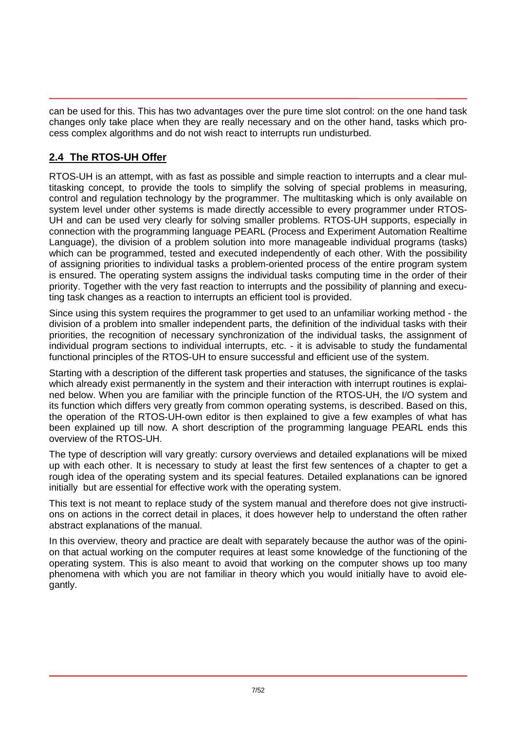can be used for this. This has two advantages over the pure time slot control: on the one hand task changes only take place when they are really necessary and on the other hand, tasks which process complex algorithms and do not wish react to interrupts run undisturbed.

## 2.4 The RTOS-UH Offer

RTOS-UH is an attempt, with as fast as possible and simple reaction to interrupts and a clear multitasking concept, to provide the tools to simplify the solving of special problems in measuring, control and regulation technology by the programmer. The multitasking which is only available on system level under other systems is made directly accessible to every programmer under RTOS-UH and can be used very clearly for solving smaller problems. RTOS-UH supports, especially in connection with the programming language PEARL (Process and Experiment Automation Realtime Language), the division of a problem solution into more manageable individual programs (tasks) which can be programmed, tested and executed independently of each other. With the possibility of assigning priorities to individual tasks a problem-oriented process of the entire program system is ensured. The operating system assigns the individual tasks computing time in the order of their priority. Together with the very fast reaction to interrupts and the possibility of planning and executing task changes as a reaction to interrupts an efficient tool is provided.

Since using this system requires the programmer to get used to an unfamiliar working method - the division of a problem into smaller independent parts, the definition of the individual tasks with their priorities, the recognition of necessary synchronization of the individual tasks, the assignment of individual program sections to individual interrupts, etc. - it is advisable to study the fundamental functional principles of the RTOS-UH to ensure successful and efficient use of the system.

Starting with a description of the different task properties and statuses, the significance of the tasks which already exist permanently in the system and their interaction with interrupt routines is explained below. When you are familiar with the principle function of the RTOS-UH, the I/O system and its function which differs very greatly from common operating systems, is described. Based on this, the operation of the RTOS-UH-own editor is then explained to give a few examples of what has been explained up till now. A short description of the programming language PEARL ends this overview of the RTOS-UH.

The type of description will vary greatly: cursory overviews and detailed explanations will be mixed up with each other. It is necessary to study at least the first few sentences of a chapter to get a rough idea of the operating system and its special features. Detailed explanations can be ignored initially but are essential for effective work with the operating system.

This text is not meant to replace study of the system manual and therefore does not give instructions on actions in the correct detail in places, it does however help to understand the often rather abstract explanations of the manual.

In this overview, theory and practice are dealt with separately because the author was of the opinion that actual working on the computer requires at least some knowledge of the functioning of the operating system. This is also meant to avoid that working on the computer shows up too many phenomena with which you are not familiar in theory which you would initially have to avoid elegantly.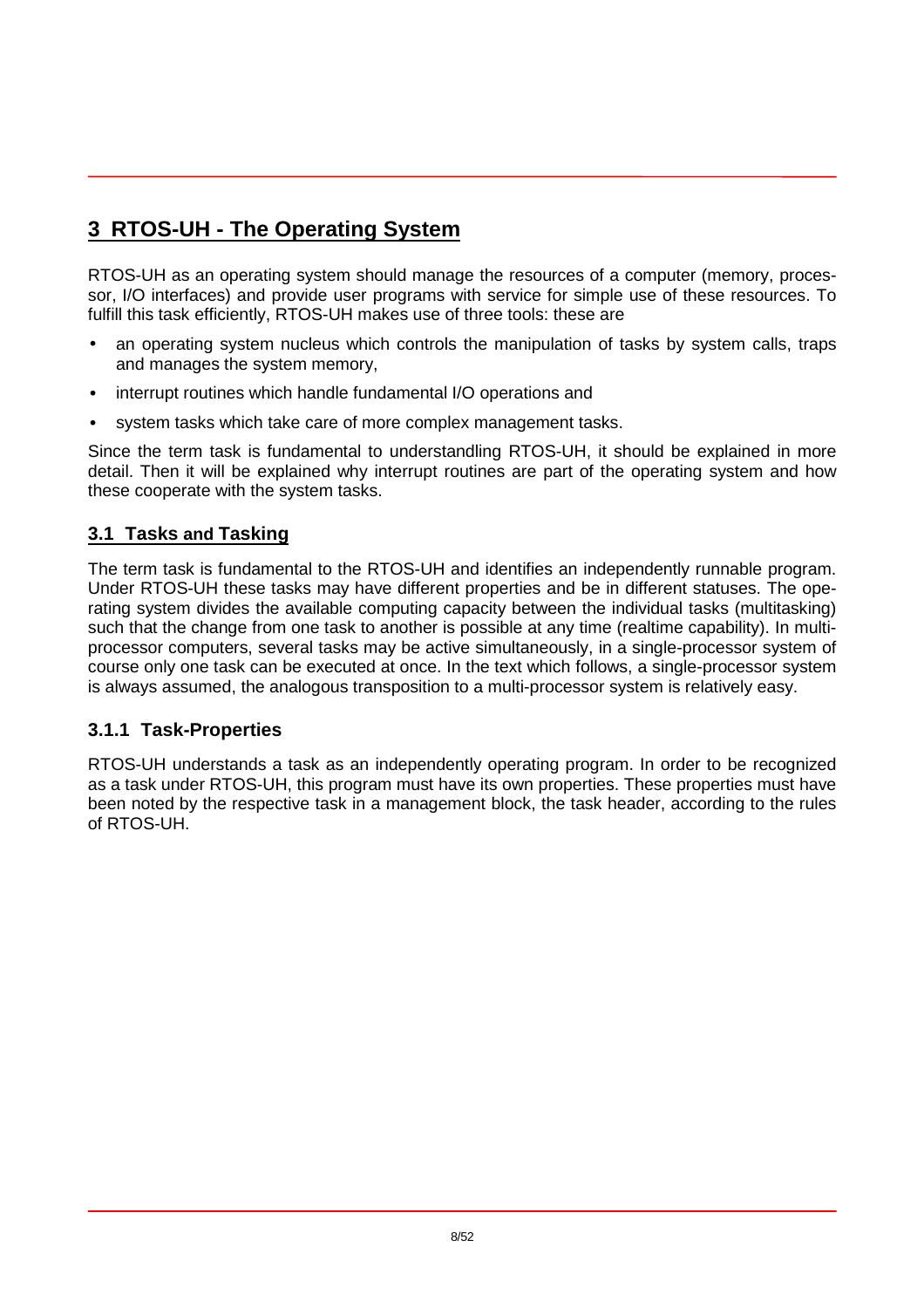# 3 RTOS-UH - The Operating System

RTOS-UH as an operating system should manage the resources of a computer (memory, processor, I/O interfaces) and provide user programs with service for simple use of these resources. To fulfill this task efficiently, RTOS-UH makes use of three tools: these are

- an operating system nucleus which controls the manipulation of tasks by system calls, traps and manages the system memory,
- interrupt routines which handle fundamental I/O operations and
- system tasks which take care of more complex management tasks.

Since the term task is fundamental to understandling RTOS-UH, it should be explained in more detail. Then it will be explained why interrupt routines are part of the operating system and how these cooperate with the system tasks.

## 3.1 Tasks and Tasking

The term task is fundamental to the RTOS-UH and identifies an independently runnable program. Under RTOS-UH these tasks may have different properties and be in different statuses. The operating system divides the available computing capacity between the individual tasks (multitasking) such that the change from one task to another is possible at any time (realtime capability). In multi-processor computers, several tasks may be active simultaneously, in a single-processor system of course only one task can be executed at once. In the text which follows, a single-processor system is always assumed, the analogous transposition to a multi-processor system is relatively easy.

### 3.1.1 Task-Properties

RTOS-UH understands a task as an independently operating program. In order to be recognized as a task under RTOS-UH, this program must have its own properties. These properties must have been noted by the respective task in a management block, the task header, according to the rules of RTOS-UH.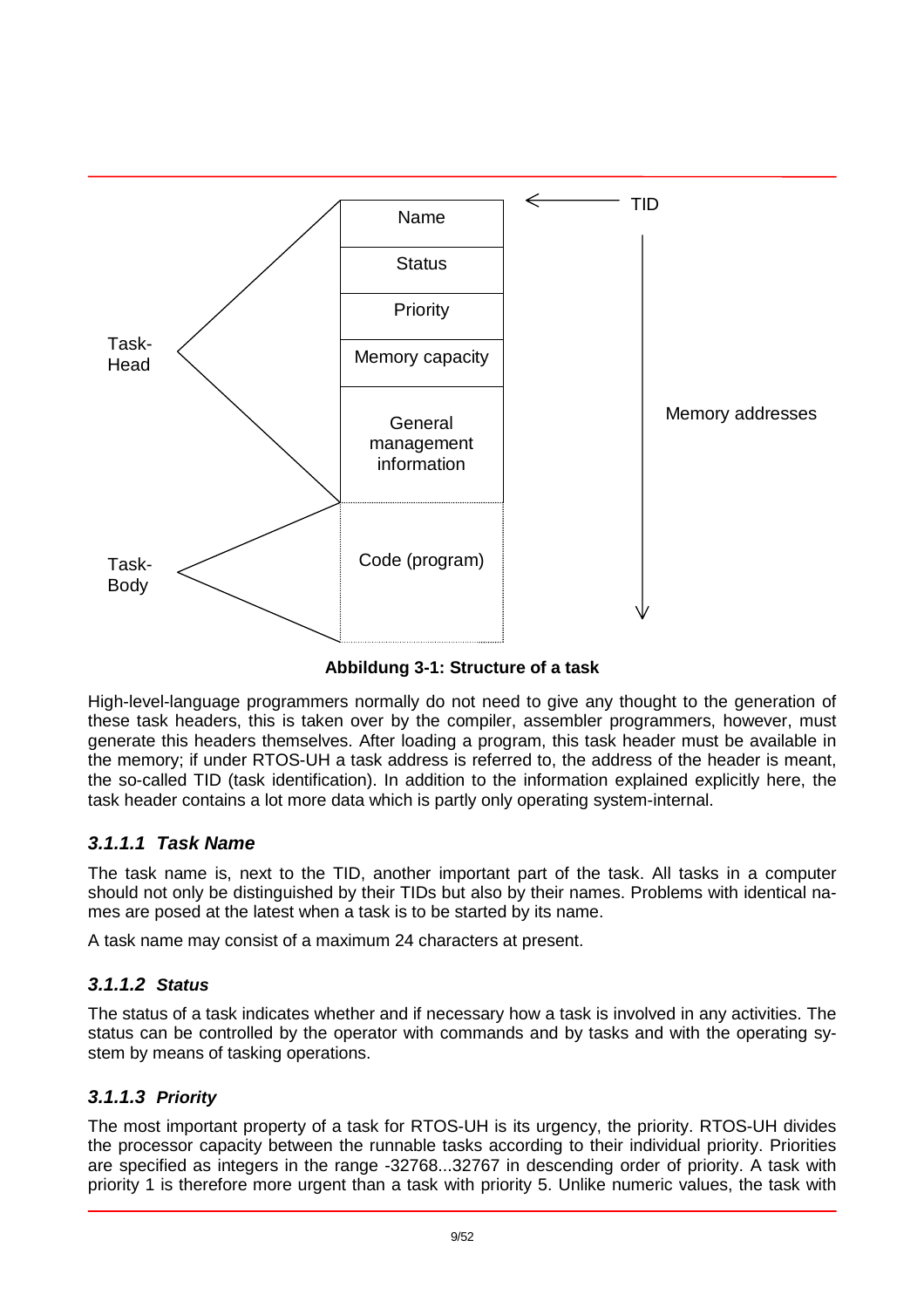**Abbildung 3-1: Structure of a task**

High-level-language programmers normally do not need to give any thought to the generation of these task headers, this is taken over by the compiler, assembler programmers, however, must generate this headers themselves. After loading a program, this task header must be available in the memory; if under RTOS-UH a task address is referred to, the address of the header is meant, the so-called TID (task identification). In addition to the information explained explicitly here, the task header contains a lot more data which is partly only operating system-internal.

#### *3.1.1.1 Task Name*

The task name is, next to the TID, another important part of the task. All tasks in a computer should not only be distinguished by their TIDs but also by their names. Problems with identical names are posed at the latest when a task is to be started by its name.

A task name may consist of a maximum 24 characters at present.

#### *3.1.1.2 Status*

The status of a task indicates whether and if necessary how a task is involved in any activities. The status can be controlled by the operator with commands and by tasks and with the operating system by means of tasking operations.

#### *3.1.1.3 Priority*

The most important property of a task for RTOS-UH is its urgency, the priority. RTOS-UH divides the processor capacity between the runnable tasks according to their individual priority. Priorities are specified as integers in the range -32768...32767 in descending order of priority. A task with priority 1 is therefore more urgent than a task with priority 5. Unlike numeric values, the task with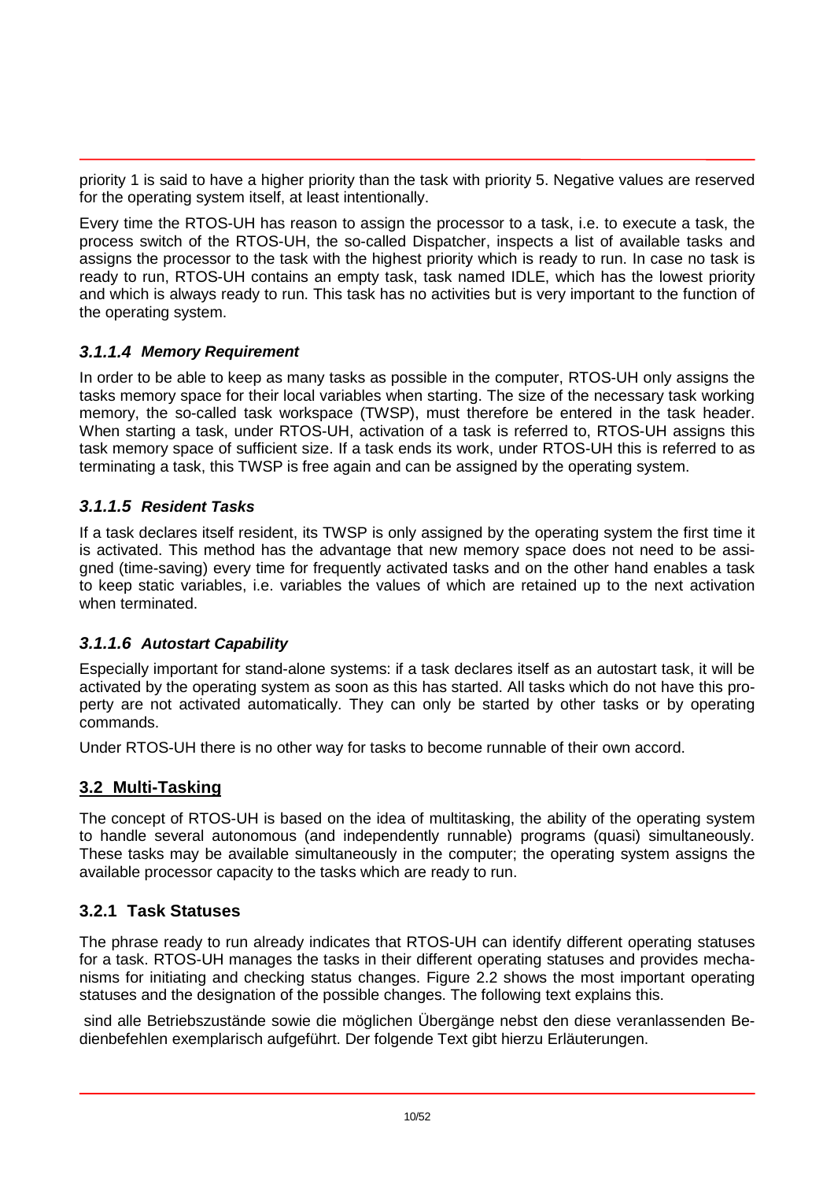priority 1 is said to have a higher priority than the task with priority 5. Negative values are reserved for the operating system itself, at least intentionally.

Every time the RTOS-UH has reason to assign the processor to a task, i.e. to execute a task, the process switch of the RTOS-UH, the so-called Dispatcher, inspects a list of available tasks and assigns the processor to the task with the highest priority which is ready to run. In case no task is ready to run, RTOS-UH contains an empty task, task named IDLE, which has the lowest priority and which is always ready to run. This task has no activities but is very important to the function of the operating system.

#### *3.1.1.4 Memory Requirement*

In order to be able to keep as many tasks as possible in the computer, RTOS-UH only assigns the tasks memory space for their local variables when starting. The size of the necessary task working memory, the so-called task workspace (TWSP), must therefore be entered in the task header. When starting a task, under RTOS-UH, activation of a task is referred to, RTOS-UH assigns this task memory space of sufficient size. If a task ends its work, under RTOS-UH this is referred to as terminating a task, this TWSP is free again and can be assigned by the operating system.

#### *3.1.1.5 Resident Tasks*

If a task declares itself resident, its TWSP is only assigned by the operating system the first time it is activated. This method has the advantage that new memory space does not need to be assigned (time-saving) every time for frequently activated tasks and on the other hand enables a task to keep static variables, i.e. variables the values of which are retained up to the next activation when terminated.

#### *3.1.1.6 Autostart Capability*

Especially important for stand-alone systems: if a task declares itself as an autostart task, it will be activated by the operating system as soon as this has started. All tasks which do not have this property are not activated automatically. They can only be started by other tasks or by operating commands.

Under RTOS-UH there is no other way for tasks to become runnable of their own accord.

## 3.2 Multi-Tasking

The concept of RTOS-UH is based on the idea of multitasking, the ability of the operating system to handle several autonomous (and independently runnable) programs (quasi) simultaneously. These tasks may be available simultaneously in the computer; the operating system assigns the available processor capacity to the tasks which are ready to run.

### 3.2.1 Task Statuses

The phrase ready to run already indicates that RTOS-UH can identify different operating statuses for a task. RTOS-UH manages the tasks in their different operating statuses and provides mechanisms for initiating and checking status changes. Figure 2.2 shows the most important operating statuses and the designation of the possible changes. The following text explains this.

sind alle Betriebszustände sowie die möglichen Übergänge nebst den diese veranlassenden Bedienbefehlen exemplarisch aufgeführt. Der folgende Text gibt hierzu Erläuterungen.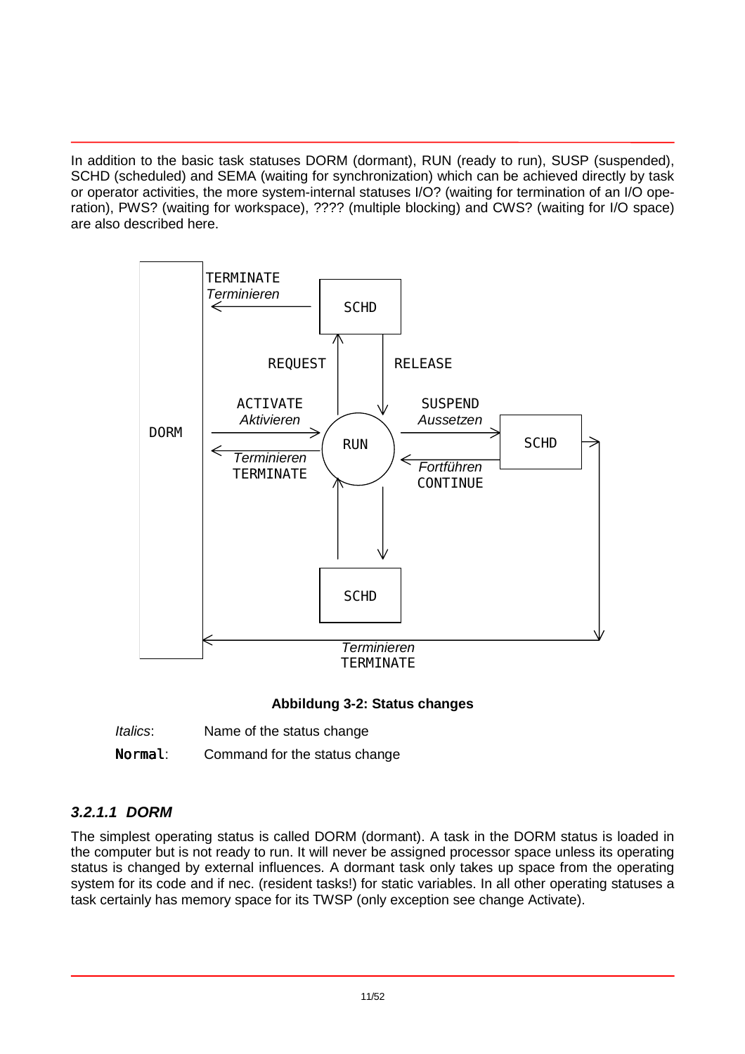In addition to the basic task statuses DORM (dormant), RUN (ready to run), SUSP (suspended), SCHD (scheduled) and SEMA (waiting for synchronization) which can be achieved directly by task or operator activities, the more system-internal statuses I/O? (waiting for termination of an I/O operation), PWS? (waiting for workspace), ???? (multiple blocking) and CWS? (waiting for I/O space) are also described here.

**Abbildung 3-2: Status changes**

*Italics*: Name of the status change

`Normal`: Command for the status change

### *3.2.1.1 DORM*

The simplest operating status is called DORM (dormant). A task in the DORM status is loaded in the computer but is not ready to run. It will never be assigned processor space unless its operating status is changed by external influences. A dormant task only takes up space from the operating system for its code and if nec. (resident tasks!) for static variables. In all other operating statuses a task certainly has memory space for its TWSP (only exception see change Activate).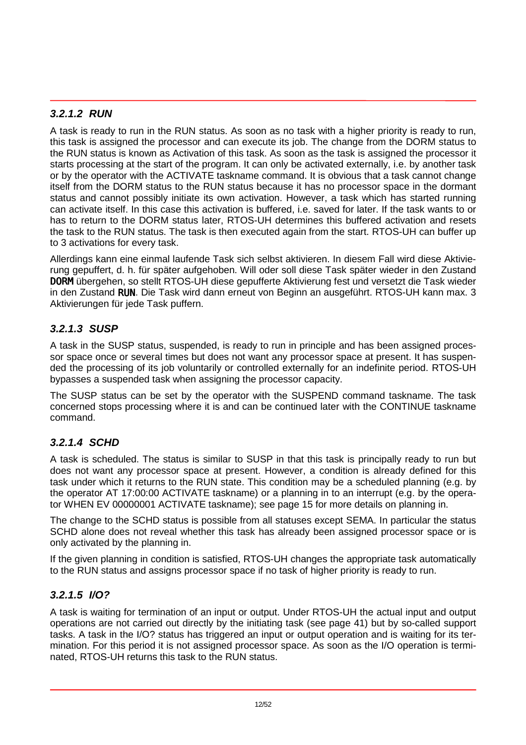### *3.2.1.2 RUN*

A task is ready to run in the RUN status. As soon as no task with a higher priority is ready to run, this task is assigned the processor and can execute its job. The change from the DORM status to the RUN status is known as Activation of this task. As soon as the task is assigned the processor it starts processing at the start of the program. It can only be activated externally, i.e. by another task or by the operator with the ACTIVATE taskname command. It is obvious that a task cannot change itself from the DORM status to the RUN status because it has no processor space in the dormant status and cannot possibly initiate its own activation. However, a task which has started running can activate itself. In this case this activation is buffered, i.e. saved for later. If the task wants to or has to return to the DORM status later, RTOS-UH determines this buffered activation and resets the task to the RUN status. The task is then executed again from the start. RTOS-UH can buffer up to 3 activations for every task.

Allerdings kann eine einmal laufende Task sich selbst aktivieren. In diesem Fall wird diese Aktivierung gepuffert, d. h. für später aufgehoben. Will oder soll diese Task später wieder in den Zustand **DORM** übergehen, so stellt RTOS-UH diese gepufferte Aktivierung fest und versetzt die Task wieder in den Zustand **RUN**. Die Task wird dann erneut von Beginn an ausgeführt. RTOS-UH kann max. 3 Aktivierungen für jede Task puffern.

### *3.2.1.3 SUSP*

A task in the SUSP status, suspended, is ready to run in principle and has been assigned processor space once or several times but does not want any processor space at present. It has suspended the processing of its job voluntarily or controlled externally for an indefinite period. RTOS-UH bypasses a suspended task when assigning the processor capacity.

The SUSP status can be set by the operator with the SUSPEND command taskname. The task concerned stops processing where it is and can be continued later with the CONTINUE taskname command.

### *3.2.1.4 SCHD*

A task is scheduled. The status is similar to SUSP in that this task is principally ready to run but does not want any processor space at present. However, a condition is already defined for this task under which it returns to the RUN state. This condition may be a scheduled planning (e.g. by the operator AT 17:00:00 ACTIVATE taskname) or a planning in to an interrupt (e.g. by the operator WHEN EV 00000001 ACTIVATE taskname); see page 15 for more details on planning in.

The change to the SCHD status is possible from all statuses except SEMA. In particular the status SCHD alone does not reveal whether this task has already been assigned processor space or is only activated by the planning in.

If the given planning in condition is satisfied, RTOS-UH changes the appropriate task automatically to the RUN status and assigns processor space if no task of higher priority is ready to run.

### *3.2.1.5 I/O?*

A task is waiting for termination of an input or output. Under RTOS-UH the actual input and output operations are not carried out directly by the initiating task (see page 41) but by so-called support tasks. A task in the I/O? status has triggered an input or output operation and is waiting for its termination. For this period it is not assigned processor space. As soon as the I/O operation is terminated, RTOS-UH returns this task to the RUN status.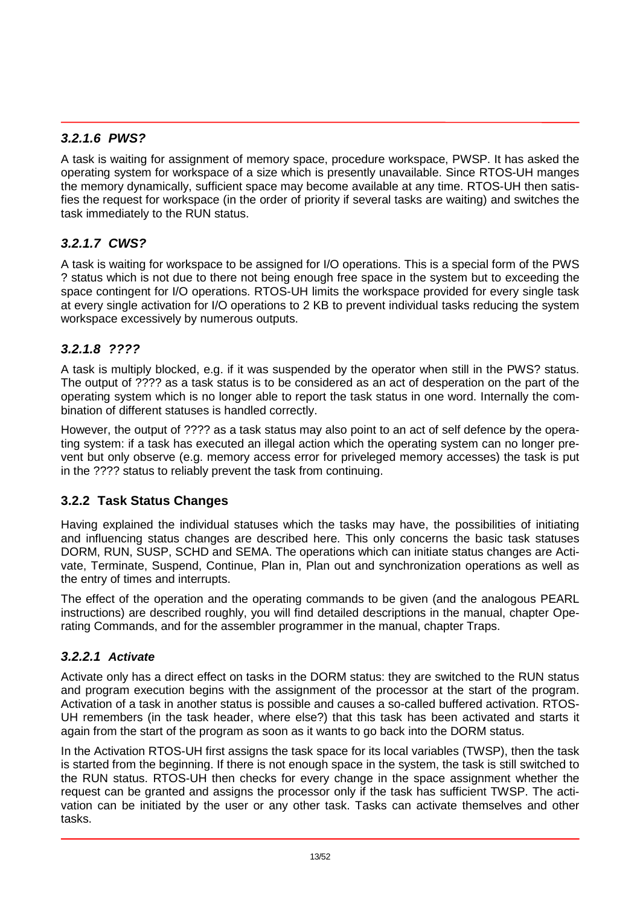#### *3.2.1.6 PWS?*

A task is waiting for assignment of memory space, procedure workspace, PWSP. It has asked the operating system for workspace of a size which is presently unavailable. Since RTOS-UH manges the memory dynamically, sufficient space may become available at any time. RTOS-UH then satisfies the request for workspace (in the order of priority if several tasks are waiting) and switches the task immediately to the RUN status.

#### *3.2.1.7 CWS?*

A task is waiting for workspace to be assigned for I/O operations. This is a special form of the PWS ? status which is not due to there not being enough free space in the system but to exceeding the space contingent for I/O operations. RTOS-UH limits the workspace provided for every single task at every single activation for I/O operations to 2 KB to prevent individual tasks reducing the system workspace excessively by numerous outputs.

#### *3.2.1.8 ????*

A task is multiply blocked, e.g. if it was suspended by the operator when still in the PWS? status. The output of ???? as a task status is to be considered as an act of desperation on the part of the operating system which is no longer able to report the task status in one word. Internally the combination of different statuses is handled correctly.

However, the output of ???? as a task status may also point to an act of self defence by the operating system: if a task has executed an illegal action which the operating system can no longer prevent but only observe (e.g. memory access error for priveleged memory accesses) the task is put in the ???? status to reliably prevent the task from continuing.

### 3.2.2 Task Status Changes

Having explained the individual statuses which the tasks may have, the possibilities of initiating and influencing status changes are described here. This only concerns the basic task statuses DORM, RUN, SUSP, SCHD and SEMA. The operations which can initiate status changes are Activate, Terminate, Suspend, Continue, Plan in, Plan out and synchronization operations as well as the entry of times and interrupts.

The effect of the operation and the operating commands to be given (and the analogous PEARL instructions) are described roughly, you will find detailed descriptions in the manual, chapter Operating Commands, and for the assembler programmer in the manual, chapter Traps.

#### *3.2.2.1 Activate*

Activate only has a direct effect on tasks in the DORM status: they are switched to the RUN status and program execution begins with the assignment of the processor at the start of the program. Activation of a task in another status is possible and causes a so-called buffered activation. RTOS-UH remembers (in the task header, where else?) that this task has been activated and starts it again from the start of the program as soon as it wants to go back into the DORM status.

In the Activation RTOS-UH first assigns the task space for its local variables (TWSP), then the task is started from the beginning. If there is not enough space in the system, the task is still switched to the RUN status. RTOS-UH then checks for every change in the space assignment whether the request can be granted and assigns the processor only if the task has sufficient TWSP. The activation can be initiated by the user or any other task. Tasks can activate themselves and other tasks.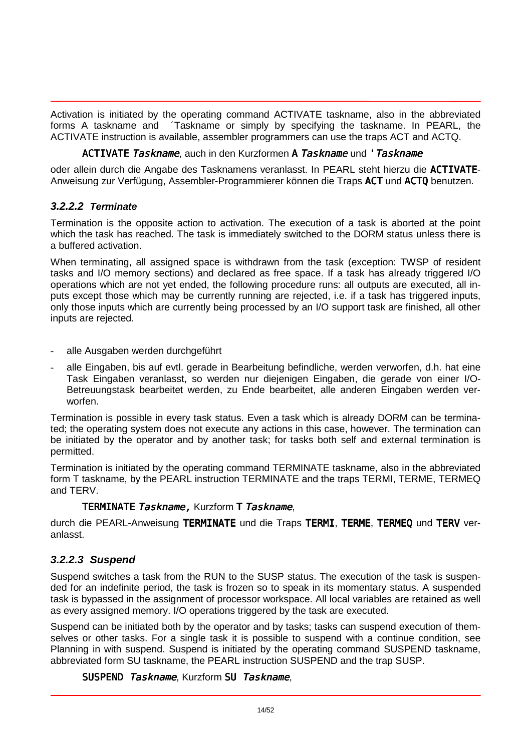Activation is initiated by the operating command ACTIVATE taskname, also in the abbreviated forms A taskname and ´Taskname or simply by specifying the taskname. In PEARL, the ACTIVATE instruction is available, assembler programmers can use the traps ACT and ACTQ.

**ACTIVATE** *Taskname*, auch in den Kurzformen **A** *Taskname* und **'** *Taskname*

oder allein durch die Angabe des Tasknamens veranlasst. In PEARL steht hierzu die **ACTIVATE**-Anweisung zur Verfügung, Assembler-Programmierer können die Traps **ACT** und **ACTQ** benutzen.

#### *3.2.2.2 Terminate*

Termination is the opposite action to activation. The execution of a task is aborted at the point which the task has reached. The task is immediately switched to the DORM status unless there is a buffered activation.

When terminating, all assigned space is withdrawn from the task (exception: TWSP of resident tasks and I/O memory sections) and declared as free space. If a task has already triggered I/O operations which are not yet ended, the following procedure runs: all outputs are executed, all inputs except those which may be currently running are rejected, i.e. if a task has triggered inputs, only those inputs which are currently being processed by an I/O support task are finished, all other inputs are rejected.

- alle Ausgaben werden durchgeführt
- alle Eingaben, bis auf evtl. gerade in Bearbeitung befindliche, werden verworfen, d.h. hat eine Task Eingaben veranlasst, so werden nur diejenigen Eingaben, die gerade von einer I/O-Betreuungstask bearbeitet werden, zu Ende bearbeitet, alle anderen Eingaben werden verworfen.

Termination is possible in every task status. Even a task which is already DORM can be terminated; the operating system does not execute any actions in this case, however. The termination can be initiated by the operator and by another task; for tasks both self and external termination is permitted.

Termination is initiated by the operating command TERMINATE taskname, also in the abbreviated form T taskname, by the PEARL instruction TERMINATE and the traps TERMI, TERME, TERMEQ and TERV.

**TERMINATE** *Taskname***,** Kurzform **T** *Taskname*,

durch die PEARL-Anweisung **TERMINATE** und die Traps **TERMI**, **TERME**, **TERMEQ** und **TERV** veranlasst.

### *3.2.2.3 Suspend*

Suspend switches a task from the RUN to the SUSP status. The execution of the task is suspended for an indefinite period, the task is frozen so to speak in its momentary status. A suspended task is bypassed in the assignment of processor workspace. All local variables are retained as well as every assigned memory. I/O operations triggered by the task are executed.

Suspend can be initiated both by the operator and by tasks; tasks can suspend execution of themselves or other tasks. For a single task it is possible to suspend with a continue condition, see Planning in with suspend. Suspend is initiated by the operating command SUSPEND taskname, abbreviated form SU taskname, the PEARL instruction SUSPEND and the trap SUSP.

**SUSPEND** *Taskname*, Kurzform **SU** *Taskname*,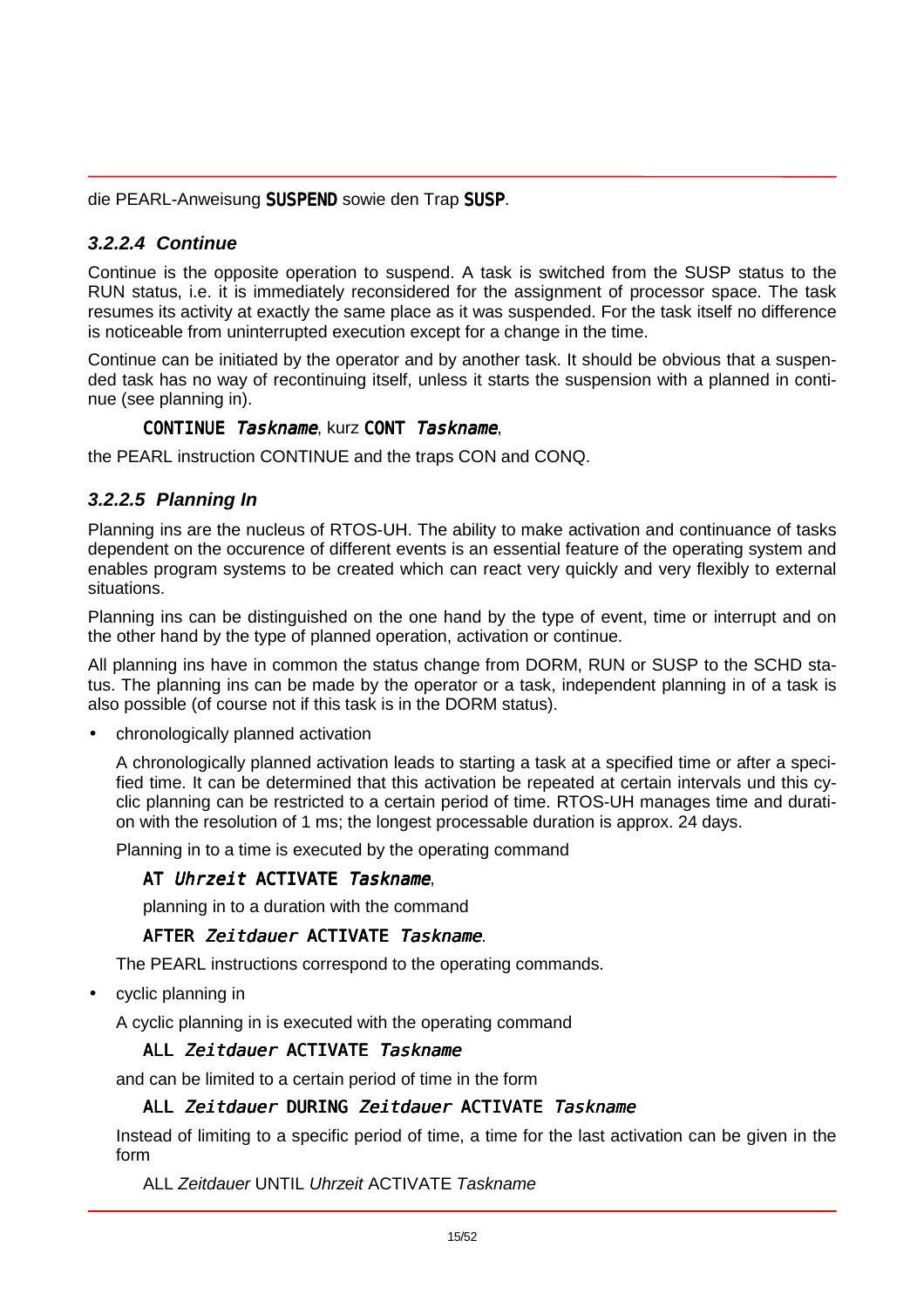die PEARL-Anweisung **SUSPEND** sowie den Trap **SUSP**.

#### *3.2.2.4 Continue*

Continue is the opposite operation to suspend. A task is switched from the SUSP status to the RUN status, i.e. it is immediately reconsidered for the assignment of processor space. The task resumes its activity at exactly the same place as it was suspended. For the task itself no difference is noticeable from uninterrupted execution except for a change in the time.

Continue can be initiated by the operator and by another task. It should be obvious that a suspended task has no way of recontinuing itself, unless it starts the suspension with a planned in continue (see planning in).

> **CONTINUE** *Taskname*, kurz **CONT** *Taskname*,

the PEARL instruction CONTINUE and the traps CON and CONQ.

#### *3.2.2.5 Planning In*

Planning ins are the nucleus of RTOS-UH. The ability to make activation and continuance of tasks dependent on the occurence of different events is an essential feature of the operating system and enables program systems to be created which can react very quickly and very flexibly to external situations.

Planning ins can be distinguished on the one hand by the type of event, time or interrupt and on the other hand by the type of planned operation, activation or continue.

All planning ins have in common the status change from DORM, RUN or SUSP to the SCHD status. The planning ins can be made by the operator or a task, independent planning in of a task is also possible (of course not if this task is in the DORM status).

- chronologically planned activation

  A chronologically planned activation leads to starting a task at a specified time or after a specified time. It can be determined that this activation be repeated at certain intervals und this cyclic planning can be restricted to a certain period of time. RTOS-UH manages time and duration with the resolution of 1 ms; the longest processable duration is approx. 24 days.

  Planning in to a time is executed by the operating command

  > **AT** *Uhrzeit* **ACTIVATE** *Taskname*,

  planning in to a duration with the command

  > **AFTER** *Zeitdauer* **ACTIVATE** *Taskname*.

  The PEARL instructions correspond to the operating commands.

- cyclic planning in

  A cyclic planning in is executed with the operating command

  > **ALL** *Zeitdauer* **ACTIVATE** *Taskname*

  and can be limited to a certain period of time in the form

  > **ALL** *Zeitdauer* **DURING** *Zeitdauer* **ACTIVATE** *Taskname*

  Instead of limiting to a specific period of time, a time for the last activation can be given in the form

  > ALL *Zeitdauer* UNTIL *Uhrzeit* ACTIVATE *Taskname*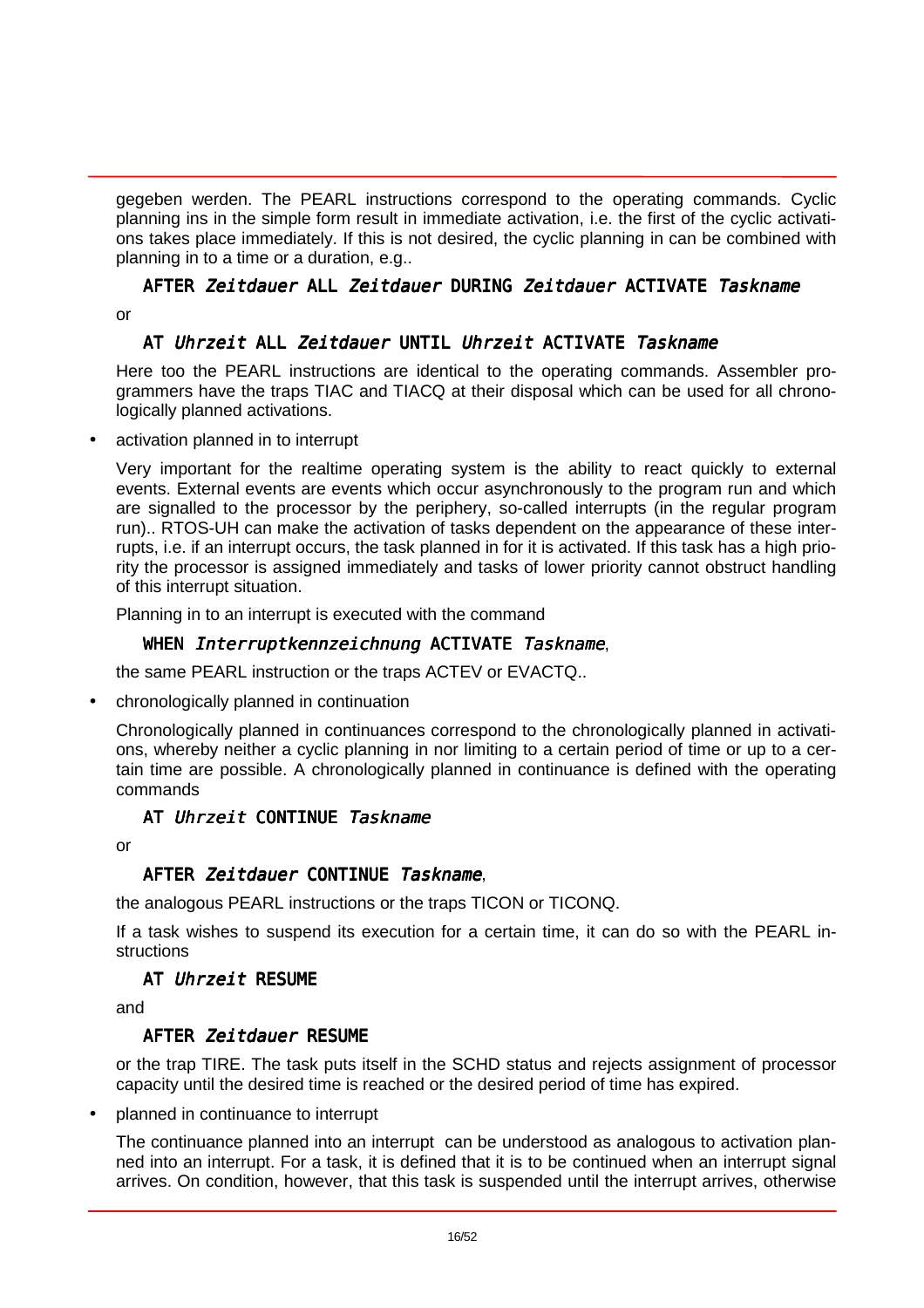gegeben werden. The PEARL instructions correspond to the operating commands. Cyclic planning ins in the simple form result in immediate activation, i.e. the first of the cyclic activations takes place immediately. If this is not desired, the cyclic planning in can be combined with planning in to a time or a duration, e.g..

**AFTER** *Zeitdauer* **ALL** *Zeitdauer* **DURING** *Zeitdauer* **ACTIVATE** *Taskname*

or

**AT** *Uhrzeit* **ALL** *Zeitdauer* **UNTIL** *Uhrzeit* **ACTIVATE** *Taskname*

Here too the PEARL instructions are identical to the operating commands. Assembler programmers have the traps TIAC and TIACQ at their disposal which can be used for all chronologically planned activations.

- activation planned in to interrupt

  Very important for the realtime operating system is the ability to react quickly to external events. External events are events which occur asynchronously to the program run and which are signalled to the processor by the periphery, so-called interrupts (in the regular program run).. RTOS-UH can make the activation of tasks dependent on the appearance of these interrupts, i.e. if an interrupt occurs, the task planned in for it is activated. If this task has a high priority the processor is assigned immediately and tasks of lower priority cannot obstruct handling of this interrupt situation.

  Planning in to an interrupt is executed with the command

  **WHEN** *Interruptkennzeichnung* **ACTIVATE** *Taskname*,

  the same PEARL instruction or the traps ACTEV or EVACTQ..

- chronologically planned in continuation

  Chronologically planned in continuances correspond to the chronologically planned in activations, whereby neither a cyclic planning in nor limiting to a certain period of time or up to a certain time are possible. A chronologically planned in continuance is defined with the operating commands

  **AT** *Uhrzeit* **CONTINUE** *Taskname*

  or

  **AFTER** *Zeitdauer* **CONTINUE** *Taskname*,

  the analogous PEARL instructions or the traps TICON or TICONQ.

  If a task wishes to suspend its execution for a certain time, it can do so with the PEARL instructions

  **AT** *Uhrzeit* **RESUME**

  and

  **AFTER** *Zeitdauer* **RESUME**

  or the trap TIRE. The task puts itself in the SCHD status and rejects assignment of processor capacity until the desired time is reached or the desired period of time has expired.

- planned in continuance to interrupt

  The continuance planned into an interrupt can be understood as analogous to activation planned into an interrupt. For a task, it is defined that it is to be continued when an interrupt signal arrives. On condition, however, that this task is suspended until the interrupt arrives, otherwise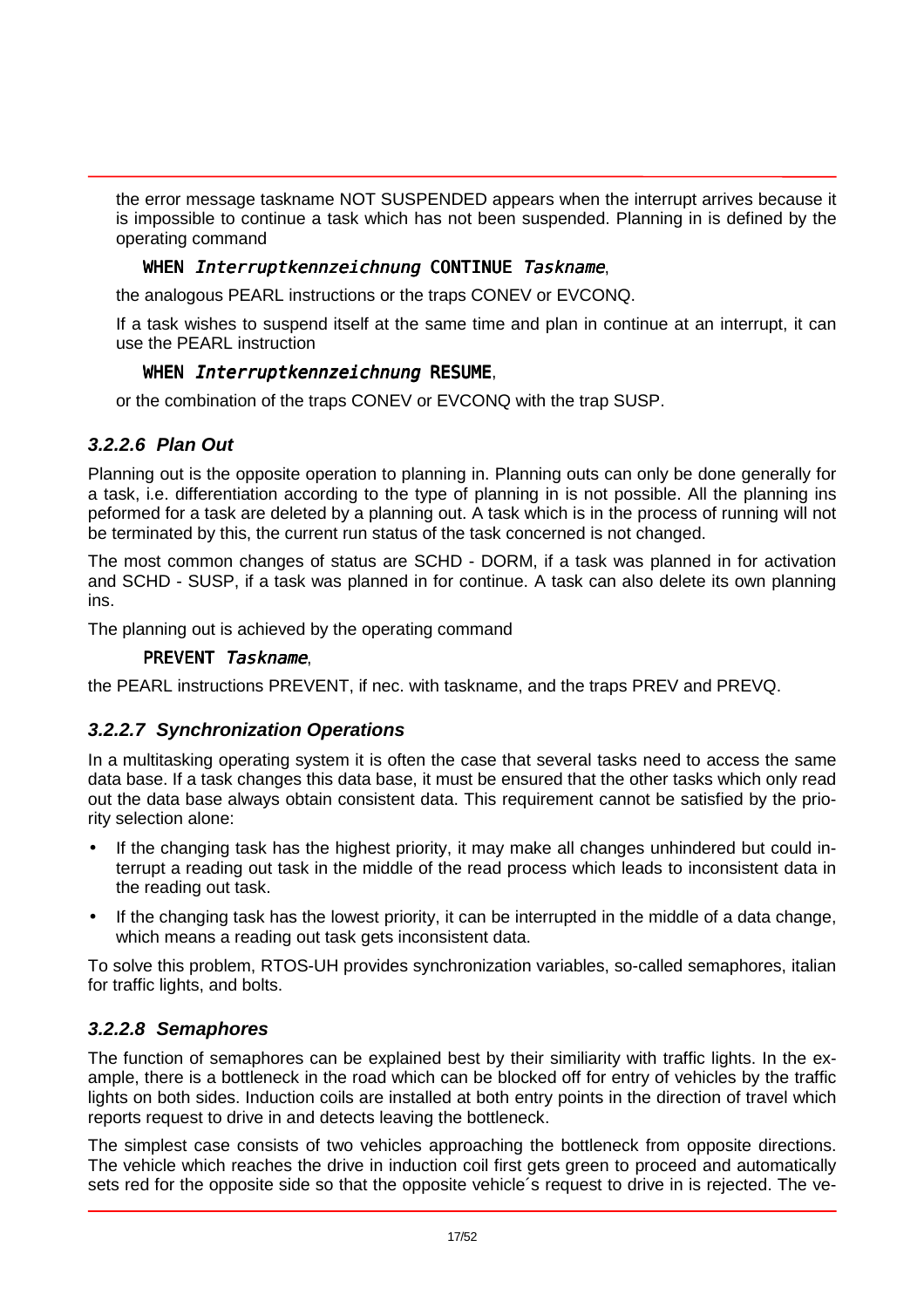the error message taskname NOT SUSPENDED appears when the interrupt arrives because it is impossible to continue a task which has not been suspended. Planning in is defined by the operating command

**WHEN** *Interruptkennzeichnung* **CONTINUE** *Taskname*,

the analogous PEARL instructions or the traps CONEV or EVCONQ.

If a task wishes to suspend itself at the same time and plan in continue at an interrupt, it can use the PEARL instruction

**WHEN** *Interruptkennzeichnung* **RESUME**,

or the combination of the traps CONEV or EVCONQ with the trap SUSP.

### *3.2.2.6 Plan Out*

Planning out is the opposite operation to planning in. Planning outs can only be done generally for a task, i.e. differentiation according to the type of planning in is not possible. All the planning ins peformed for a task are deleted by a planning out. A task which is in the process of running will not be terminated by this, the current run status of the task concerned is not changed.

The most common changes of status are SCHD - DORM, if a task was planned in for activation and SCHD - SUSP, if a task was planned in for continue. A task can also delete its own planning ins.

The planning out is achieved by the operating command

**PREVENT** *Taskname*,

the PEARL instructions PREVENT, if nec. with taskname, and the traps PREV and PREVQ.

### *3.2.2.7 Synchronization Operations*

In a multitasking operating system it is often the case that several tasks need to access the same data base. If a task changes this data base, it must be ensured that the other tasks which only read out the data base always obtain consistent data. This requirement cannot be satisfied by the priority selection alone:

- If the changing task has the highest priority, it may make all changes unhindered but could interrupt a reading out task in the middle of the read process which leads to inconsistent data in the reading out task.
- If the changing task has the lowest priority, it can be interrupted in the middle of a data change, which means a reading out task gets inconsistent data.

To solve this problem, RTOS-UH provides synchronization variables, so-called semaphores, italian for traffic lights, and bolts.

### *3.2.2.8 Semaphores*

The function of semaphores can be explained best by their similiarity with traffic lights. In the example, there is a bottleneck in the road which can be blocked off for entry of vehicles by the traffic lights on both sides. Induction coils are installed at both entry points in the direction of travel which reports request to drive in and detects leaving the bottleneck.

The simplest case consists of two vehicles approaching the bottleneck from opposite directions. The vehicle which reaches the drive in induction coil first gets green to proceed and automatically sets red for the opposite side so that the opposite vehicle´s request to drive in is rejected. The ve-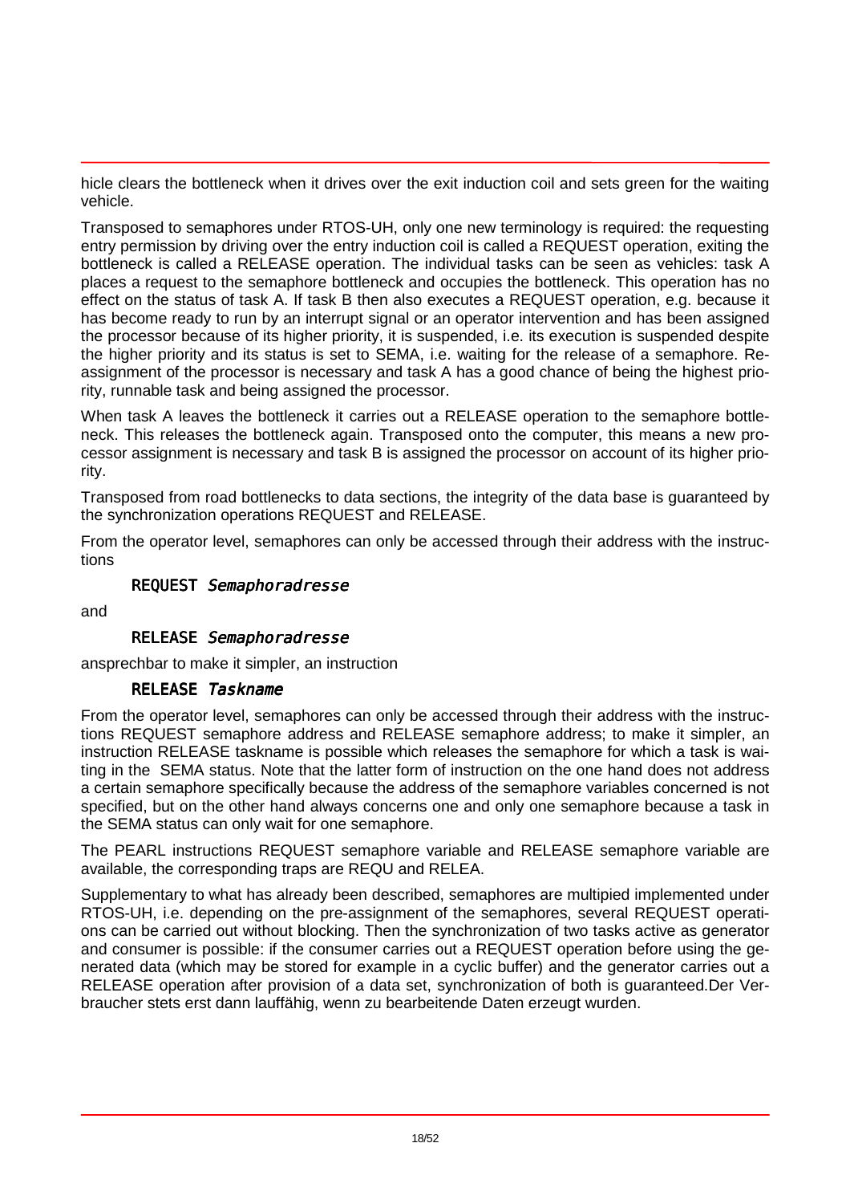hicle clears the bottleneck when it drives over the exit induction coil and sets green for the waiting vehicle.

Transposed to semaphores under RTOS-UH, only one new terminology is required: the requesting entry permission by driving over the entry induction coil is called a REQUEST operation, exiting the bottleneck is called a RELEASE operation. The individual tasks can be seen as vehicles: task A places a request to the semaphore bottleneck and occupies the bottleneck. This operation has no effect on the status of task A. If task B then also executes a REQUEST operation, e.g. because it has become ready to run by an interrupt signal or an operator intervention and has been assigned the processor because of its higher priority, it is suspended, i.e. its execution is suspended despite the higher priority and its status is set to SEMA, i.e. waiting for the release of a semaphore. Reassignment of the processor is necessary and task A has a good chance of being the highest priority, runnable task and being assigned the processor.

When task A leaves the bottleneck it carries out a RELEASE operation to the semaphore bottleneck. This releases the bottleneck again. Transposed onto the computer, this means a new processor assignment is necessary and task B is assigned the processor on account of its higher priority.

Transposed from road bottlenecks to data sections, the integrity of the data base is guaranteed by the synchronization operations REQUEST and RELEASE.

From the operator level, semaphores can only be accessed through their address with the instructions

REQUEST *Semaphoradresse*

and

RELEASE *Semaphoradresse*

ansprechbar to make it simpler, an instruction

RELEASE *Taskname*

From the operator level, semaphores can only be accessed through their address with the instructions REQUEST semaphore address and RELEASE semaphore address; to make it simpler, an instruction RELEASE taskname is possible which releases the semaphore for which a task is waiting in the SEMA status. Note that the latter form of instruction on the one hand does not address a certain semaphore specifically because the address of the semaphore variables concerned is not specified, but on the other hand always concerns one and only one semaphore because a task in the SEMA status can only wait for one semaphore.

The PEARL instructions REQUEST semaphore variable and RELEASE semaphore variable are available, the corresponding traps are REQU and RELEA.

Supplementary to what has already been described, semaphores are multipied implemented under RTOS-UH, i.e. depending on the pre-assignment of the semaphores, several REQUEST operations can be carried out without blocking. Then the synchronization of two tasks active as generator and consumer is possible: if the consumer carries out a REQUEST operation before using the generated data (which may be stored for example in a cyclic buffer) and the generator carries out a RELEASE operation after provision of a data set, synchronization of both is guaranteed.Der Verbraucher stets erst dann lauffähig, wenn zu bearbeitende Daten erzeugt wurden.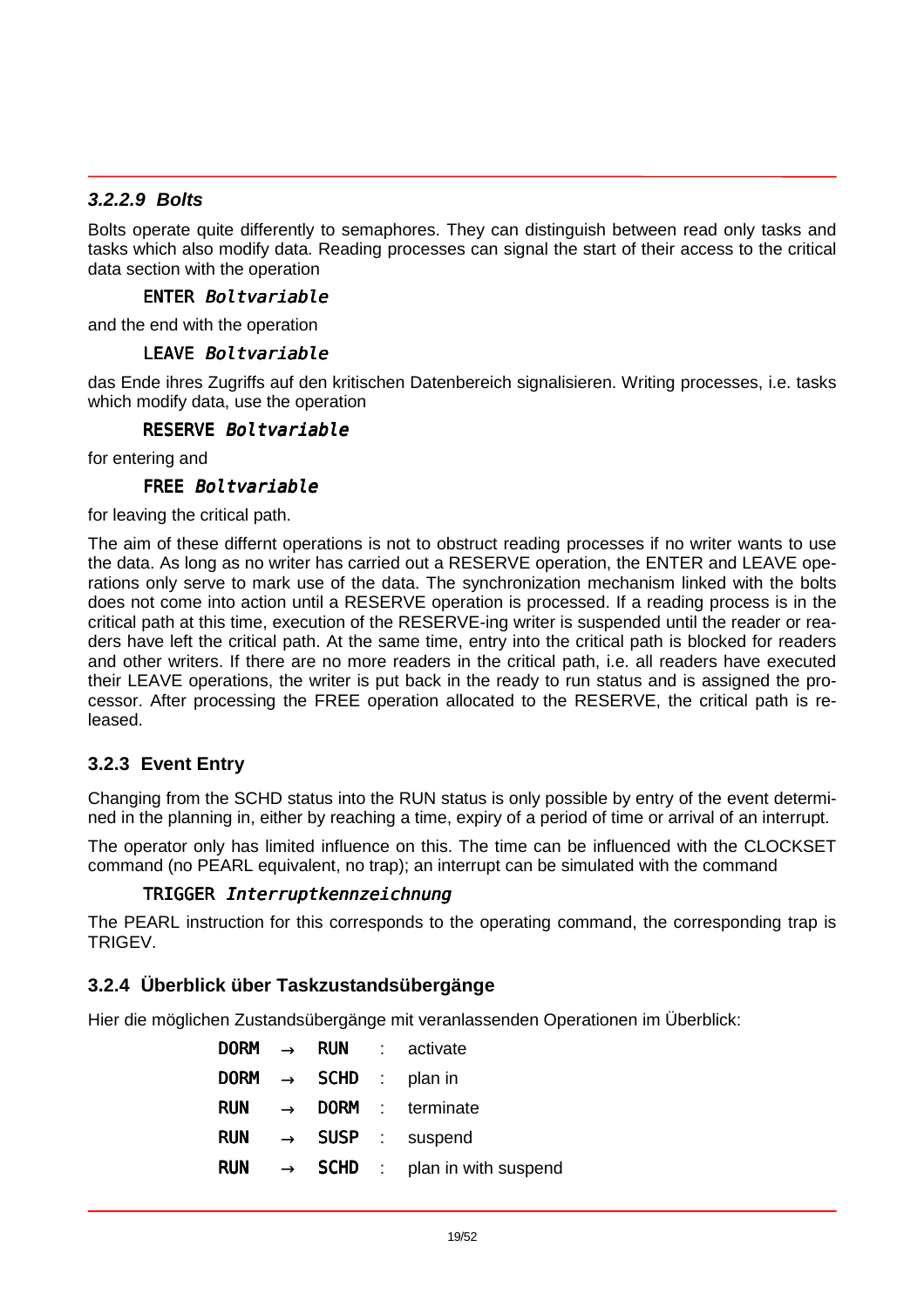#### 3.2.2.9 *Bolts*

Bolts operate quite differently to semaphores. They can distinguish between read only tasks and tasks which also modify data. Reading processes can signal the start of their access to the critical data section with the operation

ENTER *Boltvariable*

and the end with the operation

LEAVE *Boltvariable*

das Ende ihres Zugriffs auf den kritischen Datenbereich signalisieren. Writing processes, i.e. tasks which modify data, use the operation

RESERVE *Boltvariable*

for entering and

FREE *Boltvariable*

for leaving the critical path.

The aim of these differnt operations is not to obstruct reading processes if no writer wants to use the data. As long as no writer has carried out a RESERVE operation, the ENTER and LEAVE operations only serve to mark use of the data. The synchronization mechanism linked with the bolts does not come into action until a RESERVE operation is processed. If a reading process is in the critical path at this time, execution of the RESERVE-ing writer is suspended until the reader or readers have left the critical path. At the same time, entry into the critical path is blocked for readers and other writers. If there are no more readers in the critical path, i.e. all readers have executed their LEAVE operations, the writer is put back in the ready to run status and is assigned the processor. After processing the FREE operation allocated to the RESERVE, the critical path is released.

### 3.2.3 Event Entry

Changing from the SCHD status into the RUN status is only possible by entry of the event determined in the planning in, either by reaching a time, expiry of a period of time or arrival of an interrupt.

The operator only has limited influence on this. The time can be influenced with the CLOCKSET command (no PEARL equivalent, no trap); an interrupt can be simulated with the command

TRIGGER *Interruptkennzeichnung*

The PEARL instruction for this corresponds to the operating command, the corresponding trap is TRIGEV.

### 3.2.4 Überblick über Taskzustandsübergänge

Hier die möglichen Zustandsübergänge mit veranlassenden Operationen im Überblick:

| | | | | |
|---|---|---|---|---|
| DORM | → | RUN | : | activate |
| DORM | → | SCHD | : | plan in |
| RUN | → | DORM | : | terminate |
| RUN | → | SUSP | : | suspend |
| RUN | → | SCHD | : | plan in with suspend |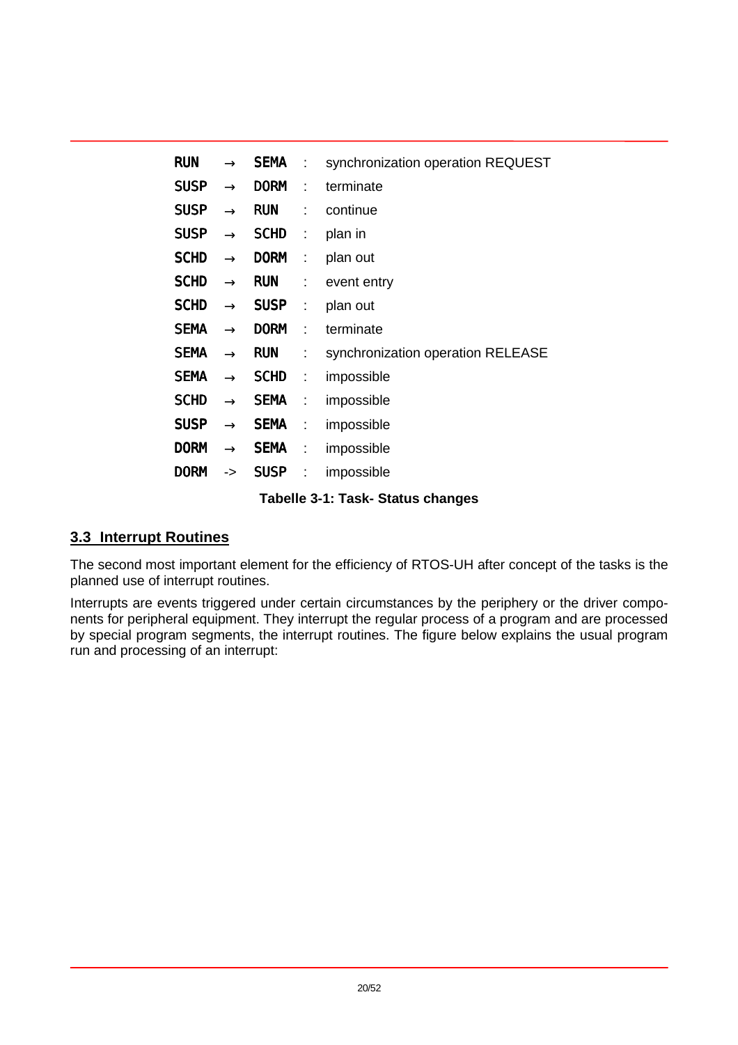| | | | | |
|---|---|---|---|---|
| RUN | → | SEMA | : | synchronization operation REQUEST |
| SUSP | → | DORM | : | terminate |
| SUSP | → | RUN | : | continue |
| SUSP | → | SCHD | : | plan in |
| SCHD | → | DORM | : | plan out |
| SCHD | → | RUN | : | event entry |
| SCHD | → | SUSP | : | plan out |
| SEMA | → | DORM | : | terminate |
| SEMA | → | RUN | : | synchronization operation RELEASE |
| SEMA | → | SCHD | : | impossible |
| SCHD | → | SEMA | : | impossible |
| SUSP | → | SEMA | : | impossible |
| DORM | → | SEMA | : | impossible |
| DORM | -> | SUSP | : | impossible |

**Tabelle 3-1: Task- Status changes**

## 3.3 Interrupt Routines

The second most important element for the efficiency of RTOS-UH after concept of the tasks is the planned use of interrupt routines.

Interrupts are events triggered under certain circumstances by the periphery or the driver components for peripheral equipment. They interrupt the regular process of a program and are processed by special program segments, the interrupt routines. The figure below explains the usual program run and processing of an interrupt: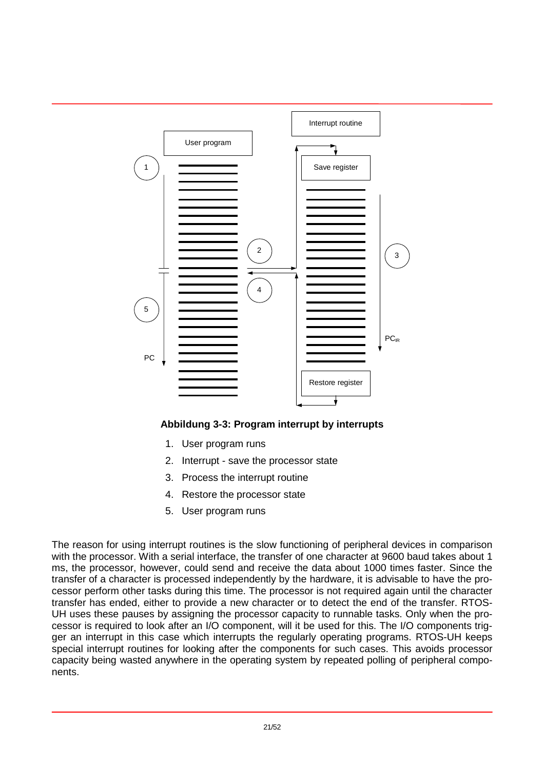**Abbildung 3-3: Program interrupt by interrupts**

1. User program runs
2. Interrupt - save the processor state
3. Process the interrupt routine
4. Restore the processor state
5. User program runs

The reason for using interrupt routines is the slow functioning of peripheral devices in comparison with the processor. With a serial interface, the transfer of one character at 9600 baud takes about 1 ms, the processor, however, could send and receive the data about 1000 times faster. Since the transfer of a character is processed independently by the hardware, it is advisable to have the processor perform other tasks during this time. The processor is not required again until the character transfer has ended, either to provide a new character or to detect the end of the transfer. RTOS-UH uses these pauses by assigning the processor capacity to runnable tasks. Only when the processor is required to look after an I/O component, will it be used for this. The I/O components trigger an interrupt in this case which interrupts the regularly operating programs. RTOS-UH keeps special interrupt routines for looking after the components for such cases. This avoids processor capacity being wasted anywhere in the operating system by repeated polling of peripheral components.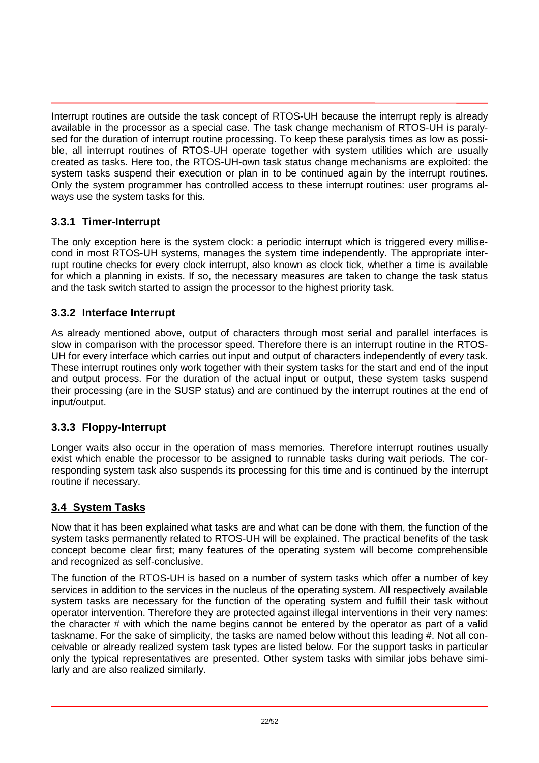Interrupt routines are outside the task concept of RTOS-UH because the interrupt reply is already available in the processor as a special case. The task change mechanism of RTOS-UH is paralysed for the duration of interrupt routine processing. To keep these paralysis times as low as possible, all interrupt routines of RTOS-UH operate together with system utilities which are usually created as tasks. Here too, the RTOS-UH-own task status change mechanisms are exploited: the system tasks suspend their execution or plan in to be continued again by the interrupt routines. Only the system programmer has controlled access to these interrupt routines: user programs always use the system tasks for this.

### 3.3.1 Timer-Interrupt

The only exception here is the system clock: a periodic interrupt which is triggered every millisecond in most RTOS-UH systems, manages the system time independently. The appropriate interrupt routine checks for every clock interrupt, also known as clock tick, whether a time is available for which a planning in exists. If so, the necessary measures are taken to change the task status and the task switch started to assign the processor to the highest priority task.

### 3.3.2 Interface Interrupt

As already mentioned above, output of characters through most serial and parallel interfaces is slow in comparison with the processor speed. Therefore there is an interrupt routine in the RTOS-UH for every interface which carries out input and output of characters independently of every task. These interrupt routines only work together with their system tasks for the start and end of the input and output process. For the duration of the actual input or output, these system tasks suspend their processing (are in the SUSP status) and are continued by the interrupt routines at the end of input/output.

### 3.3.3 Floppy-Interrupt

Longer waits also occur in the operation of mass memories. Therefore interrupt routines usually exist which enable the processor to be assigned to runnable tasks during wait periods. The corresponding system task also suspends its processing for this time and is continued by the interrupt routine if necessary.

## 3.4 System Tasks

Now that it has been explained what tasks are and what can be done with them, the function of the system tasks permanently related to RTOS-UH will be explained. The practical benefits of the task concept become clear first; many features of the operating system will become comprehensible and recognized as self-conclusive.

The function of the RTOS-UH is based on a number of system tasks which offer a number of key services in addition to the services in the nucleus of the operating system. All respectively available system tasks are necessary for the function of the operating system and fulfill their task without operator intervention. Therefore they are protected against illegal interventions in their very names: the character # with which the name begins cannot be entered by the operator as part of a valid taskname. For the sake of simplicity, the tasks are named below without this leading #. Not all conceivable or already realized system task types are listed below. For the support tasks in particular only the typical representatives are presented. Other system tasks with similar jobs behave similarly and are also realized similarly.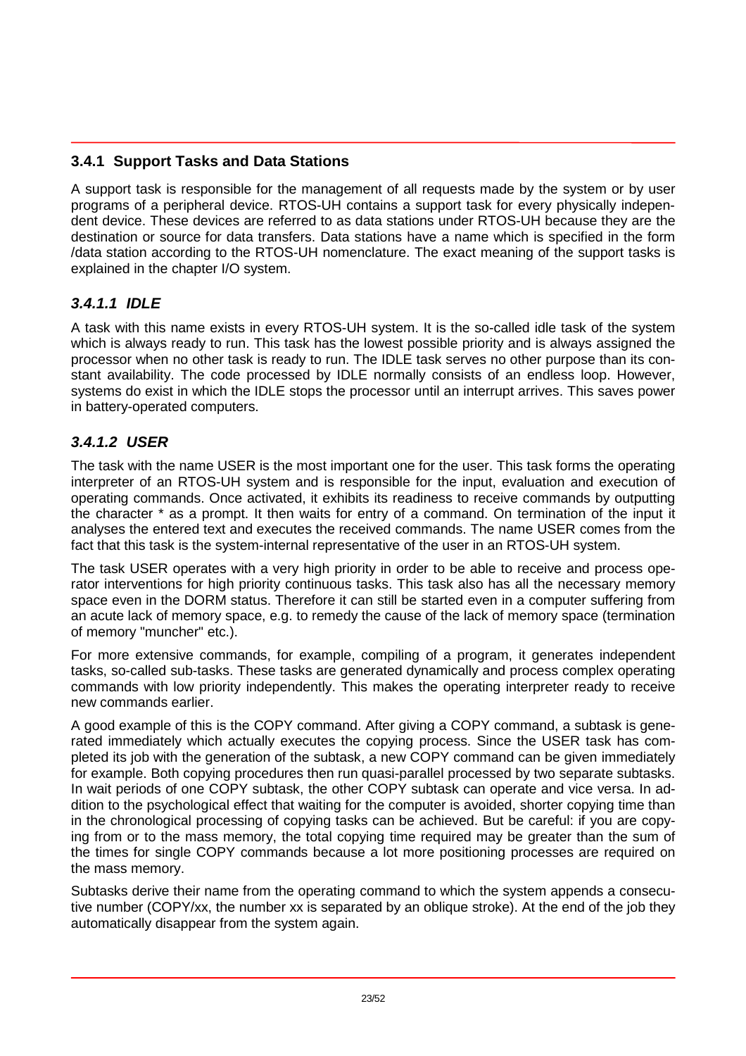### 3.4.1 Support Tasks and Data Stations

A support task is responsible for the management of all requests made by the system or by user programs of a peripheral device. RTOS-UH contains a support task for every physically independent device. These devices are referred to as data stations under RTOS-UH because they are the destination or source for data transfers. Data stations have a name which is specified in the form /data station according to the RTOS-UH nomenclature. The exact meaning of the support tasks is explained in the chapter I/O system.

#### *3.4.1.1 IDLE*

A task with this name exists in every RTOS-UH system. It is the so-called idle task of the system which is always ready to run. This task has the lowest possible priority and is always assigned the processor when no other task is ready to run. The IDLE task serves no other purpose than its constant availability. The code processed by IDLE normally consists of an endless loop. However, systems do exist in which the IDLE stops the processor until an interrupt arrives. This saves power in battery-operated computers.

#### *3.4.1.2 USER*

The task with the name USER is the most important one for the user. This task forms the operating interpreter of an RTOS-UH system and is responsible for the input, evaluation and execution of operating commands. Once activated, it exhibits its readiness to receive commands by outputting the character * as a prompt. It then waits for entry of a command. On termination of the input it analyses the entered text and executes the received commands. The name USER comes from the fact that this task is the system-internal representative of the user in an RTOS-UH system.

The task USER operates with a very high priority in order to be able to receive and process operator interventions for high priority continuous tasks. This task also has all the necessary memory space even in the DORM status. Therefore it can still be started even in a computer suffering from an acute lack of memory space, e.g. to remedy the cause of the lack of memory space (termination of memory "muncher" etc.).

For more extensive commands, for example, compiling of a program, it generates independent tasks, so-called sub-tasks. These tasks are generated dynamically and process complex operating commands with low priority independently. This makes the operating interpreter ready to receive new commands earlier.

A good example of this is the COPY command. After giving a COPY command, a subtask is generated immediately which actually executes the copying process. Since the USER task has completed its job with the generation of the subtask, a new COPY command can be given immediately for example. Both copying procedures then run quasi-parallel processed by two separate subtasks. In wait periods of one COPY subtask, the other COPY subtask can operate and vice versa. In addition to the psychological effect that waiting for the computer is avoided, shorter copying time than in the chronological processing of copying tasks can be achieved. But be careful: if you are copying from or to the mass memory, the total copying time required may be greater than the sum of the times for single COPY commands because a lot more positioning processes are required on the mass memory.

Subtasks derive their name from the operating command to which the system appends a consecutive number (COPY/xx, the number xx is separated by an oblique stroke). At the end of the job they automatically disappear from the system again.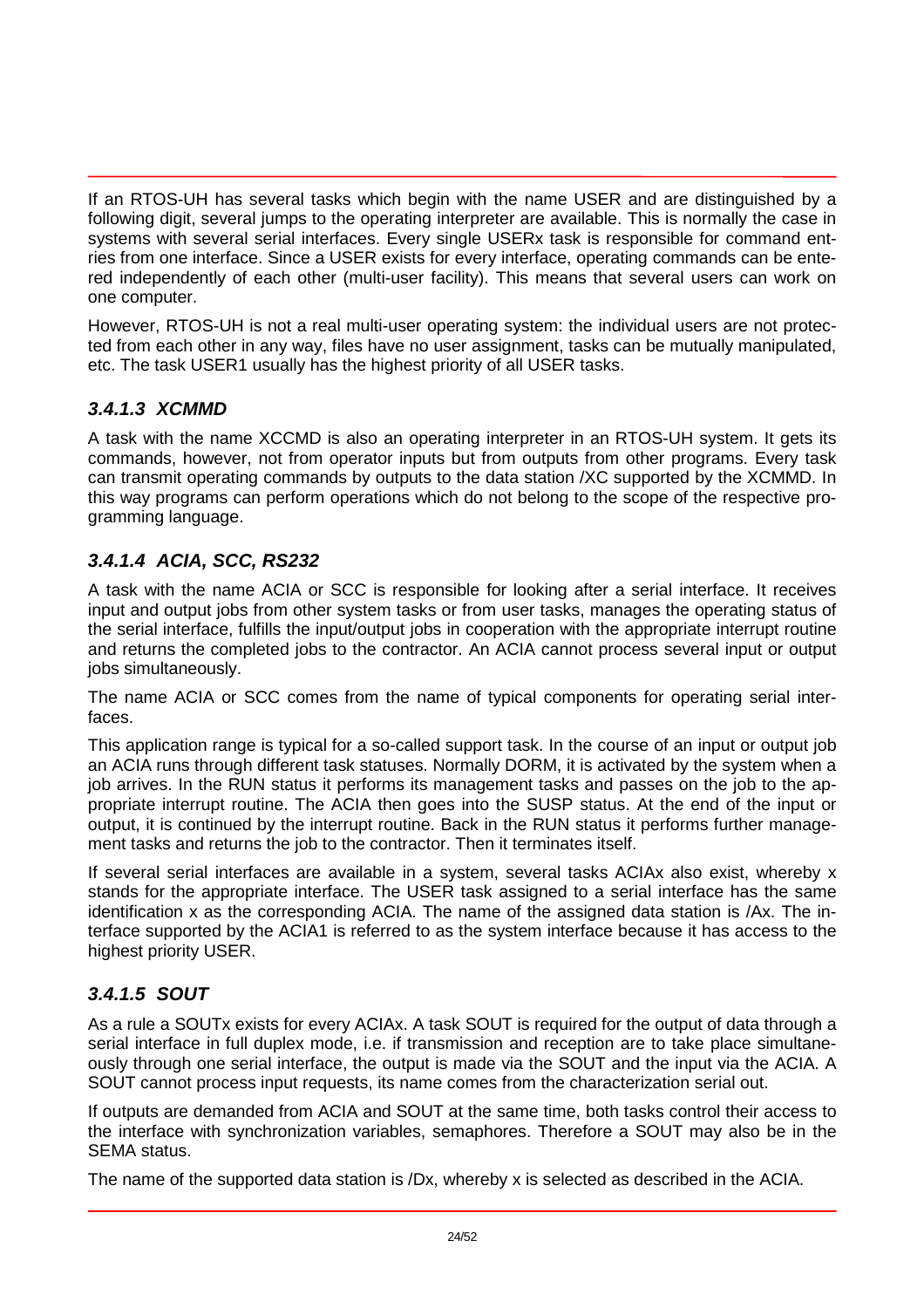If an RTOS-UH has several tasks which begin with the name USER and are distinguished by a following digit, several jumps to the operating interpreter are available. This is normally the case in systems with several serial interfaces. Every single USERx task is responsible for command entries from one interface. Since a USER exists for every interface, operating commands can be entered independently of each other (multi-user facility). This means that several users can work on one computer.

However, RTOS-UH is not a real multi-user operating system: the individual users are not protected from each other in any way, files have no user assignment, tasks can be mutually manipulated, etc. The task USER1 usually has the highest priority of all USER tasks.

#### *3.4.1.3 XCMMD*

A task with the name XCCMD is also an operating interpreter in an RTOS-UH system. It gets its commands, however, not from operator inputs but from outputs from other programs. Every task can transmit operating commands by outputs to the data station /XC supported by the XCMMD. In this way programs can perform operations which do not belong to the scope of the respective programming language.

#### *3.4.1.4 ACIA, SCC, RS232*

A task with the name ACIA or SCC is responsible for looking after a serial interface. It receives input and output jobs from other system tasks or from user tasks, manages the operating status of the serial interface, fulfills the input/output jobs in cooperation with the appropriate interrupt routine and returns the completed jobs to the contractor. An ACIA cannot process several input or output jobs simultaneously.

The name ACIA or SCC comes from the name of typical components for operating serial interfaces.

This application range is typical for a so-called support task. In the course of an input or output job an ACIA runs through different task statuses. Normally DORM, it is activated by the system when a job arrives. In the RUN status it performs its management tasks and passes on the job to the appropriate interrupt routine. The ACIA then goes into the SUSP status. At the end of the input or output, it is continued by the interrupt routine. Back in the RUN status it performs further management tasks and returns the job to the contractor. Then it terminates itself.

If several serial interfaces are available in a system, several tasks ACIAx also exist, whereby x stands for the appropriate interface. The USER task assigned to a serial interface has the same identification x as the corresponding ACIA. The name of the assigned data station is /Ax. The interface supported by the ACIA1 is referred to as the system interface because it has access to the highest priority USER.

#### *3.4.1.5 SOUT*

As a rule a SOUTx exists for every ACIAx. A task SOUT is required for the output of data through a serial interface in full duplex mode, i.e. if transmission and reception are to take place simultaneously through one serial interface, the output is made via the SOUT and the input via the ACIA. A SOUT cannot process input requests, its name comes from the characterization serial out.

If outputs are demanded from ACIA and SOUT at the same time, both tasks control their access to the interface with synchronization variables, semaphores. Therefore a SOUT may also be in the SEMA status.

The name of the supported data station is /Dx, whereby x is selected as described in the ACIA.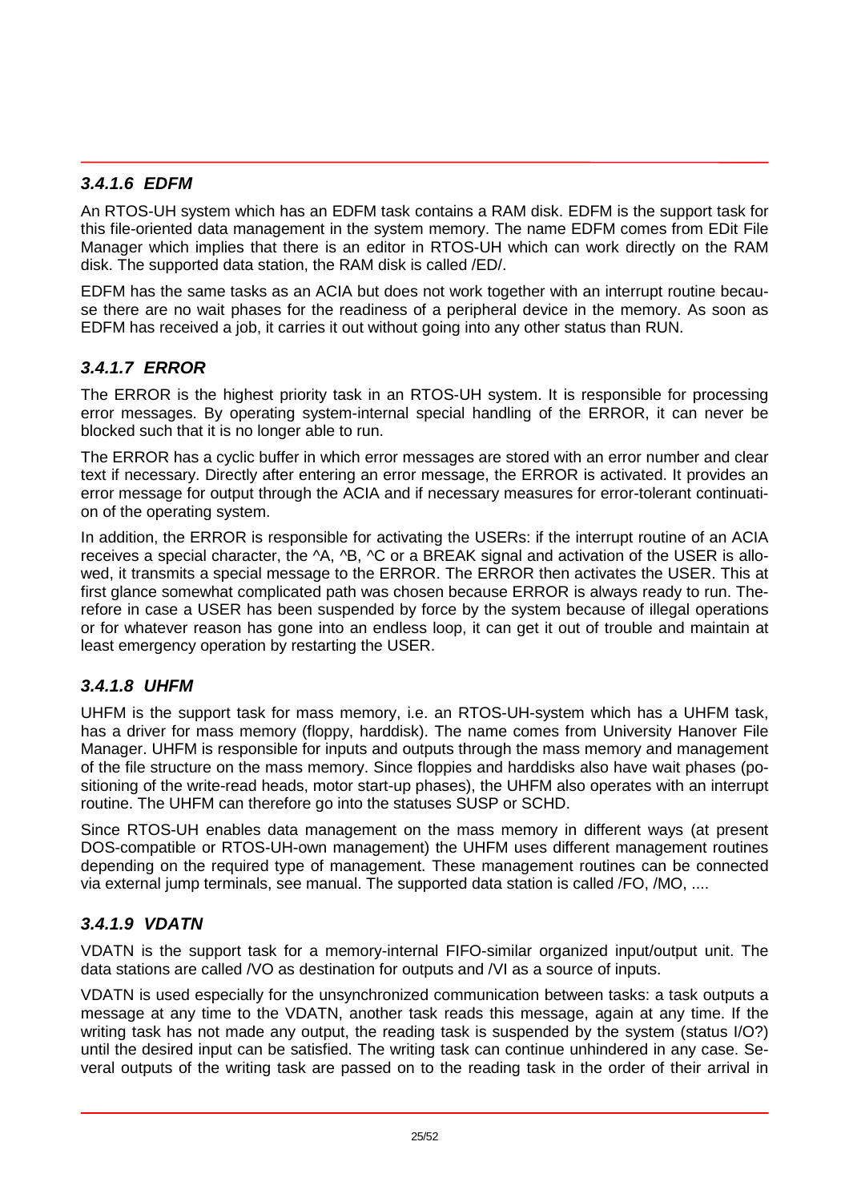### *3.4.1.6 EDFM*

An RTOS-UH system which has an EDFM task contains a RAM disk. EDFM is the support task for this file-oriented data management in the system memory. The name EDFM comes from EDit File Manager which implies that there is an editor in RTOS-UH which can work directly on the RAM disk. The supported data station, the RAM disk is called /ED/.

EDFM has the same tasks as an ACIA but does not work together with an interrupt routine because there are no wait phases for the readiness of a peripheral device in the memory. As soon as EDFM has received a job, it carries it out without going into any other status than RUN.

### *3.4.1.7 ERROR*

The ERROR is the highest priority task in an RTOS-UH system. It is responsible for processing error messages. By operating system-internal special handling of the ERROR, it can never be blocked such that it is no longer able to run.

The ERROR has a cyclic buffer in which error messages are stored with an error number and clear text if necessary. Directly after entering an error message, the ERROR is activated. It provides an error message for output through the ACIA and if necessary measures for error-tolerant continuation of the operating system.

In addition, the ERROR is responsible for activating the USERs: if the interrupt routine of an ACIA receives a special character, the ^A, ^B, ^C or a BREAK signal and activation of the USER is allowed, it transmits a special message to the ERROR. The ERROR then activates the USER. This at first glance somewhat complicated path was chosen because ERROR is always ready to run. Therefore in case a USER has been suspended by force by the system because of illegal operations or for whatever reason has gone into an endless loop, it can get it out of trouble and maintain at least emergency operation by restarting the USER.

### *3.4.1.8 UHFM*

UHFM is the support task for mass memory, i.e. an RTOS-UH-system which has a UHFM task, has a driver for mass memory (floppy, harddisk). The name comes from University Hanover File Manager. UHFM is responsible for inputs and outputs through the mass memory and management of the file structure on the mass memory. Since floppies and harddisks also have wait phases (positioning of the write-read heads, motor start-up phases), the UHFM also operates with an interrupt routine. The UHFM can therefore go into the statuses SUSP or SCHD.

Since RTOS-UH enables data management on the mass memory in different ways (at present DOS-compatible or RTOS-UH-own management) the UHFM uses different management routines depending on the required type of management. These management routines can be connected via external jump terminals, see manual. The supported data station is called /FO, /MO, ....

### *3.4.1.9 VDATN*

VDATN is the support task for a memory-internal FIFO-similar organized input/output unit. The data stations are called /VO as destination for outputs and /VI as a source of inputs.

VDATN is used especially for the unsynchronized communication between tasks: a task outputs a message at any time to the VDATN, another task reads this message, again at any time. If the writing task has not made any output, the reading task is suspended by the system (status I/O?) until the desired input can be satisfied. The writing task can continue unhindered in any case. Several outputs of the writing task are passed on to the reading task in the order of their arrival in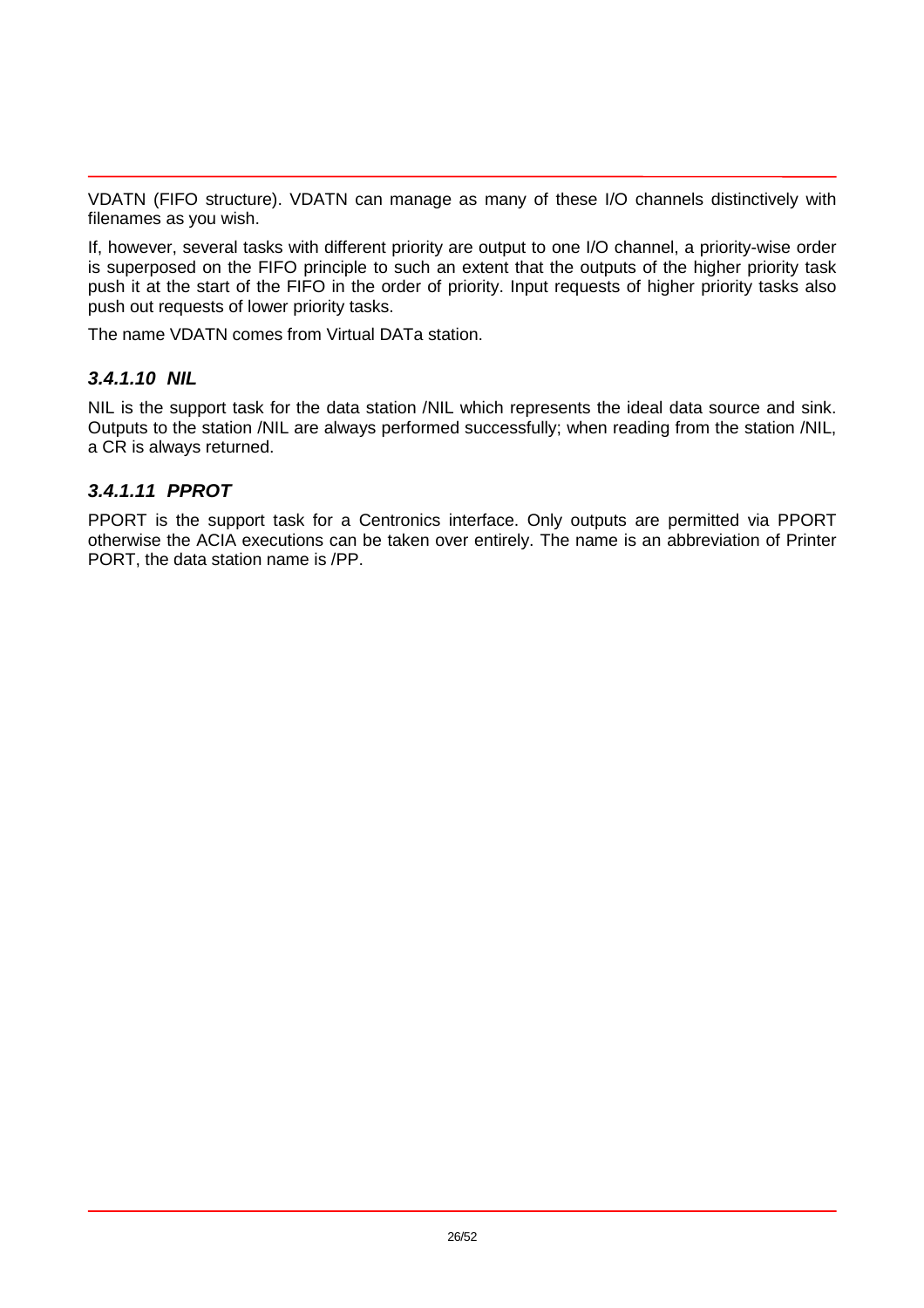VDATN (FIFO structure). VDATN can manage as many of these I/O channels distinctively with filenames as you wish.

If, however, several tasks with different priority are output to one I/O channel, a priority-wise order is superposed on the FIFO principle to such an extent that the outputs of the higher priority task push it at the start of the FIFO in the order of priority. Input requests of higher priority tasks also push out requests of lower priority tasks.

The name VDATN comes from Virtual DATa station.

#### *3.4.1.10 NIL*

NIL is the support task for the data station /NIL which represents the ideal data source and sink. Outputs to the station /NIL are always performed successfully; when reading from the station /NIL, a CR is always returned.

#### *3.4.1.11 PPROT*

PPORT is the support task for a Centronics interface. Only outputs are permitted via PPORT otherwise the ACIA executions can be taken over entirely. The name is an abbreviation of Printer PORT, the data station name is /PP.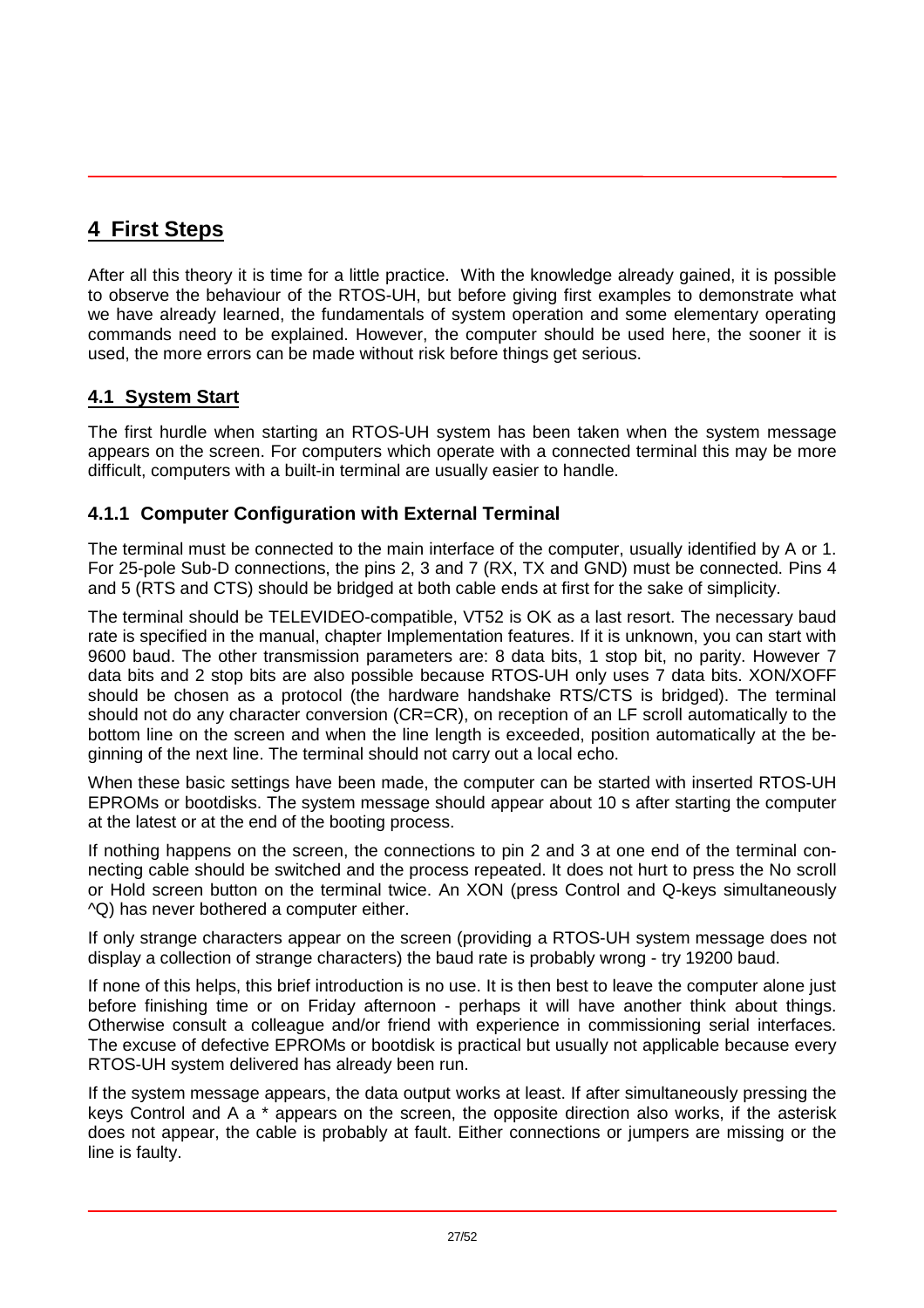# 4 First Steps

After all this theory it is time for a little practice. With the knowledge already gained, it is possible to observe the behaviour of the RTOS-UH, but before giving first examples to demonstrate what we have already learned, the fundamentals of system operation and some elementary operating commands need to be explained. However, the computer should be used here, the sooner it is used, the more errors can be made without risk before things get serious.

## 4.1 System Start

The first hurdle when starting an RTOS-UH system has been taken when the system message appears on the screen. For computers which operate with a connected terminal this may be more difficult, computers with a built-in terminal are usually easier to handle.

### 4.1.1 Computer Configuration with External Terminal

The terminal must be connected to the main interface of the computer, usually identified by A or 1. For 25-pole Sub-D connections, the pins 2, 3 and 7 (RX, TX and GND) must be connected. Pins 4 and 5 (RTS and CTS) should be bridged at both cable ends at first for the sake of simplicity.

The terminal should be TELEVIDEO-compatible, VT52 is OK as a last resort. The necessary baud rate is specified in the manual, chapter Implementation features. If it is unknown, you can start with 9600 baud. The other transmission parameters are: 8 data bits, 1 stop bit, no parity. However 7 data bits and 2 stop bits are also possible because RTOS-UH only uses 7 data bits. XON/XOFF should be chosen as a protocol (the hardware handshake RTS/CTS is bridged). The terminal should not do any character conversion (CR=CR), on reception of an LF scroll automatically to the bottom line on the screen and when the line length is exceeded, position automatically at the beginning of the next line. The terminal should not carry out a local echo.

When these basic settings have been made, the computer can be started with inserted RTOS-UH EPROMs or bootdisks. The system message should appear about 10 s after starting the computer at the latest or at the end of the booting process.

If nothing happens on the screen, the connections to pin 2 and 3 at one end of the terminal connecting cable should be switched and the process repeated. It does not hurt to press the No scroll or Hold screen button on the terminal twice. An XON (press Control and Q-keys simultaneously ^Q) has never bothered a computer either.

If only strange characters appear on the screen (providing a RTOS-UH system message does not display a collection of strange characters) the baud rate is probably wrong - try 19200 baud.

If none of this helps, this brief introduction is no use. It is then best to leave the computer alone just before finishing time or on Friday afternoon - perhaps it will have another think about things. Otherwise consult a colleague and/or friend with experience in commissioning serial interfaces. The excuse of defective EPROMs or bootdisk is practical but usually not applicable because every RTOS-UH system delivered has already been run.

If the system message appears, the data output works at least. If after simultaneously pressing the keys Control and A a * appears on the screen, the opposite direction also works, if the asterisk does not appear, the cable is probably at fault. Either connections or jumpers are missing or the line is faulty.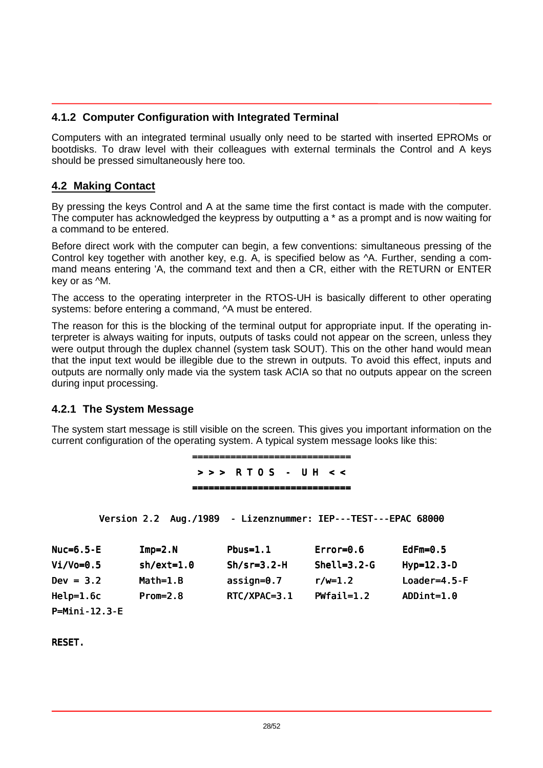### 4.1.2 Computer Configuration with Integrated Terminal

Computers with an integrated terminal usually only need to be started with inserted EPROMs or bootdisks. To draw level with their colleagues with external terminals the Control and A keys should be pressed simultaneously here too.

## 4.2 Making Contact

By pressing the keys Control and A at the same time the first contact is made with the computer. The computer has acknowledged the keypress by outputting a * as a prompt and is now waiting for a command to be entered.

Before direct work with the computer can begin, a few conventions: simultaneous pressing of the Control key together with another key, e.g. A, is specified below as ^A. Further, sending a command means entering 'A, the command text and then a CR, either with the RETURN or ENTER key or as ^M.

The access to the operating interpreter in the RTOS-UH is basically different to other operating systems: before entering a command, ^A must be entered.

The reason for this is the blocking of the terminal output for appropriate input. If the operating interpreter is always waiting for inputs, outputs of tasks could not appear on the screen, unless they were output through the duplex channel (system task SOUT). This on the other hand would mean that the input text would be illegible due to the strewn in outputs. To avoid this effect, inputs and outputs are normally only made via the system task ACIA so that no outputs appear on the screen during input processing.

### 4.2.1 The System Message

The system start message is still visible on the screen. This gives you important information on the current configuration of the operating system. A typical system message looks like this:

```
                              ============================
                               > > >  R T O S  -  U H  < <
                              ============================

         Version 2.2  Aug./1989  - Lizenznummer: IEP---TEST---EPAC 68000

Nuc=6.5-E       Imp=2.N         Pbus=1.1        Error=0.6       EdFm=0.5
Vi/Vo=0.5       sh/ext=1.0      Sh/sr=3.2-H     Shell=3.2-G     Hyp=12.3-D
Dev = 3.2       Math=1.B        assign=0.7      r/w=1.2         Loader=4.5-F
Help=1.6c       Prom=2.8        RTC/XPAC=3.1    PWfail=1.2      ADDint=1.0
P=Mini-12.3-E

RESET.
```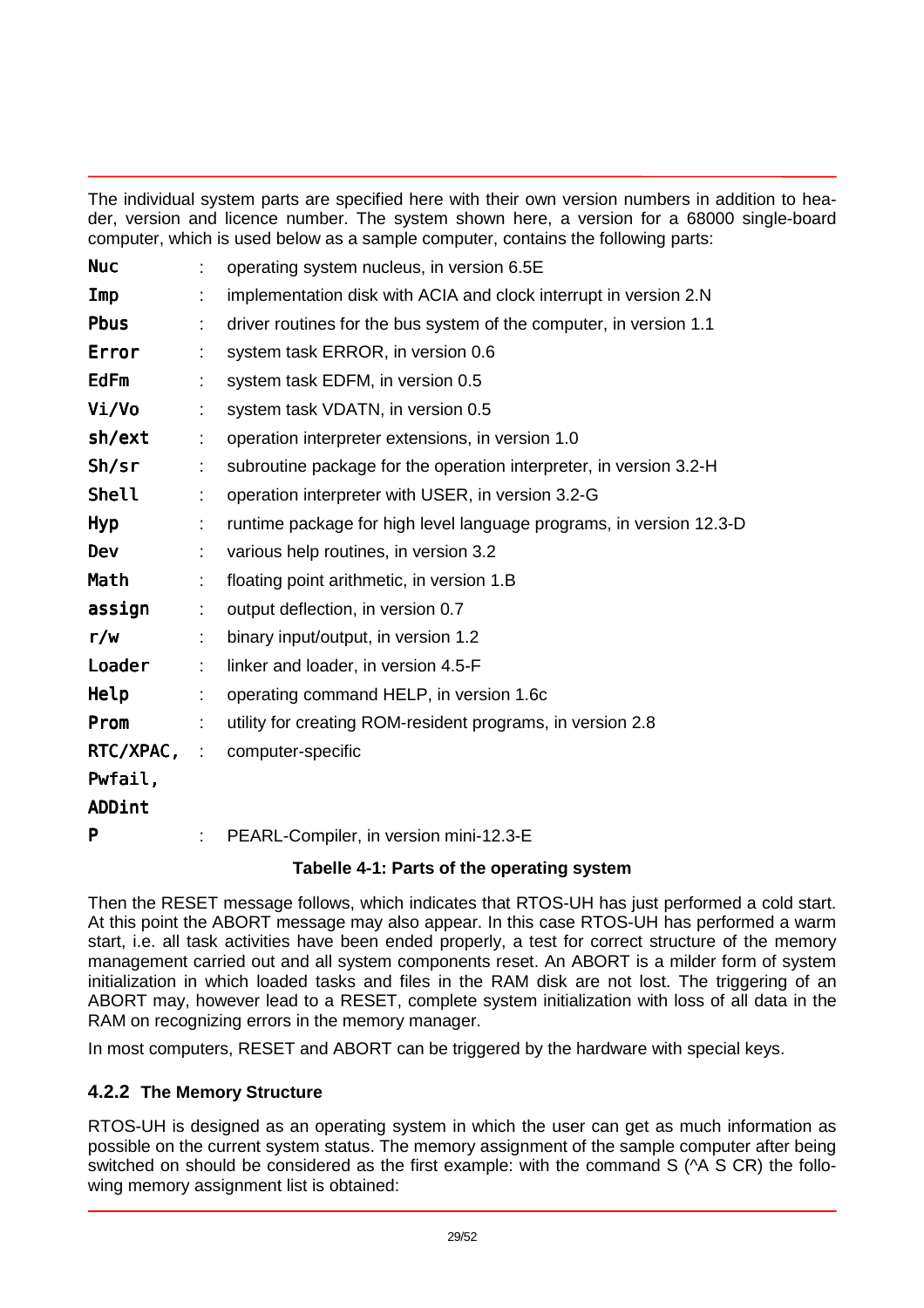The individual system parts are specified here with their own version numbers in addition to header, version and licence number. The system shown here, a version for a 68000 single-board computer, which is used below as a sample computer, contains the following parts:

| | | |
|---|---|---|
| `Nuc` | : | operating system nucleus, in version 6.5E |
| `Imp` | : | implementation disk with ACIA and clock interrupt in version 2.N |
| `Pbus` | : | driver routines for the bus system of the computer, in version 1.1 |
| `Error` | : | system task ERROR, in version 0.6 |
| `EdFm` | : | system task EDFM, in version 0.5 |
| `Vi/Vo` | : | system task VDATN, in version 0.5 |
| `sh/ext` | : | operation interpreter extensions, in version 1.0 |
| `Sh/sr` | : | subroutine package for the operation interpreter, in version 3.2-H |
| `Shell` | : | operation interpreter with USER, in version 3.2-G |
| `Hyp` | : | runtime package for high level language programs, in version 12.3-D |
| `Dev` | : | various help routines, in version 3.2 |
| `Math` | : | floating point arithmetic, in version 1.B |
| `assign` | : | output deflection, in version 0.7 |
| `r/w` | : | binary input/output, in version 1.2 |
| `Loader` | : | linker and loader, in version 4.5-F |
| `Help` | : | operating command HELP, in version 1.6c |
| `Prom` | : | utility for creating ROM-resident programs, in version 2.8 |
| `RTC/XPAC, Pwfail, ADDint` | : | computer-specific |
| `P` | : | PEARL-Compiler, in version mini-12.3-E |

**Tabelle 4-1: Parts of the operating system**

Then the RESET message follows, which indicates that RTOS-UH has just performed a cold start. At this point the ABORT message may also appear. In this case RTOS-UH has performed a warm start, i.e. all task activities have been ended properly, a test for correct structure of the memory management carried out and all system components reset. An ABORT is a milder form of system initialization in which loaded tasks and files in the RAM disk are not lost. The triggering of an ABORT may, however lead to a RESET, complete system initialization with loss of all data in the RAM on recognizing errors in the memory manager.

In most computers, RESET and ABORT can be triggered by the hardware with special keys.

### 4.2.2 The Memory Structure

RTOS-UH is designed as an operating system in which the user can get as much information as possible on the current system status. The memory assignment of the sample computer after being switched on should be considered as the first example: with the command S (^A S CR) the following memory assignment list is obtained: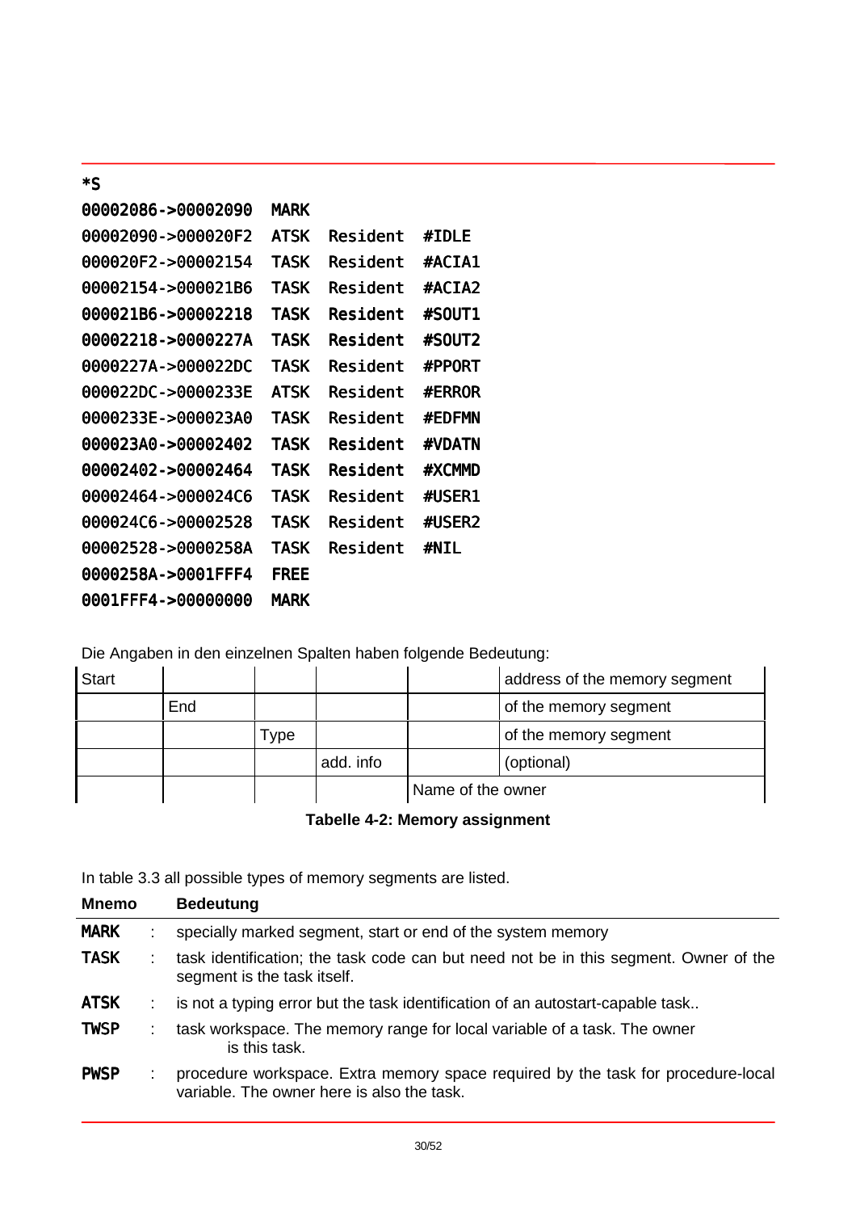```
*S
00002086->00002090  MARK
00002090->000020F2  ATSK  Resident  #IDLE
000020F2->00002154  TASK  Resident  #ACIA1
00002154->000021B6  TASK  Resident  #ACIA2
000021B6->00002218  TASK  Resident  #SOUT1
00002218->0000227A  TASK  Resident  #SOUT2
0000227A->000022DC  TASK  Resident  #PPORT
000022DC->0000233E  ATSK  Resident  #ERROR
0000233E->000023A0  TASK  Resident  #EDFMN
000023A0->00002402  TASK  Resident  #VDATN
00002402->00002464  TASK  Resident  #XCMMD
00002464->000024C6  TASK  Resident  #USER1
000024C6->00002528  TASK  Resident  #USER2
00002528->0000258A  TASK  Resident  #NIL
0000258A->0001FFF4  FREE
0001FFF4->00000000  MARK
```

Die Angaben in den einzelnen Spalten haben folgende Bedeutung:

| Start | | | | | address of the memory segment |
|---|---|---|---|---|---|
| | End | | | | of the memory segment |
| | | Type | | | of the memory segment |
| | | | add. info | | (optional) |
| | | | | Name of the owner | |

**Tabelle 4-2: Memory assignment**

In table 3.3 all possible types of memory segments are listed.

| Mnemo | | Bedeutung |
|---|---|---|
| **MARK** | : | specially marked segment, start or end of the system memory |
| **TASK** | : | task identification; the task code can but need not be in this segment. Owner of the segment is the task itself. |
| **ATSK** | : | is not a typing error but the task identification of an autostart-capable task.. |
| **TWSP** | : | task workspace. The memory range for local variable of a task. The owner is this task. |
| **PWSP** | : | procedure workspace. Extra memory space required by the task for procedure-local variable. The owner here is also the task. |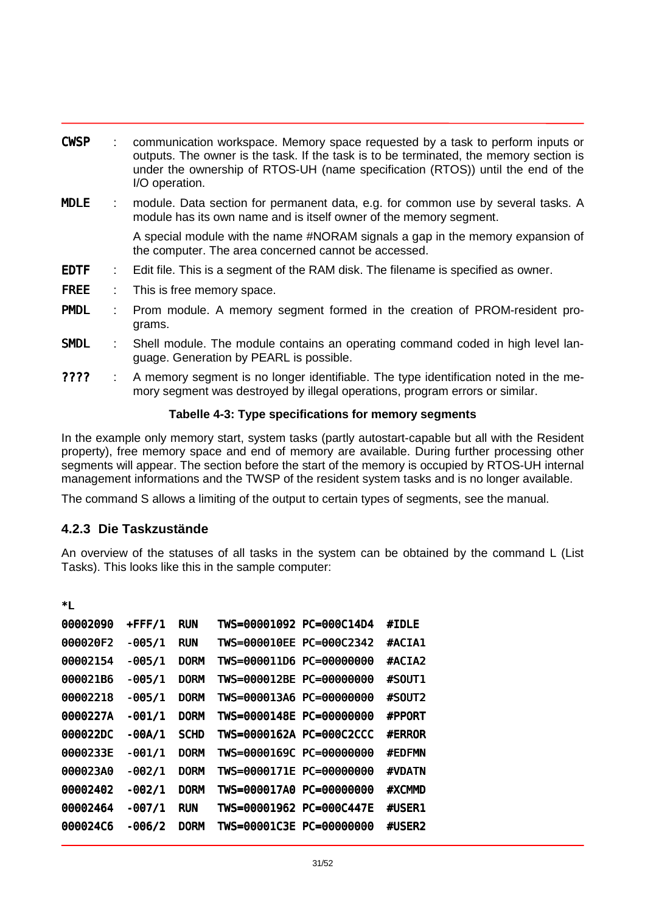**CWSP** : communication workspace. Memory space requested by a task to perform inputs or outputs. The owner is the task. If the task is to be terminated, the memory section is under the ownership of RTOS-UH (name specification (RTOS)) until the end of the I/O operation.

**MDLE** : module. Data section for permanent data, e.g. for common use by several tasks. A module has its own name and is itself owner of the memory segment.

A special module with the name #NORAM signals a gap in the memory expansion of the computer. The area concerned cannot be accessed.

**EDTF** : Edit file. This is a segment of the RAM disk. The filename is specified as owner.

**FREE** : This is free memory space.

**PMDL** : Prom module. A memory segment formed in the creation of PROM-resident programs.

**SMDL** : Shell module. The module contains an operating command coded in high level language. Generation by PEARL is possible.

**????** : A memory segment is no longer identifiable. The type identification noted in the memory segment was destroyed by illegal operations, program errors or similar.

**Tabelle 4-3: Type specifications for memory segments**

In the example only memory start, system tasks (partly autostart-capable but all with the Resident property), free memory space and end of memory are available. During further processing other segments will appear. The section before the start of the memory is occupied by RTOS-UH internal management informations and the TWSP of the resident system tasks and is no longer available.

The command S allows a limiting of the output to certain types of segments, see the manual.

### 4.2.3 Die Taskzustände

An overview of the statuses of all tasks in the system can be obtained by the command L (List Tasks). This looks like this in the sample computer:

```
*L
00002090  +FFF/1  RUN   TWS=00001092 PC=000C14D4  #IDLE
000020F2  -005/1  RUN   TWS=000010EE PC=000C2342  #ACIA1
00002154  -005/1  DORM  TWS=000011D6 PC=00000000  #ACIA2
000021B6  -005/1  DORM  TWS=000012BE PC=00000000  #SOUT1
00002218  -005/1  DORM  TWS=000013A6 PC=00000000  #SOUT2
0000227A  -001/1  DORM  TWS=0000148E PC=00000000  #PPORT
000022DC  -00A/1  SCHD  TWS=0000162A PC=000C2CCC  #ERROR
0000233E  -001/1  DORM  TWS=0000169C PC=00000000  #EDFMN
000023A0  -002/1  DORM  TWS=0000171E PC=00000000  #VDATN
00002402  -002/1  DORM  TWS=000017A0 PC=00000000  #XCMMD
00002464  -007/1  RUN   TWS=00001962 PC=000C447E  #USER1
000024C6  -006/2  DORM  TWS=00001C3E PC=00000000  #USER2
```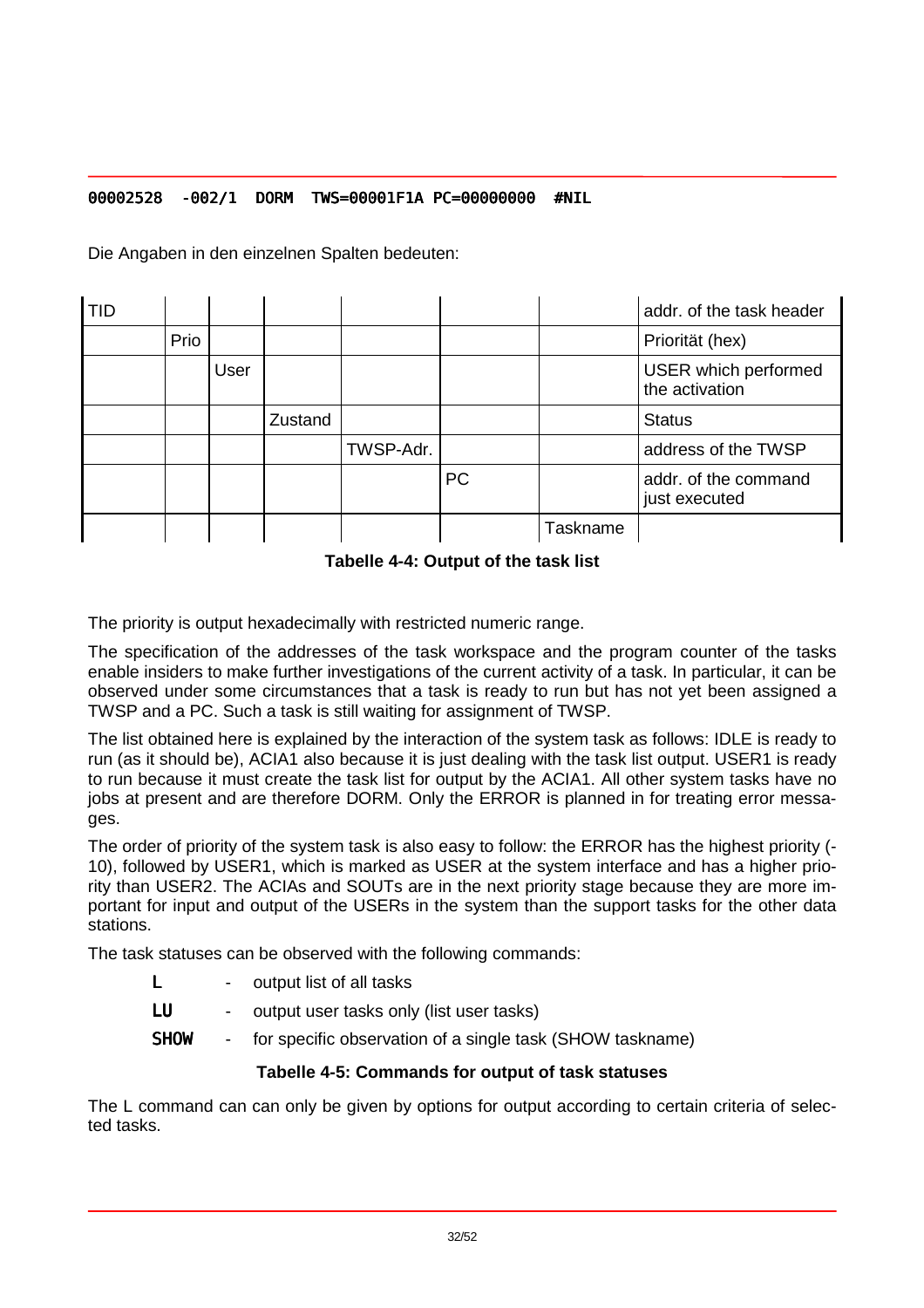```
00002528  -002/1  DORM  TWS=00001F1A PC=00000000  #NIL
```

Die Angaben in den einzelnen Spalten bedeuten:

| TID | | | | | | | addr. of the task header |
|---|---|---|---|---|---|---|---|
| | Prio | | | | | | Priorität (hex) |
| | | User | | | | | USER which performed the activation |
| | | | Zustand | | | | Status |
| | | | | TWSP-Adr. | | | address of the TWSP |
| | | | | | PC | | addr. of the command just executed |
| | | | | | | Taskname | |

**Tabelle 4-4: Output of the task list**

The priority is output hexadecimally with restricted numeric range.

The specification of the addresses of the task workspace and the program counter of the tasks enable insiders to make further investigations of the current activity of a task. In particular, it can be observed under some circumstances that a task is ready to run but has not yet been assigned a TWSP and a PC. Such a task is still waiting for assignment of TWSP.

The list obtained here is explained by the interaction of the system task as follows: IDLE is ready to run (as it should be), ACIA1 also because it is just dealing with the task list output. USER1 is ready to run because it must create the task list for output by the ACIA1. All other system tasks have no jobs at present and are therefore DORM. Only the ERROR is planned in for treating error messages.

The order of priority of the system task is also easy to follow: the ERROR has the highest priority (-10), followed by USER1, which is marked as USER at the system interface and has a higher priority than USER2. The ACIAs and SOUTs are in the next priority stage because they are more important for input and output of the USERs in the system than the support tasks for the other data stations.

The task statuses can be observed with the following commands:

| | | |
|---|---|---|
| **L** | - | output list of all tasks |
| **LU** | - | output user tasks only (list user tasks) |
| **SHOW** | - | for specific observation of a single task (SHOW taskname) |

**Tabelle 4-5: Commands for output of task statuses**

The L command can can only be given by options for output according to certain criteria of selected tasks.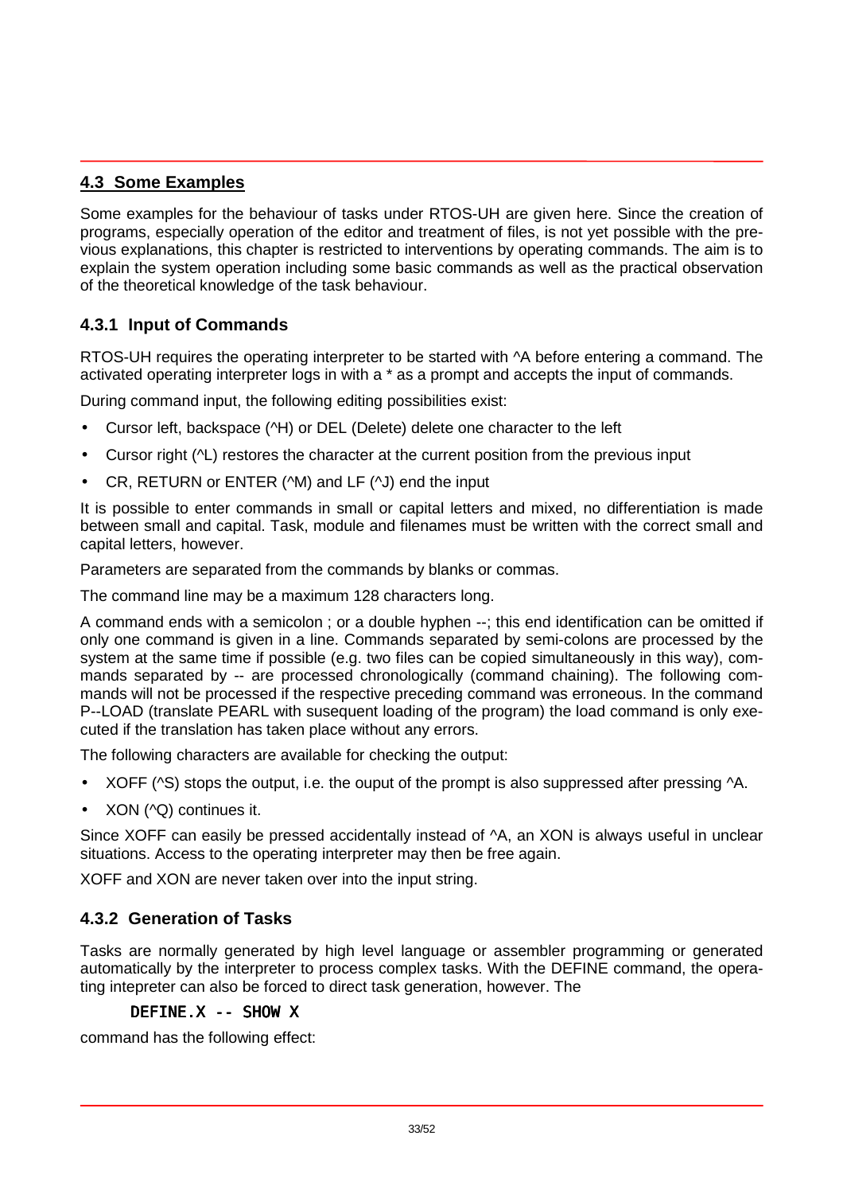## 4.3 Some Examples

Some examples for the behaviour of tasks under RTOS-UH are given here. Since the creation of programs, especially operation of the editor and treatment of files, is not yet possible with the previous explanations, this chapter is restricted to interventions by operating commands. The aim is to explain the system operation including some basic commands as well as the practical observation of the theoretical knowledge of the task behaviour.

### 4.3.1 Input of Commands

RTOS-UH requires the operating interpreter to be started with ^A before entering a command. The activated operating interpreter logs in with a * as a prompt and accepts the input of commands.

During command input, the following editing possibilities exist:

- Cursor left, backspace (^H) or DEL (Delete) delete one character to the left
- Cursor right (^L) restores the character at the current position from the previous input
- CR, RETURN or ENTER (^M) and LF (^J) end the input

It is possible to enter commands in small or capital letters and mixed, no differentiation is made between small and capital. Task, module and filenames must be written with the correct small and capital letters, however.

Parameters are separated from the commands by blanks or commas.

The command line may be a maximum 128 characters long.

A command ends with a semicolon ; or a double hyphen --; this end identification can be omitted if only one command is given in a line. Commands separated by semi-colons are processed by the system at the same time if possible (e.g. two files can be copied simultaneously in this way), commands separated by -- are processed chronologically (command chaining). The following commands will not be processed if the respective preceding command was erroneous. In the command P--LOAD (translate PEARL with susequent loading of the program) the load command is only executed if the translation has taken place without any errors.

The following characters are available for checking the output:

- XOFF (^S) stops the output, i.e. the ouput of the prompt is also suppressed after pressing ^A.
- XON (^Q) continues it.

Since XOFF can easily be pressed accidentally instead of ^A, an XON is always useful in unclear situations. Access to the operating interpreter may then be free again.

XOFF and XON are never taken over into the input string.

### 4.3.2 Generation of Tasks

Tasks are normally generated by high level language or assembler programming or generated automatically by the interpreter to process complex tasks. With the DEFINE command, the operating intepreter can also be forced to direct task generation, however. The

```
DEFINE.X -- SHOW X
```

command has the following effect: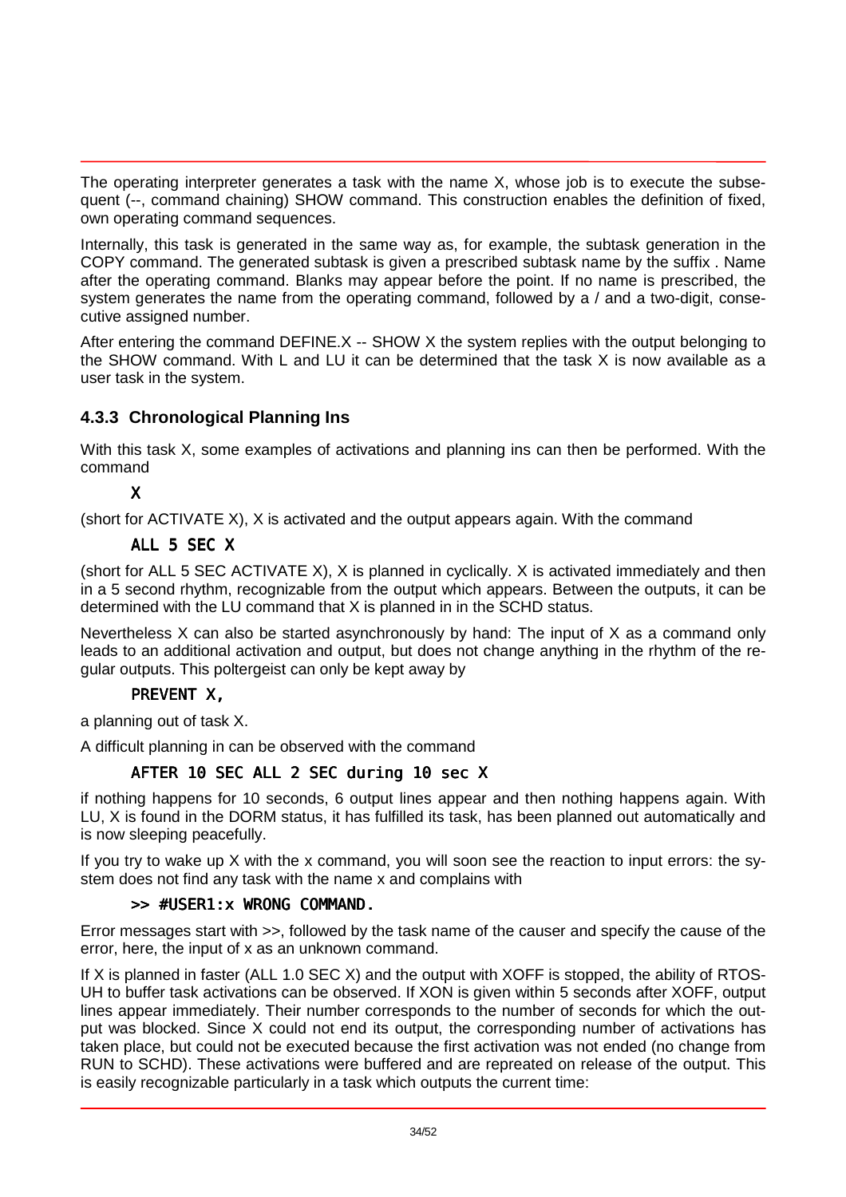The operating interpreter generates a task with the name X, whose job is to execute the subsequent (--, command chaining) SHOW command. This construction enables the definition of fixed, own operating command sequences.

Internally, this task is generated in the same way as, for example, the subtask generation in the COPY command. The generated subtask is given a prescribed subtask name by the suffix . Name after the operating command. Blanks may appear before the point. If no name is prescribed, the system generates the name from the operating command, followed by a / and a two-digit, consecutive assigned number.

After entering the command DEFINE.X -- SHOW X the system replies with the output belonging to the SHOW command. With L and LU it can be determined that the task X is now available as a user task in the system.

### 4.3.3 Chronological Planning Ins

With this task X, some examples of activations and planning ins can then be performed. With the command

```
X
```

(short for ACTIVATE X), X is activated and the output appears again. With the command

```
ALL 5 SEC X
```

(short for ALL 5 SEC ACTIVATE X), X is planned in cyclically. X is activated immediately and then in a 5 second rhythm, recognizable from the output which appears. Between the outputs, it can be determined with the LU command that X is planned in in the SCHD status.

Nevertheless X can also be started asynchronously by hand: The input of X as a command only leads to an additional activation and output, but does not change anything in the rhythm of the regular outputs. This poltergeist can only be kept away by

```
PREVENT X,
```

a planning out of task X.

A difficult planning in can be observed with the command

```
AFTER 10 SEC ALL 2 SEC during 10 sec X
```

if nothing happens for 10 seconds, 6 output lines appear and then nothing happens again. With LU, X is found in the DORM status, it has fulfilled its task, has been planned out automatically and is now sleeping peacefully.

If you try to wake up X with the x command, you will soon see the reaction to input errors: the system does not find any task with the name x and complains with

```
>> #USER1:x WRONG COMMAND.
```

Error messages start with >>, followed by the task name of the causer and specify the cause of the error, here, the input of x as an unknown command.

If X is planned in faster (ALL 1.0 SEC X) and the output with XOFF is stopped, the ability of RTOS-UH to buffer task activations can be observed. If XON is given within 5 seconds after XOFF, output lines appear immediately. Their number corresponds to the number of seconds for which the output was blocked. Since X could not end its output, the corresponding number of activations has taken place, but could not be executed because the first activation was not ended (no change from RUN to SCHD). These activations were buffered and are repreated on release of the output. This is easily recognizable particularly in a task which outputs the current time: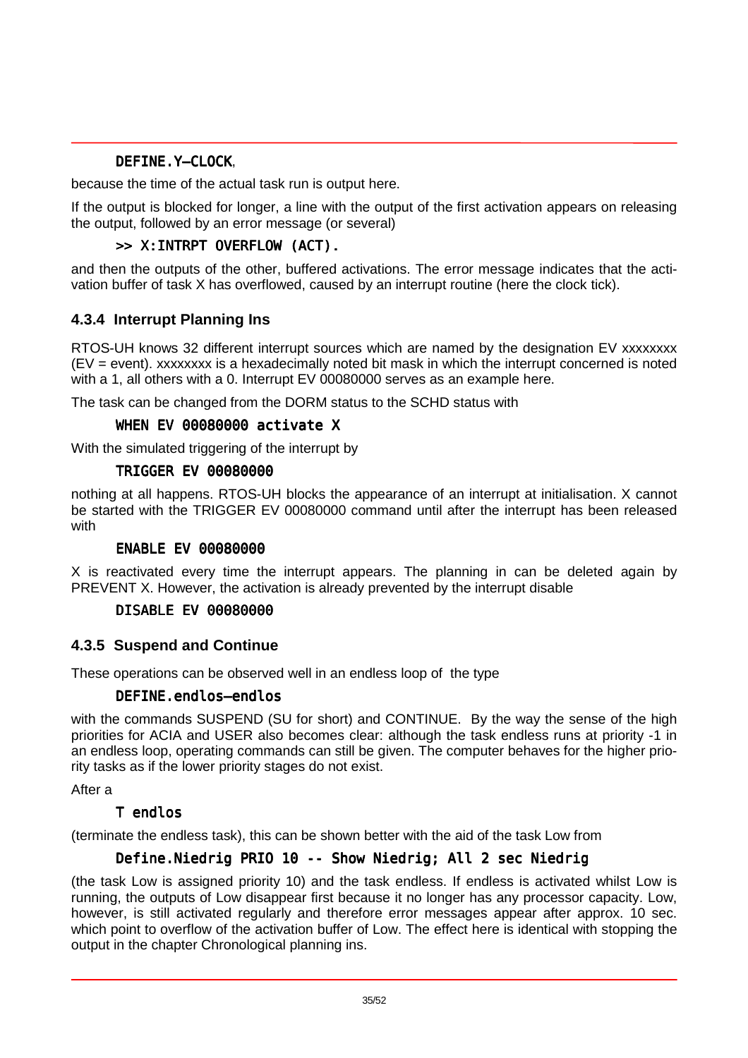```
DEFINE.Y—CLOCK,
```

because the time of the actual task run is output here.

If the output is blocked for longer, a line with the output of the first activation appears on releasing the output, followed by an error message (or several)

```
>> X:INTRPT OVERFLOW (ACT).
```

and then the outputs of the other, buffered activations. The error message indicates that the activation buffer of task X has overflowed, caused by an interrupt routine (here the clock tick).

### 4.3.4 Interrupt Planning Ins

RTOS-UH knows 32 different interrupt sources which are named by the designation EV xxxxxxxx (EV = event). xxxxxxxx is a hexadecimally noted bit mask in which the interrupt concerned is noted with a 1, all others with a 0. Interrupt EV 00080000 serves as an example here.

The task can be changed from the DORM status to the SCHD status with

```
WHEN EV 00080000 activate X
```

With the simulated triggering of the interrupt by

```
TRIGGER EV 00080000
```

nothing at all happens. RTOS-UH blocks the appearance of an interrupt at initialisation. X cannot be started with the TRIGGER EV 00080000 command until after the interrupt has been released with

```
ENABLE EV 00080000
```

X is reactivated every time the interrupt appears. The planning in can be deleted again by PREVENT X. However, the activation is already prevented by the interrupt disable

```
DISABLE EV 00080000
```

### 4.3.5 Suspend and Continue

These operations can be observed well in an endless loop of the type

```
DEFINE.endlos—endlos
```

with the commands SUSPEND (SU for short) and CONTINUE. By the way the sense of the high priorities for ACIA and USER also becomes clear: although the task endless runs at priority -1 in an endless loop, operating commands can still be given. The computer behaves for the higher priority tasks as if the lower priority stages do not exist.

After a

```
T endlos
```

(terminate the endless task), this can be shown better with the aid of the task Low from

```
Define.Niedrig PRIO 10 -- Show Niedrig; All 2 sec Niedrig
```

(the task Low is assigned priority 10) and the task endless. If endless is activated whilst Low is running, the outputs of Low disappear first because it no longer has any processor capacity. Low, however, is still activated regularly and therefore error messages appear after approx. 10 sec. which point to overflow of the activation buffer of Low. The effect here is identical with stopping the output in the chapter Chronological planning ins.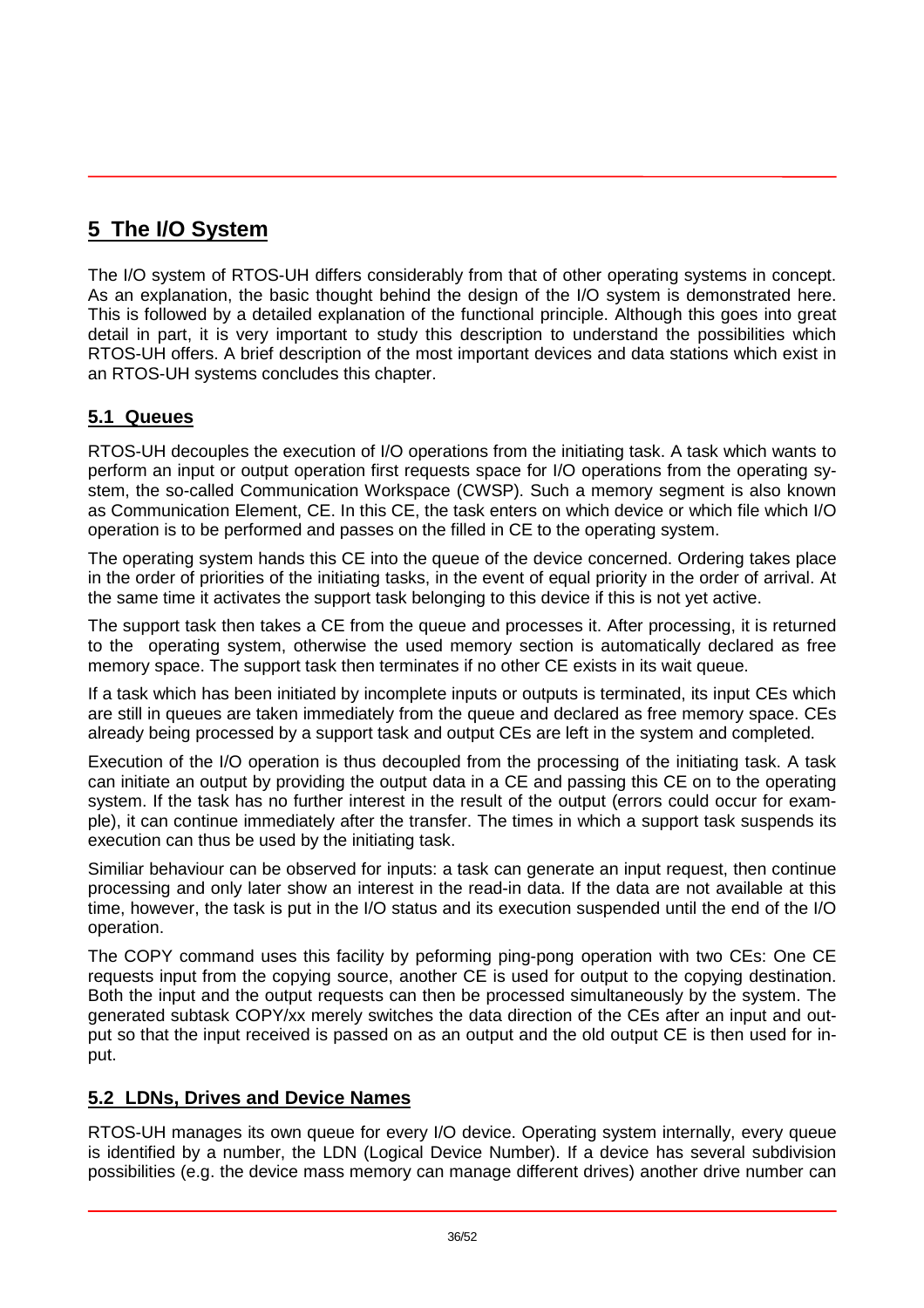# 5 The I/O System

The I/O system of RTOS-UH differs considerably from that of other operating systems in concept. As an explanation, the basic thought behind the design of the I/O system is demonstrated here. This is followed by a detailed explanation of the functional principle. Although this goes into great detail in part, it is very important to study this description to understand the possibilities which RTOS-UH offers. A brief description of the most important devices and data stations which exist in an RTOS-UH systems concludes this chapter.

## 5.1 Queues

RTOS-UH decouples the execution of I/O operations from the initiating task. A task which wants to perform an input or output operation first requests space for I/O operations from the operating system, the so-called Communication Workspace (CWSP). Such a memory segment is also known as Communication Element, CE. In this CE, the task enters on which device or which file which I/O operation is to be performed and passes on the filled in CE to the operating system.

The operating system hands this CE into the queue of the device concerned. Ordering takes place in the order of priorities of the initiating tasks, in the event of equal priority in the order of arrival. At the same time it activates the support task belonging to this device if this is not yet active.

The support task then takes a CE from the queue and processes it. After processing, it is returned to the operating system, otherwise the used memory section is automatically declared as free memory space. The support task then terminates if no other CE exists in its wait queue.

If a task which has been initiated by incomplete inputs or outputs is terminated, its input CEs which are still in queues are taken immediately from the queue and declared as free memory space. CEs already being processed by a support task and output CEs are left in the system and completed.

Execution of the I/O operation is thus decoupled from the processing of the initiating task. A task can initiate an output by providing the output data in a CE and passing this CE on to the operating system. If the task has no further interest in the result of the output (errors could occur for example), it can continue immediately after the transfer. The times in which a support task suspends its execution can thus be used by the initiating task.

Similiar behaviour can be observed for inputs: a task can generate an input request, then continue processing and only later show an interest in the read-in data. If the data are not available at this time, however, the task is put in the I/O status and its execution suspended until the end of the I/O operation.

The COPY command uses this facility by peforming ping-pong operation with two CEs: One CE requests input from the copying source, another CE is used for output to the copying destination. Both the input and the output requests can then be processed simultaneously by the system. The generated subtask COPY/xx merely switches the data direction of the CEs after an input and output so that the input received is passed on as an output and the old output CE is then used for input.

## 5.2 LDNs, Drives and Device Names

RTOS-UH manages its own queue for every I/O device. Operating system internally, every queue is identified by a number, the LDN (Logical Device Number). If a device has several subdivision possibilities (e.g. the device mass memory can manage different drives) another drive number can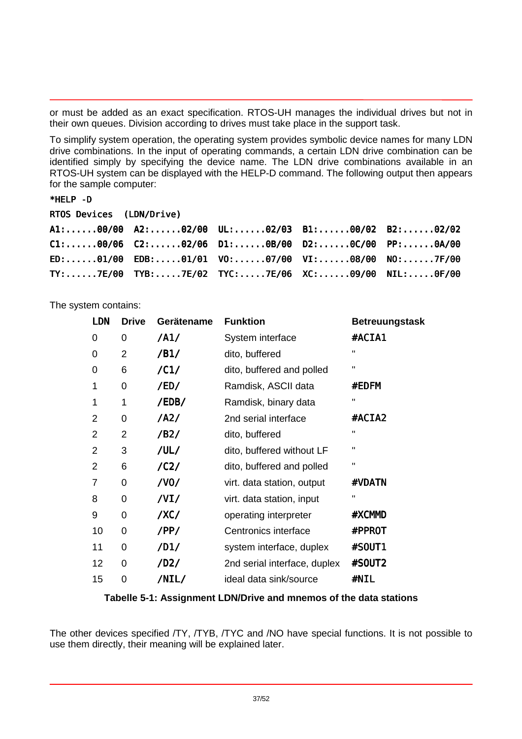or must be added as an exact specification. RTOS-UH manages the individual drives but not in their own queues. Division according to drives must take place in the support task.

To simplify system operation, the operating system provides symbolic device names for many LDN drive combinations. In the input of operating commands, a certain LDN drive combination can be identified simply by specifying the device name. The LDN drive combinations available in an RTOS-UH system can be displayed with the HELP-D command. The following output then appears for the sample computer:

```
*HELP -D
RTOS Devices  (LDN/Drive)
A1:......00/00  A2:......02/00  UL:......02/03  B1:......00/02  B2:......02/02
C1:......00/06  C2:......02/06  D1:......0B/00  D2:......0C/00  PP:......0A/00
ED:......01/00  EDB:.....01/01  VO:......07/00  VI:......08/00  NO:......7F/00
TY:......7E/00  TYB:.....7E/02  TYC:.....7E/06  XC:......09/00  NIL:.....0F/00
```

The system contains:

| LDN | Drive | Gerätename | Funktion | Betreuungstask |
|---|---|---|---|---|
| 0 | 0 | /A1/ | System interface | #ACIA1 |
| 0 | 2 | /B1/ | dito, buffered | " |
| 0 | 6 | /C1/ | dito, buffered and polled | " |
| 1 | 0 | /ED/ | Ramdisk, ASCII data | #EDFM |
| 1 | 1 | /EDB/ | Ramdisk, binary data | " |
| 2 | 0 | /A2/ | 2nd serial interface | #ACIA2 |
| 2 | 2 | /B2/ | dito, buffered | " |
| 2 | 3 | /UL/ | dito, buffered without LF | " |
| 2 | 6 | /C2/ | dito, buffered and polled | " |
| 7 | 0 | /VO/ | virt. data station, output | #VDATN |
| 8 | 0 | /VI/ | virt. data station, input | " |
| 9 | 0 | /XC/ | operating interpreter | #XCMMD |
| 10 | 0 | /PP/ | Centronics interface | #PPROT |
| 11 | 0 | /D1/ | system interface, duplex | #SOUT1 |
| 12 | 0 | /D2/ | 2nd serial interface, duplex | #SOUT2 |
| 15 | 0 | /NIL/ | ideal data sink/source | #NIL |

**Tabelle 5-1: Assignment LDN/Drive and mnemos of the data stations**

The other devices specified /TY, /TYB, /TYC and /NO have special functions. It is not possible to use them directly, their meaning will be explained later.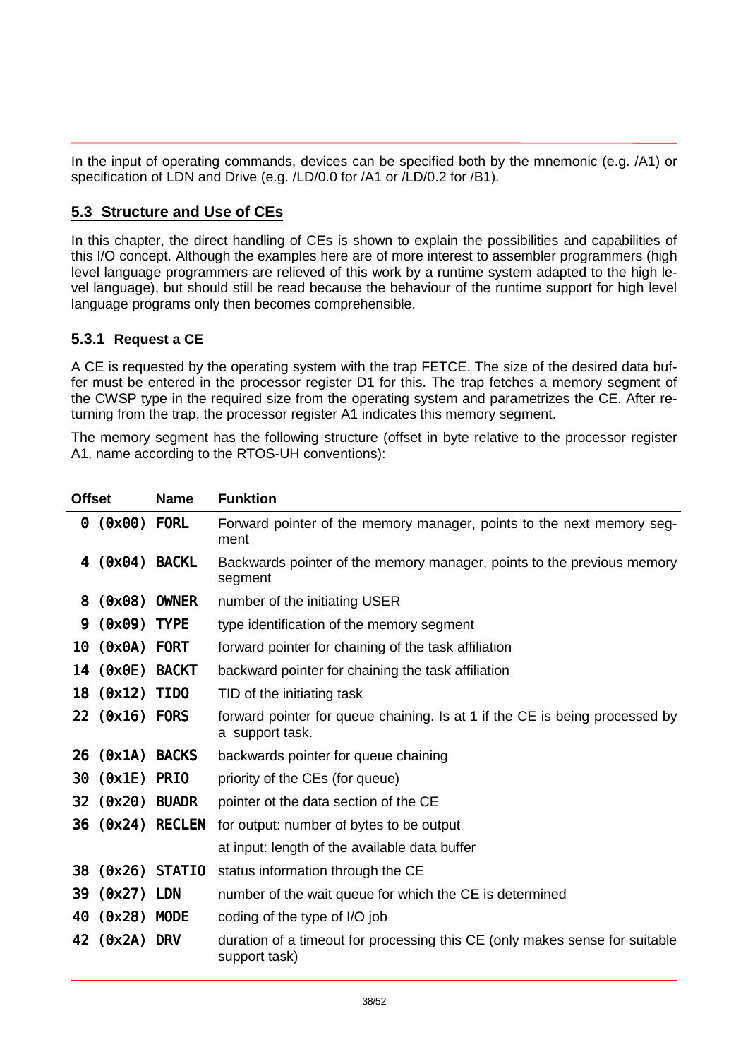In the input of operating commands, devices can be specified both by the mnemonic (e.g. /A1) or specification of LDN and Drive (e.g. /LD/0.0 for /A1 or /LD/0.2 for /B1).

## 5.3 Structure and Use of CEs

In this chapter, the direct handling of CEs is shown to explain the possibilities and capabilities of this I/O concept. Although the examples here are of more interest to assembler programmers (high level language programmers are relieved of this work by a runtime system adapted to the high level language), but should still be read because the behaviour of the runtime support for high level language programs only then becomes comprehensible.

### 5.3.1 Request a CE

A CE is requested by the operating system with the trap FETCE. The size of the desired data buffer must be entered in the processor register D1 for this. The trap fetches a memory segment of the CWSP type in the required size from the operating system and parametrizes the CE. After returning from the trap, the processor register A1 indicates this memory segment.

The memory segment has the following structure (offset in byte relative to the processor register A1, name according to the RTOS-UH conventions):

| Offset | Name | Funktion |
|---|---|---|
| 0 (0x00) | FORL | Forward pointer of the memory manager, points to the next memory segment |
| 4 (0x04) | BACKL | Backwards pointer of the memory manager, points to the previous memory segment |
| 8 (0x08) | OWNER | number of the initiating USER |
| 9 (0x09) | TYPE | type identification of the memory segment |
| 10 (0x0A) | FORT | forward pointer for chaining of the task affiliation |
| 14 (0x0E) | BACKT | backward pointer for chaining the task affiliation |
| 18 (0x12) | TIDO | TID of the initiating task |
| 22 (0x16) | FORS | forward pointer for queue chaining. Is at 1 if the CE is being processed by a support task. |
| 26 (0x1A) | BACKS | backwards pointer for queue chaining |
| 30 (0x1E) | PRIO | priority of the CEs (for queue) |
| 32 (0x20) | BUADR | pointer ot the data section of the CE |
| 36 (0x24) | RECLEN | for output: number of bytes to be output |
| | | at input: length of the available data buffer |
| 38 (0x26) | STATIO | status information through the CE |
| 39 (0x27) | LDN | number of the wait queue for which the CE is determined |
| 40 (0x28) | MODE | coding of the type of I/O job |
| 42 (0x2A) | DRV | duration of a timeout for processing this CE (only makes sense for suitable support task) |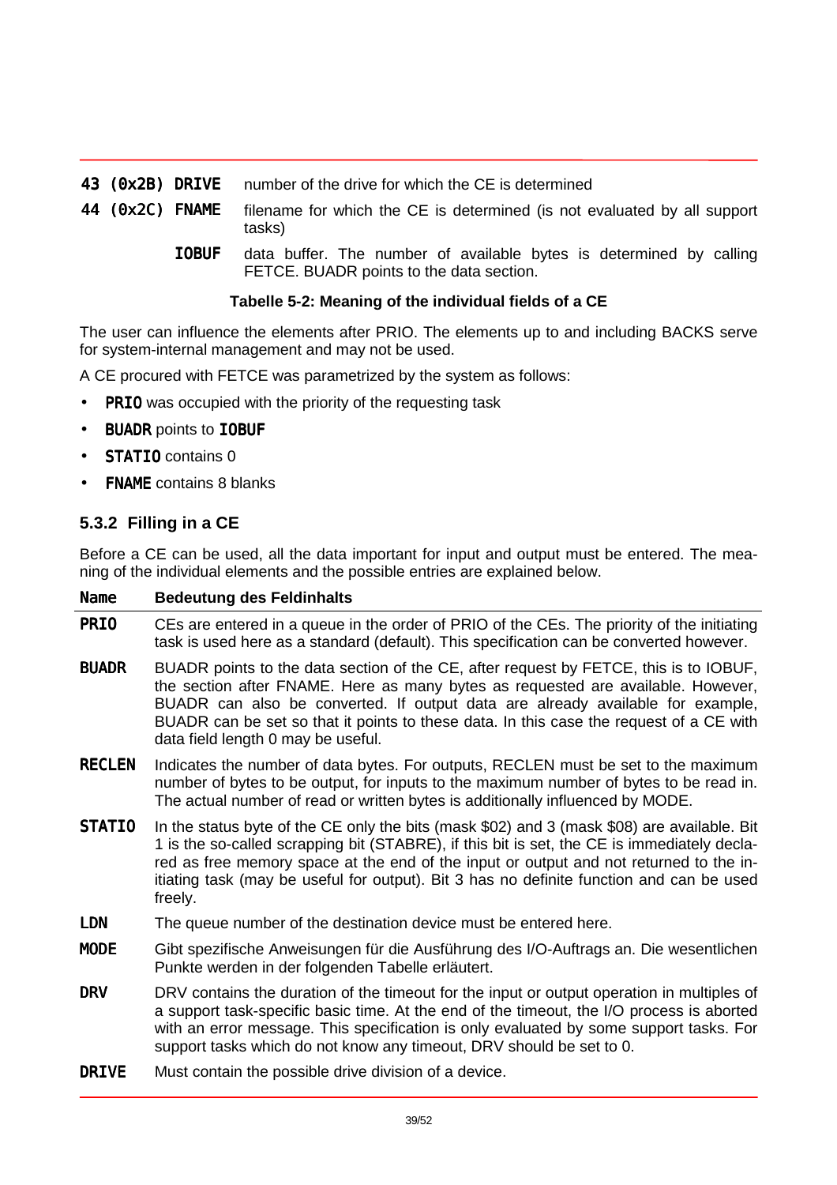| | | |
|---|---|---|
| 43 (0x2B) | DRIVE | number of the drive for which the CE is determined |
| 44 (0x2C) | FNAME | filename for which the CE is determined (is not evaluated by all support tasks) |
| | IOBUF | data buffer. The number of available bytes is determined by calling FETCE. BUADR points to the data section. |

**Tabelle 5-2: Meaning of the individual fields of a CE**

The user can influence the elements after PRIO. The elements up to and including BACKS serve for system-internal management and may not be used.

A CE procured with FETCE was parametrized by the system as follows:

- **PRIO** was occupied with the priority of the requesting task
- **BUADR** points to **IOBUF**
- **STATIO** contains 0
- **FNAME** contains 8 blanks

### 5.3.2 Filling in a CE

Before a CE can be used, all the data important for input and output must be entered. The meaning of the individual elements and the possible entries are explained below.

| Name | Bedeutung des Feldinhalts |
|---|---|
| PRIO | CEs are entered in a queue in the order of PRIO of the CEs. The priority of the initiating task is used here as a standard (default). This specification can be converted however. |
| BUADR | BUADR points to the data section of the CE, after request by FETCE, this is to IOBUF, the section after FNAME. Here as many bytes as requested are available. However, BUADR can also be converted. If output data are already available for example, BUADR can be set so that it points to these data. In this case the request of a CE with data field length 0 may be useful. |
| RECLEN | Indicates the number of data bytes. For outputs, RECLEN must be set to the maximum number of bytes to be output, for inputs to the maximum number of bytes to be read in. The actual number of read or written bytes is additionally influenced by MODE. |
| STATIO | In the status byte of the CE only the bits (mask $02) and 3 (mask $08) are available. Bit 1 is the so-called scrapping bit (STABRE), if this bit is set, the CE is immediately declared as free memory space at the end of the input or output and not returned to the initiating task (may be useful for output). Bit 3 has no definite function and can be used freely. |
| LDN | The queue number of the destination device must be entered here. |
| MODE | Gibt spezifische Anweisungen für die Ausführung des I/O-Auftrags an. Die wesentlichen Punkte werden in der folgenden Tabelle erläutert. |
| DRV | DRV contains the duration of the timeout for the input or output operation in multiples of a support task-specific basic time. At the end of the timeout, the I/O process is aborted with an error message. This specification is only evaluated by some support tasks. For support tasks which do not know any timeout, DRV should be set to 0. |
| DRIVE | Must contain the possible drive division of a device. |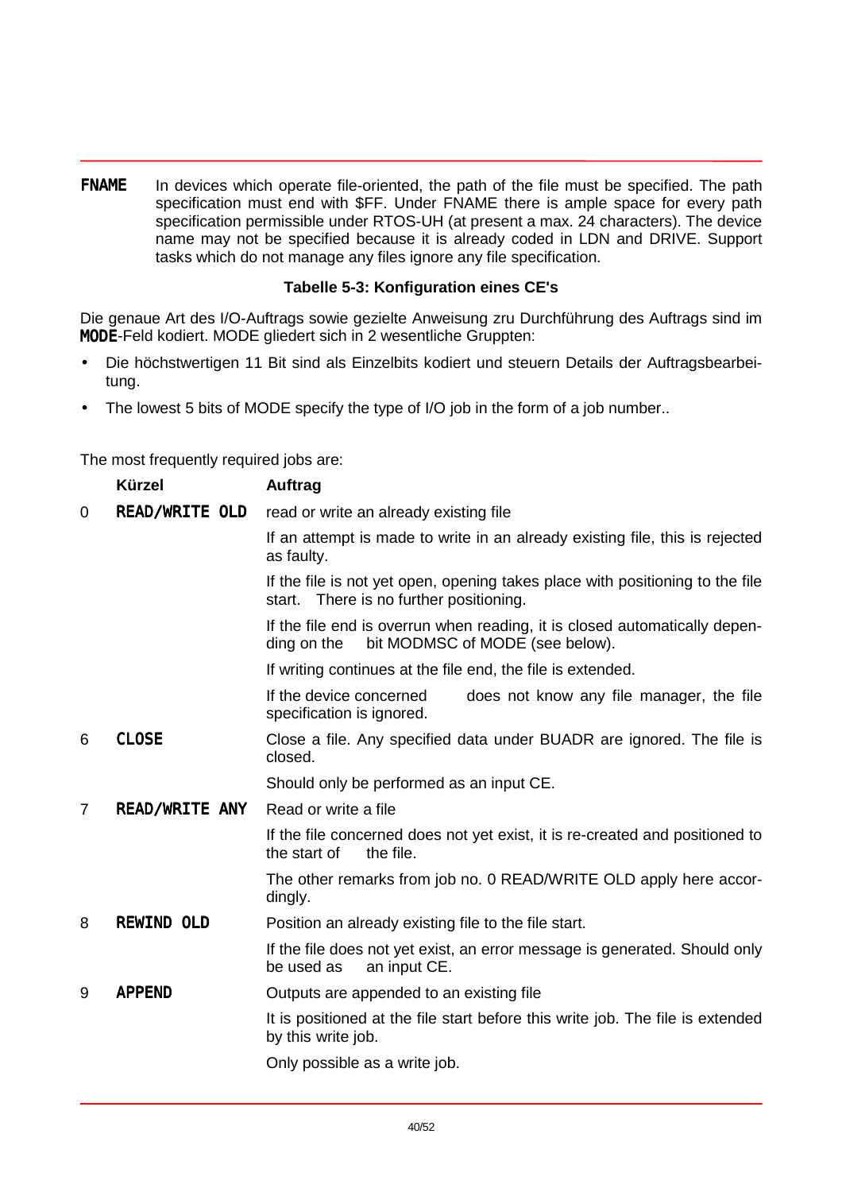**FNAME** In devices which operate file-oriented, the path of the file must be specified. The path specification must end with $FF. Under FNAME there is ample space for every path specification permissible under RTOS-UH (at present a max. 24 characters). The device name may not be specified because it is already coded in LDN and DRIVE. Support tasks which do not manage any files ignore any file specification.

**Tabelle 5-3: Konfiguration eines CE's**

Die genaue Art des I/O-Auftrags sowie gezielte Anweisung zru Durchführung des Auftrags sind im **MODE**-Feld kodiert. MODE gliedert sich in 2 wesentliche Gruppten:

- Die höchstwertigen 11 Bit sind als Einzelbits kodiert und steuern Details der Auftragsbearbeitung.
- The lowest 5 bits of MODE specify the type of I/O job in the form of a job number..

The most frequently required jobs are:

| | Kürzel | Auftrag |
|---|---|---|
| 0 | **READ/WRITE OLD** | read or write an already existing file |
| | | If an attempt is made to write in an already existing file, this is rejected as faulty. |
| | | If the file is not yet open, opening takes place with positioning to the file start. There is no further positioning. |
| | | If the file end is overrun when reading, it is closed automatically depending on the bit MODMSC of MODE (see below). |
| | | If writing continues at the file end, the file is extended. |
| | | If the device concerned does not know any file manager, the file specification is ignored. |
| 6 | **CLOSE** | Close a file. Any specified data under BUADR are ignored. The file is closed. |
| | | Should only be performed as an input CE. |
| 7 | **READ/WRITE ANY** | Read or write a file |
| | | If the file concerned does not yet exist, it is re-created and positioned to the start of the file. |
| | | The other remarks from job no. 0 READ/WRITE OLD apply here accordingly. |
| 8 | **REWIND OLD** | Position an already existing file to the file start. |
| | | If the file does not yet exist, an error message is generated. Should only be used as an input CE. |
| 9 | **APPEND** | Outputs are appended to an existing file |
| | | It is positioned at the file start before this write job. The file is extended by this write job. |
| | | Only possible as a write job. |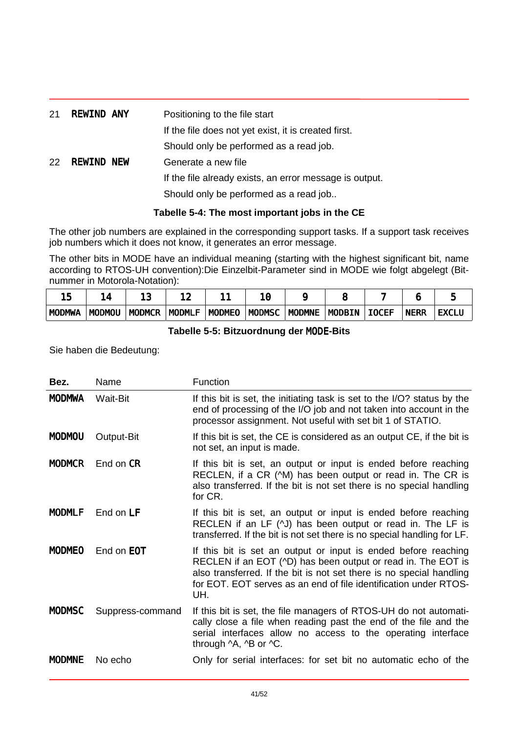| | | |
|---|---|---|
| 21 | **REWIND ANY** | Positioning to the file start<br>If the file does not yet exist, it is created first.<br>Should only be performed as a read job. |
| 22 | **REWIND NEW** | Generate a new file<br>If the file already exists, an error message is output.<br>Should only be performed as a read job.. |

**Tabelle 5-4: The most important jobs in the CE**

The other job numbers are explained in the corresponding support tasks. If a support task receives job numbers which it does not know, it generates an error message.

The other bits in MODE have an individual meaning (starting with the highest significant bit, name according to RTOS-UH convention):Die Einzelbit-Parameter sind in MODE wie folgt abgelegt (Bitnummer in Motorola-Notation):

| 15 | 14 | 13 | 12 | 11 | 10 | 9 | 8 | 7 | 6 | 5 |
|---|---|---|---|---|---|---|---|---|---|---|
| MODMWA | MODMOU | MODMCR | MODMLF | MODMEO | MODMSC | MODMNE | MODBIN | IOCEF | NERR | EXCLU |

**Tabelle 5-5: Bitzuordnung der MODE-Bits**

Sie haben die Bedeutung:

| Bez. | Name | Function |
|---|---|---|
| **MODMWA** | Wait-Bit | If this bit is set, the initiating task is set to the I/O? status by the end of processing of the I/O job and not taken into account in the processor assignment. Not useful with set bit 1 of STATIO. |
| **MODMOU** | Output-Bit | If this bit is set, the CE is considered as an output CE, if the bit is not set, an input is made. |
| **MODMCR** | End on **CR** | If this bit is set, an output or input is ended before reaching RECLEN, if a CR (^M) has been output or read in. The CR is also transferred. If the bit is not set there is no special handling for CR. |
| **MODMLF** | End on **LF** | If this bit is set, an output or input is ended before reaching RECLEN if an LF (^J) has been output or read in. The LF is transferred. If the bit is not set there is no special handling for LF. |
| **MODMEO** | End on **EOT** | If this bit is set an output or input is ended before reaching RECLEN if an EOT (^D) has been output or read in. The EOT is also transferred. If the bit is not set there is no special handling for EOT. EOT serves as an end of file identification under RTOS-UH. |
| **MODMSC** | Suppress-command | If this bit is set, the file managers of RTOS-UH do not automatically close a file when reading past the end of the file and the serial interfaces allow no access to the operating interface through ^A, ^B or ^C. |
| **MODMNE** | No echo | Only for serial interfaces: for set bit no automatic echo of the |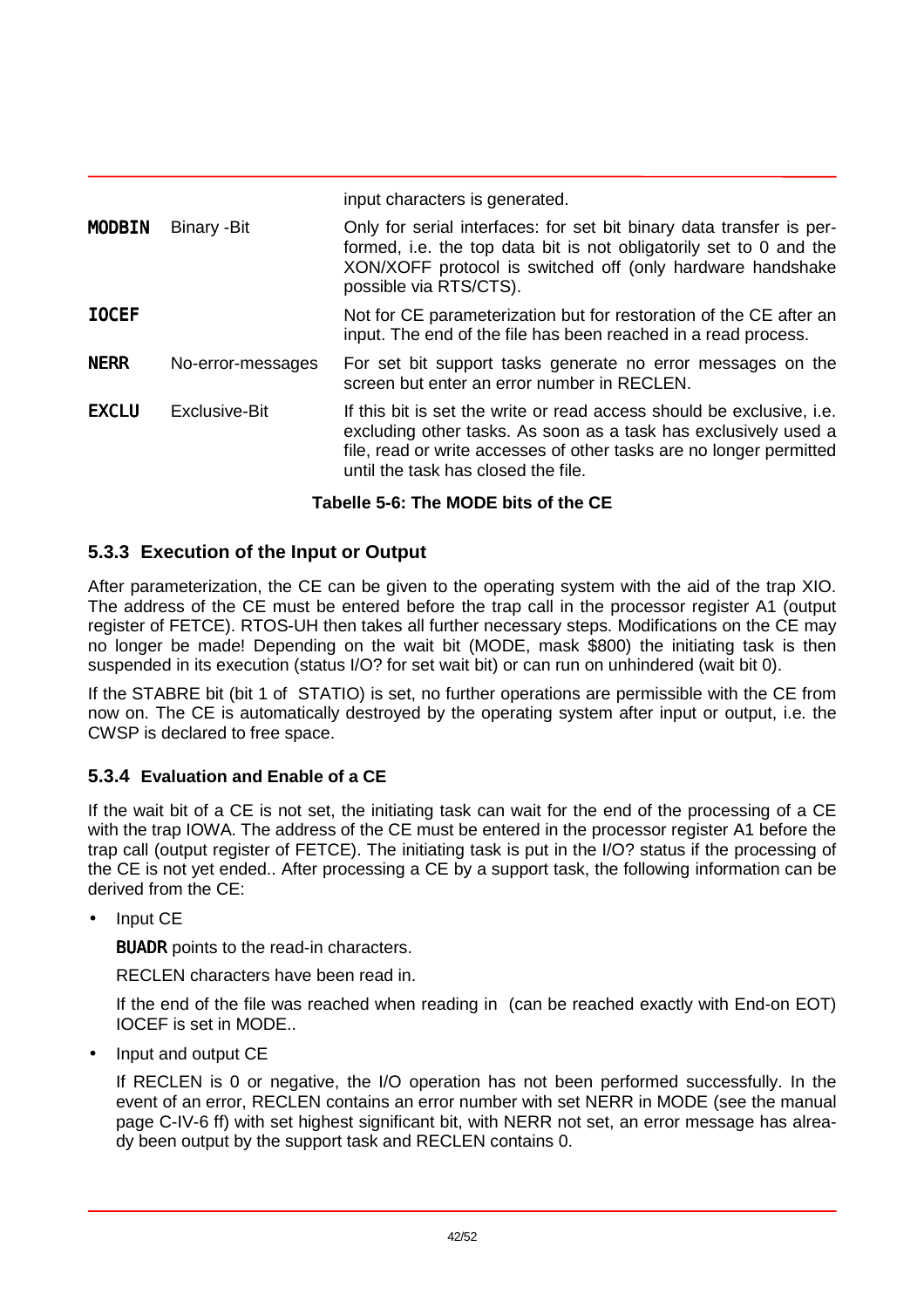| | | |
|---|---|---|
| | | input characters is generated. |
| **MODBIN** | Binary -Bit | Only for serial interfaces: for set bit binary data transfer is performed, i.e. the top data bit is not obligatorily set to 0 and the XON/XOFF protocol is switched off (only hardware handshake possible via RTS/CTS). |
| **IOCEF** | | Not for CE parameterization but for restoration of the CE after an input. The end of the file has been reached in a read process. |
| **NERR** | No-error-messages | For set bit support tasks generate no error messages on the screen but enter an error number in RECLEN. |
| **EXCLU** | Exclusive-Bit | If this bit is set the write or read access should be exclusive, i.e. excluding other tasks. As soon as a task has exclusively used a file, read or write accesses of other tasks are no longer permitted until the task has closed the file. |

**Tabelle 5-6: The MODE bits of the CE**

### 5.3.3 Execution of the Input or Output

After parameterization, the CE can be given to the operating system with the aid of the trap XIO. The address of the CE must be entered before the trap call in the processor register A1 (output register of FETCE). RTOS-UH then takes all further necessary steps. Modifications on the CE may no longer be made! Depending on the wait bit (MODE, mask $800) the initiating task is then suspended in its execution (status I/O? for set wait bit) or can run on unhindered (wait bit 0).

If the STABRE bit (bit 1 of STATIO) is set, no further operations are permissible with the CE from now on. The CE is automatically destroyed by the operating system after input or output, i.e. the CWSP is declared to free space.

### 5.3.4 Evaluation and Enable of a CE

If the wait bit of a CE is not set, the initiating task can wait for the end of the processing of a CE with the trap IOWA. The address of the CE must be entered in the processor register A1 before the trap call (output register of FETCE). The initiating task is put in the I/O? status if the processing of the CE is not yet ended.. After processing a CE by a support task, the following information can be derived from the CE:

- Input CE

  **BUADR** points to the read-in characters.

  RECLEN characters have been read in.

  If the end of the file was reached when reading in (can be reached exactly with End-on EOT) IOCEF is set in MODE..

- Input and output CE

  If RECLEN is 0 or negative, the I/O operation has not been performed successfully. In the event of an error, RECLEN contains an error number with set NERR in MODE (see the manual page C-IV-6 ff) with set highest significant bit, with NERR not set, an error message has already been output by the support task and RECLEN contains 0.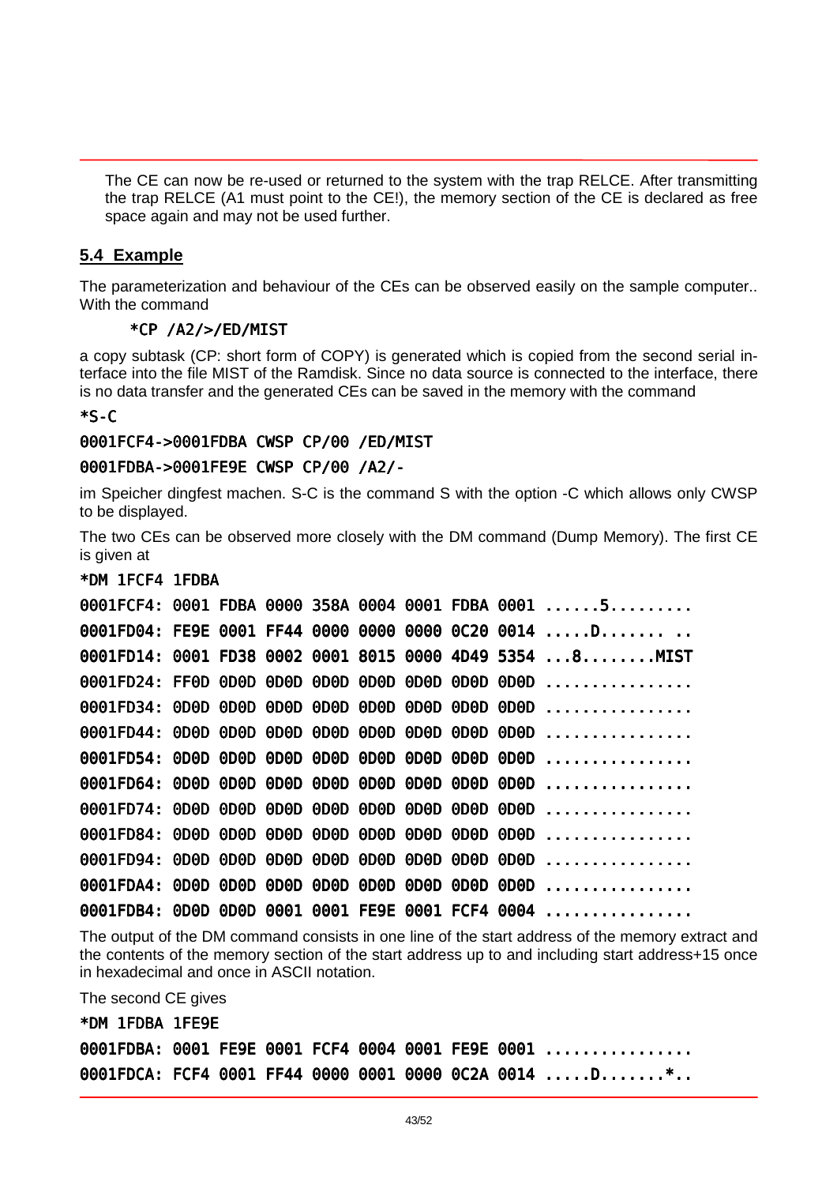The CE can now be re-used or returned to the system with the trap RELCE. After transmitting the trap RELCE (A1 must point to the CE!), the memory section of the CE is declared as free space again and may not be used further.

## 5.4 Example

The parameterization and behaviour of the CEs can be observed easily on the sample computer.. With the command

```
*CP /A2/>/ED/MIST
```

a copy subtask (CP: short form of COPY) is generated which is copied from the second serial interface into the file MIST of the Ramdisk. Since no data source is connected to the interface, there is no data transfer and the generated CEs can be saved in the memory with the command

```
*S-C
0001FCF4->0001FDBA CWSP CP/00 /ED/MIST
0001FDBA->0001FE9E CWSP CP/00 /A2/-
```

im Speicher dingfest machen. S-C is the command S with the option -C which allows only CWSP to be displayed.

The two CEs can be observed more closely with the DM command (Dump Memory). The first CE is given at

```
*DM 1FCF4 1FDBA
0001FCF4: 0001 FDBA 0000 358A 0004 0001 FDBA 0001 ......5.........
0001FD04: FE9E 0001 FF44 0000 0000 0000 0C20 0014 .....D....... ..
0001FD14: 0001 FD38 0002 0001 8015 0000 4D49 5354 ...8........MIST
0001FD24: FF0D 0D0D 0D0D 0D0D 0D0D 0D0D 0D0D 0D0D ................
0001FD34: 0D0D 0D0D 0D0D 0D0D 0D0D 0D0D 0D0D 0D0D ................
0001FD44: 0D0D 0D0D 0D0D 0D0D 0D0D 0D0D 0D0D 0D0D ................
0001FD54: 0D0D 0D0D 0D0D 0D0D 0D0D 0D0D 0D0D 0D0D ................
0001FD64: 0D0D 0D0D 0D0D 0D0D 0D0D 0D0D 0D0D 0D0D ................
0001FD74: 0D0D 0D0D 0D0D 0D0D 0D0D 0D0D 0D0D 0D0D ................
0001FD84: 0D0D 0D0D 0D0D 0D0D 0D0D 0D0D 0D0D 0D0D ................
0001FD94: 0D0D 0D0D 0D0D 0D0D 0D0D 0D0D 0D0D 0D0D ................
0001FDA4: 0D0D 0D0D 0D0D 0D0D 0D0D 0D0D 0D0D 0D0D ................
0001FDB4: 0D0D 0D0D 0001 0001 FE9E 0001 FCF4 0004 ................
```

The output of the DM command consists in one line of the start address of the memory extract and the contents of the memory section of the start address up to and including start address+15 once in hexadecimal and once in ASCII notation.

The second CE gives

```
*DM 1FDBA 1FE9E
0001FDBA: 0001 FE9E 0001 FCF4 0004 0001 FE9E 0001 ................
0001FDCA: FCF4 0001 FF44 0000 0001 0000 0C2A 0014 .....D.......*..
```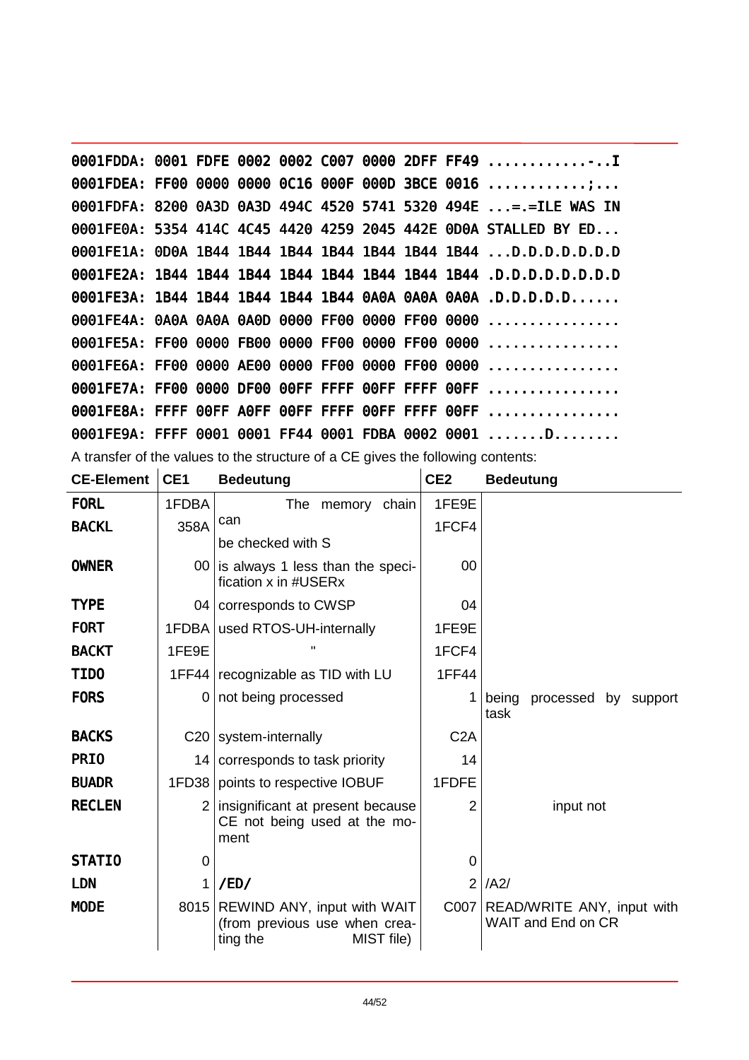```
0001FDDA: 0001 FDFE 0002 0002 C007 0000 2DFF FF49 ............-..I
0001FDEA: FF00 0000 0000 0C16 000F 000D 3BCE 0016 ...........;...
0001FDFA: 8200 0A3D 0A3D 494C 4520 5741 5320 494E ...=.=ILE WAS IN
0001FE0A: 5354 414C 4C45 4420 4259 2045 442E 0D0A STALLED BY ED...
0001FE1A: 0D0A 1B44 1B44 1B44 1B44 1B44 1B44 1B44 ...D.D.D.D.D.D.D
0001FE2A: 1B44 1B44 1B44 1B44 1B44 1B44 1B44 1B44 .D.D.D.D.D.D.D.D
0001FE3A: 1B44 1B44 1B44 1B44 1B44 0A0A 0A0A 0A0A .D.D.D.D.D......
0001FE4A: 0A0A 0A0A 0A0D 0000 FF00 0000 FF00 0000 ................
0001FE5A: FF00 0000 FB00 0000 FF00 0000 FF00 0000 ................
0001FE6A: FF00 0000 AE00 0000 FF00 0000 FF00 0000 ................
0001FE7A: FF00 0000 DF00 00FF FFFF 00FF FFFF 00FF ................
0001FE8A: FFFF 00FF A0FF 00FF FFFF 00FF FFFF 00FF ................
0001FE9A: FFFF 0001 0001 FF44 0001 FDBA 0002 0001 .......D........
```

A transfer of the values to the structure of a CE gives the following contents:

| CE-Element | CE1 | Bedeutung | CE2 | Bedeutung |
|---|---|---|---|---|
| **FORL** | 1FDBA | The memory chain can | 1FE9E | |
| **BACKL** | 358A | be checked with S | 1FCF4 | |
| **OWNER** | 00 | is always 1 less than the specification x in #USERx | 00 | |
| **TYPE** | 04 | corresponds to CWSP | 04 | |
| **FORT** | 1FDBA | used RTOS-UH-internally | 1FE9E | |
| **BACKT** | 1FE9E | " | 1FCF4 | |
| **TIDO** | 1FF44 | recognizable as TID with LU | 1FF44 | |
| **FORS** | 0 | not being processed | 1 | being processed by support task |
| **BACKS** | C20 | system-internally | C2A | |
| **PRIO** | 14 | corresponds to task priority | 14 | |
| **BUADR** | 1FD38 | points to respective IOBUF | 1FDFE | |
| **RECLEN** | 2 | insignificant at present because CE not being used at the moment | 2 | input not |
| **STATIO** | 0 | | 0 | |
| **LDN** | 1 | /ED/ | 2 | /A2/ |
| **MODE** | 8015 | REWIND ANY, input with WAIT (from previous use when creating the MIST file) | C007 | READ/WRITE ANY, input with WAIT and End on CR |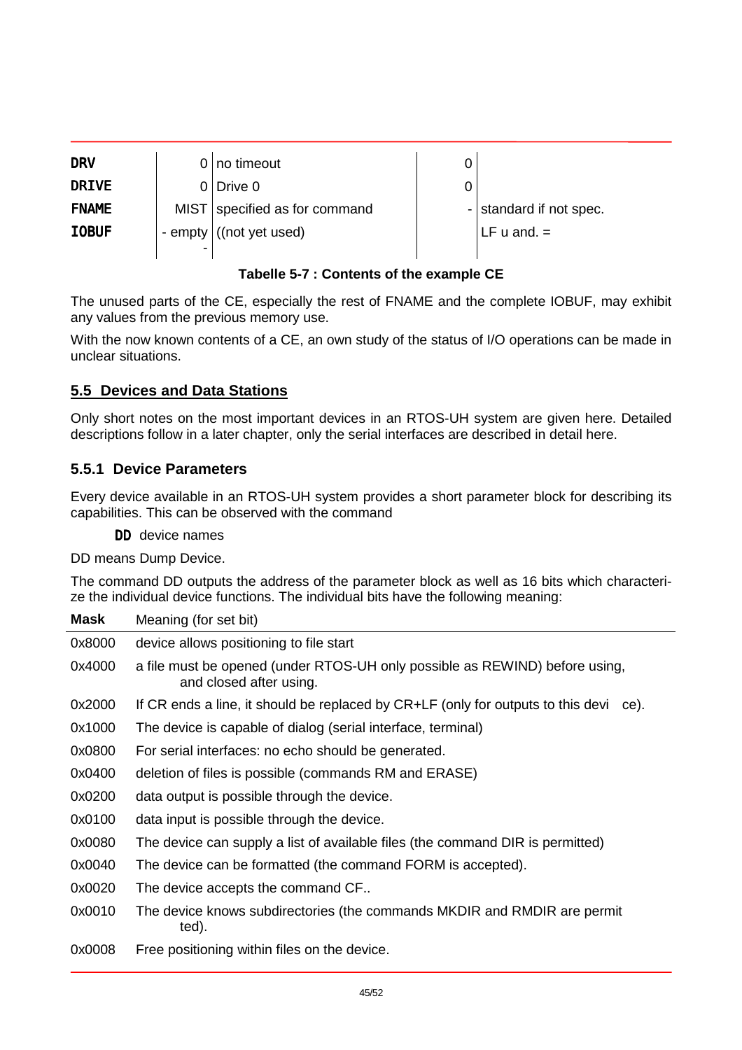| | | | | |
|---|---|---|---|---|
| **DRV** | 0 | no timeout | 0 | |
| **DRIVE** | 0 | Drive 0 | 0 | |
| **FNAME** | MIST | specified as for command | - | standard if not spec. |
| **IOBUF** | - empty - | ((not yet used) | | LF u and. = |

**Tabelle 5-7 : Contents of the example CE**

The unused parts of the CE, especially the rest of FNAME and the complete IOBUF, may exhibit any values from the previous memory use.

With the now known contents of a CE, an own study of the status of I/O operations can be made in unclear situations.

## 5.5 Devices and Data Stations

Only short notes on the most important devices in an RTOS-UH system are given here. Detailed descriptions follow in a later chapter, only the serial interfaces are described in detail here.

### 5.5.1 Device Parameters

Every device available in an RTOS-UH system provides a short parameter block for describing its capabilities. This can be observed with the command

**DD** device names

DD means Dump Device.

The command DD outputs the address of the parameter block as well as 16 bits which characterize the individual device functions. The individual bits have the following meaning:

| Mask | Meaning (for set bit) |
|---|---|
| 0x8000 | device allows positioning to file start |
| 0x4000 | a file must be opened (under RTOS-UH only possible as REWIND) before using, and closed after using. |
| 0x2000 | If CR ends a line, it should be replaced by CR+LF (only for outputs to this device). |
| 0x1000 | The device is capable of dialog (serial interface, terminal) |
| 0x0800 | For serial interfaces: no echo should be generated. |
| 0x0400 | deletion of files is possible (commands RM and ERASE) |
| 0x0200 | data output is possible through the device. |
| 0x0100 | data input is possible through the device. |
| 0x0080 | The device can supply a list of available files (the command DIR is permitted) |
| 0x0040 | The device can be formatted (the command FORM is accepted). |
| 0x0020 | The device accepts the command CF.. |
| 0x0010 | The device knows subdirectories (the commands MKDIR and RMDIR are permitted). |
| 0x0008 | Free positioning within files on the device. |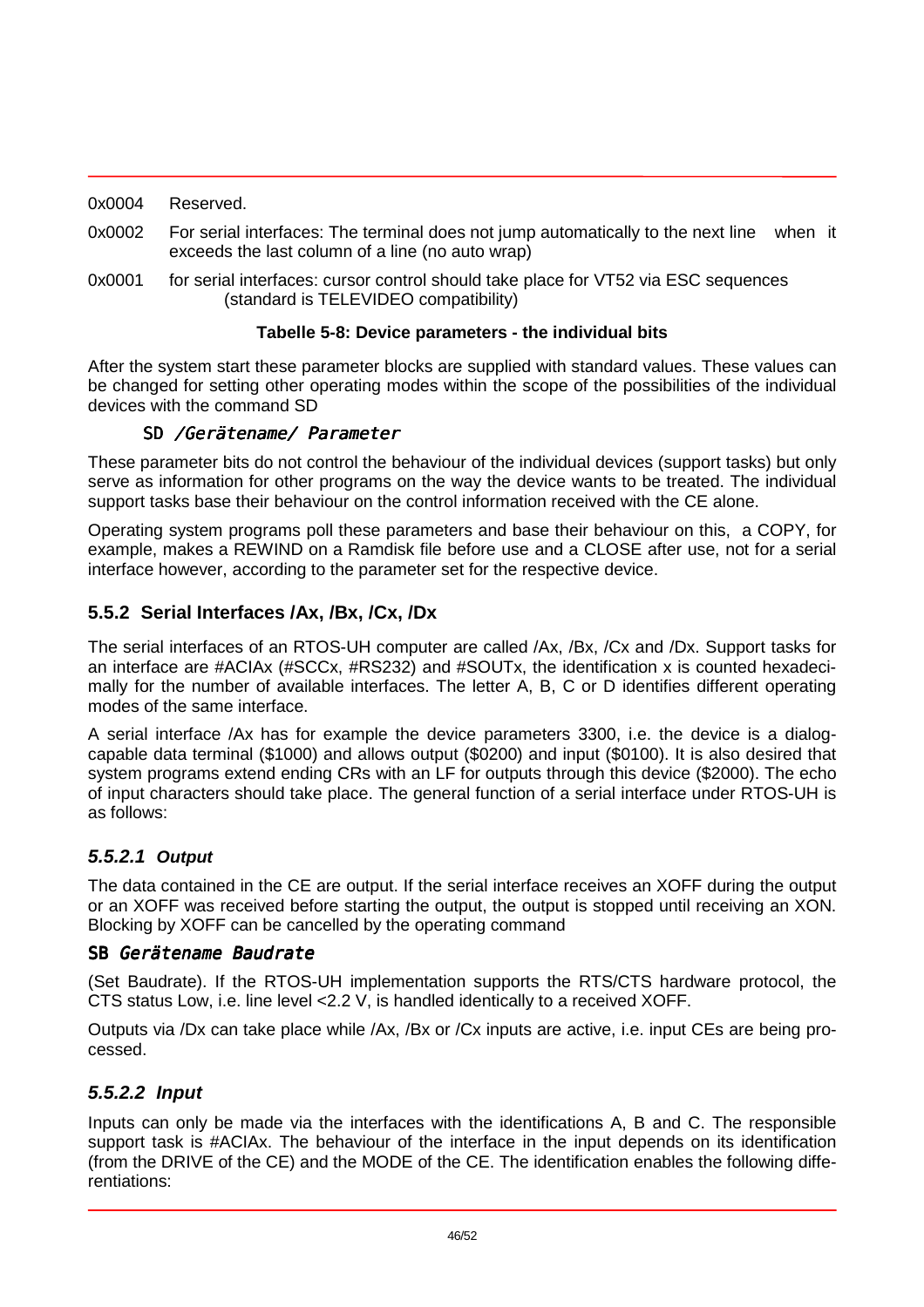0x0004 Reserved.

0x0002 For serial interfaces: The terminal does not jump automatically to the next line when it exceeds the last column of a line (no auto wrap)

0x0001 for serial interfaces: cursor control should take place for VT52 via ESC sequences (standard is TELEVIDEO compatibility)

**Tabelle 5-8: Device parameters - the individual bits**

After the system start these parameter blocks are supplied with standard values. These values can be changed for setting other operating modes within the scope of the possibilities of the individual devices with the command SD

SD */Gerätename/ Parameter*

These parameter bits do not control the behaviour of the individual devices (support tasks) but only serve as information for other programs on the way the device wants to be treated. The individual support tasks base their behaviour on the control information received with the CE alone.

Operating system programs poll these parameters and base their behaviour on this, a COPY, for example, makes a REWIND on a Ramdisk file before use and a CLOSE after use, not for a serial interface however, according to the parameter set for the respective device.

## 5.5.2 Serial Interfaces /Ax, /Bx, /Cx, /Dx

The serial interfaces of an RTOS-UH computer are called /Ax, /Bx, /Cx and /Dx. Support tasks for an interface are #ACIAx (#SCCx, #RS232) and #SOUTx, the identification x is counted hexadecimally for the number of available interfaces. The letter A, B, C or D identifies different operating modes of the same interface.

A serial interface /Ax has for example the device parameters 3300, i.e. the device is a dialog-capable data terminal ($1000) and allows output ($0200) and input ($0100). It is also desired that system programs extend ending CRs with an LF for outputs through this device ($2000). The echo of input characters should take place. The general function of a serial interface under RTOS-UH is as follows:

### *5.5.2.1 Output*

The data contained in the CE are output. If the serial interface receives an XOFF during the output or an XOFF was received before starting the output, the output is stopped until receiving an XON. Blocking by XOFF can be cancelled by the operating command

SB *Gerätename Baudrate*

(Set Baudrate). If the RTOS-UH implementation supports the RTS/CTS hardware protocol, the CTS status Low, i.e. line level <2.2 V, is handled identically to a received XOFF.

Outputs via /Dx can take place while /Ax, /Bx or /Cx inputs are active, i.e. input CEs are being processed.

### *5.5.2.2 Input*

Inputs can only be made via the interfaces with the identifications A, B and C. The responsible support task is #ACIAx. The behaviour of the interface in the input depends on its identification (from the DRIVE of the CE) and the MODE of the CE. The identification enables the following differentiations: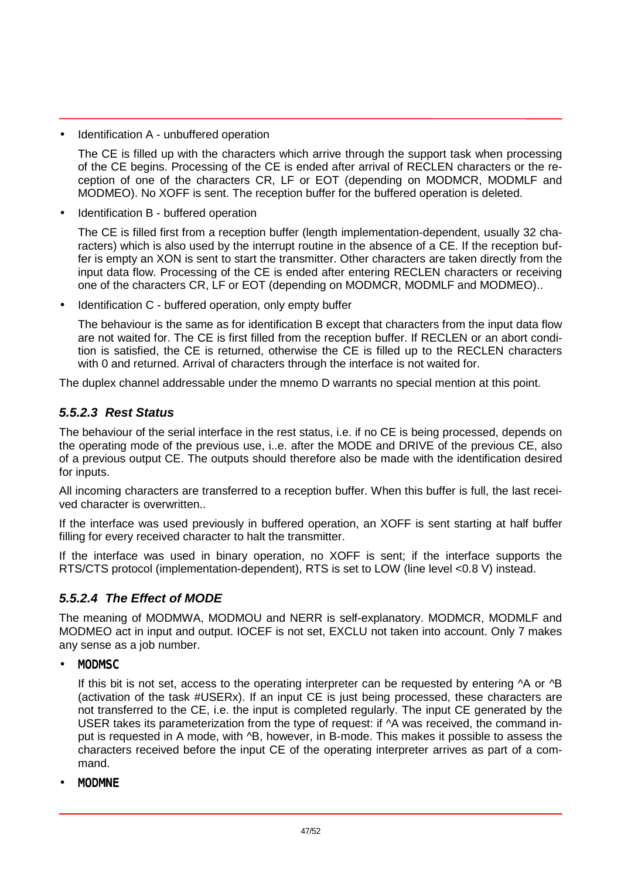- Identification A - unbuffered operation

  The CE is filled up with the characters which arrive through the support task when processing of the CE begins. Processing of the CE is ended after arrival of RECLEN characters or the reception of one of the characters CR, LF or EOT (depending on MODMCR, MODMLF and MODMEO). No XOFF is sent. The reception buffer for the buffered operation is deleted.

- Identification B - buffered operation

  The CE is filled first from a reception buffer (length implementation-dependent, usually 32 characters) which is also used by the interrupt routine in the absence of a CE. If the reception buffer is empty an XON is sent to start the transmitter. Other characters are taken directly from the input data flow. Processing of the CE is ended after entering RECLEN characters or receiving one of the characters CR, LF or EOT (depending on MODMCR, MODMLF and MODMEO)..

- Identification C - buffered operation, only empty buffer

  The behaviour is the same as for identification B except that characters from the input data flow are not waited for. The CE is first filled from the reception buffer. If RECLEN or an abort condition is satisfied, the CE is returned, otherwise the CE is filled up to the RECLEN characters with 0 and returned. Arrival of characters through the interface is not waited for.

The duplex channel addressable under the mnemo D warrants no special mention at this point.

### *5.5.2.3 Rest Status*

The behaviour of the serial interface in the rest status, i.e. if no CE is being processed, depends on the operating mode of the previous use, i..e. after the MODE and DRIVE of the previous CE, also of a previous output CE. The outputs should therefore also be made with the identification desired for inputs.

All incoming characters are transferred to a reception buffer. When this buffer is full, the last received character is overwritten..

If the interface was used previously in buffered operation, an XOFF is sent starting at half buffer filling for every received character to halt the transmitter.

If the interface was used in binary operation, no XOFF is sent; if the interface supports the RTS/CTS protocol (implementation-dependent), RTS is set to LOW (line level <0.8 V) instead.

### *5.5.2.4 The Effect of MODE*

The meaning of MODMWA, MODMOU and NERR is self-explanatory. MODMCR, MODMLF and MODMEO act in input and output. IOCEF is not set, EXCLU not taken into account. Only 7 makes any sense as a job number.

- MODMSC

  If this bit is not set, access to the operating interpreter can be requested by entering ^A or ^B (activation of the task #USERx). If an input CE is just being processed, these characters are not transferred to the CE, i.e. the input is completed regularly. The input CE generated by the USER takes its parameterization from the type of request: if ^A was received, the command input is requested in A mode, with ^B, however, in B-mode. This makes it possible to assess the characters received before the input CE of the operating interpreter arrives as part of a command.

- MODMNE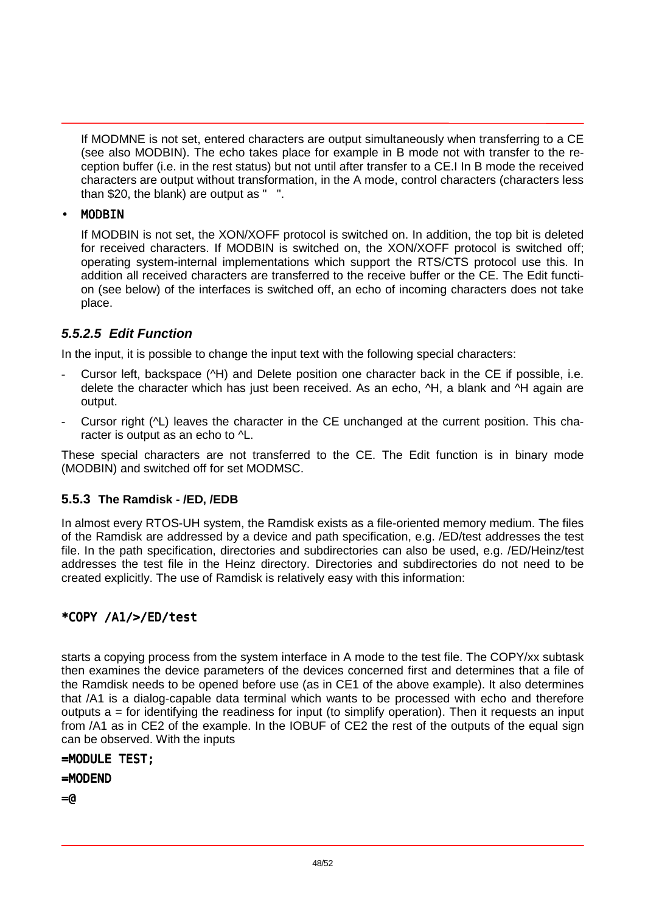If MODMNE is not set, entered characters are output simultaneously when transferring to a CE (see also MODBIN). The echo takes place for example in B mode not with transfer to the reception buffer (i.e. in the rest status) but not until after transfer to a CE.I In B mode the received characters are output without transformation, in the A mode, control characters (characters less than $20, the blank) are output as "   ".

- MODBIN

  If MODBIN is not set, the XON/XOFF protocol is switched on. In addition, the top bit is deleted for received characters. If MODBIN is switched on, the XON/XOFF protocol is switched off; operating system-internal implementations which support the RTS/CTS protocol use this. In addition all received characters are transferred to the receive buffer or the CE. The Edit function (see below) of the interfaces is switched off, an echo of incoming characters does not take place.

#### *5.5.2.5 Edit Function*

In the input, it is possible to change the input text with the following special characters:

- Cursor left, backspace (^H) and Delete position one character back in the CE if possible, i.e. delete the character which has just been received. As an echo, ^H, a blank and ^H again are output.
- Cursor right (^L) leaves the character in the CE unchanged at the current position. This character is output as an echo to ^L.

These special characters are not transferred to the CE. The Edit function is in binary mode (MODBIN) and switched off for set MODMSC.

### 5.5.3 The Ramdisk - /ED, /EDB

In almost every RTOS-UH system, the Ramdisk exists as a file-oriented memory medium. The files of the Ramdisk are addressed by a device and path specification, e.g. /ED/test addresses the test file. In the path specification, directories and subdirectories can also be used, e.g. /ED/Heinz/test addresses the test file in the Heinz directory. Directories and subdirectories do not need to be created explicitly. The use of Ramdisk is relatively easy with this information:

```
*COPY /A1/>/ED/test
```

starts a copying process from the system interface in A mode to the test file. The COPY/xx subtask then examines the device parameters of the devices concerned first and determines that a file of the Ramdisk needs to be opened before use (as in CE1 of the above example). It also determines that /A1 is a dialog-capable data terminal which wants to be processed with echo and therefore outputs a = for identifying the readiness for input (to simplify operation). Then it requests an input from /A1 as in CE2 of the example. In the IOBUF of CE2 the rest of the outputs of the equal sign can be observed. With the inputs

```
=MODULE TEST;
=MODEND
=@
```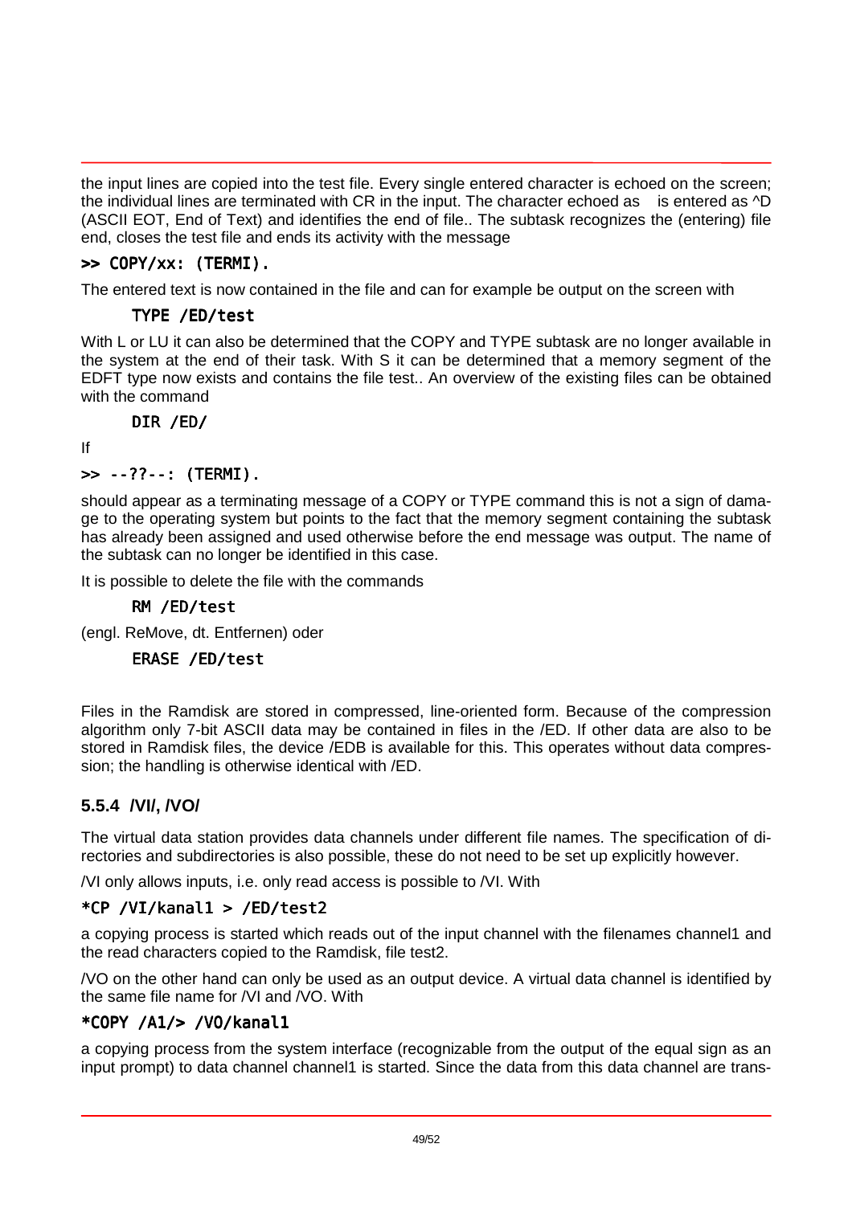the input lines are copied into the test file. Every single entered character is echoed on the screen; the individual lines are terminated with CR in the input. The character echoed as   is entered as ^D (ASCII EOT, End of Text) and identifies the end of file.. The subtask recognizes the (entering) file end, closes the test file and ends its activity with the message

```
>> COPY/xx: (TERMI).
```

The entered text is now contained in the file and can for example be output on the screen with

```
TYPE /ED/test
```

With L or LU it can also be determined that the COPY and TYPE subtask are no longer available in the system at the end of their task. With S it can be determined that a memory segment of the EDFT type now exists and contains the file test.. An overview of the existing files can be obtained with the command

```
DIR /ED/
```

If

```
>> --??--: (TERMI).
```

should appear as a terminating message of a COPY or TYPE command this is not a sign of damage to the operating system but points to the fact that the memory segment containing the subtask has already been assigned and used otherwise before the end message was output. The name of the subtask can no longer be identified in this case.

It is possible to delete the file with the commands

```
RM /ED/test
```

(engl. ReMove, dt. Entfernen) oder

```
ERASE /ED/test
```

Files in the Ramdisk are stored in compressed, line-oriented form. Because of the compression algorithm only 7-bit ASCII data may be contained in files in the /ED. If other data are also to be stored in Ramdisk files, the device /EDB is available for this. This operates without data compression; the handling is otherwise identical with /ED.

### 5.5.4 /VI/, /VO/

The virtual data station provides data channels under different file names. The specification of directories and subdirectories is also possible, these do not need to be set up explicitly however.

/VI only allows inputs, i.e. only read access is possible to /VI. With

```
*CP /VI/kanal1 > /ED/test2
```

a copying process is started which reads out of the input channel with the filenames channel1 and the read characters copied to the Ramdisk, file test2.

/VO on the other hand can only be used as an output device. A virtual data channel is identified by the same file name for /VI and /VO. With

```
*COPY /A1/> /VO/kanal1
```

a copying process from the system interface (recognizable from the output of the equal sign as an input prompt) to data channel channel1 is started. Since the data from this data channel are trans-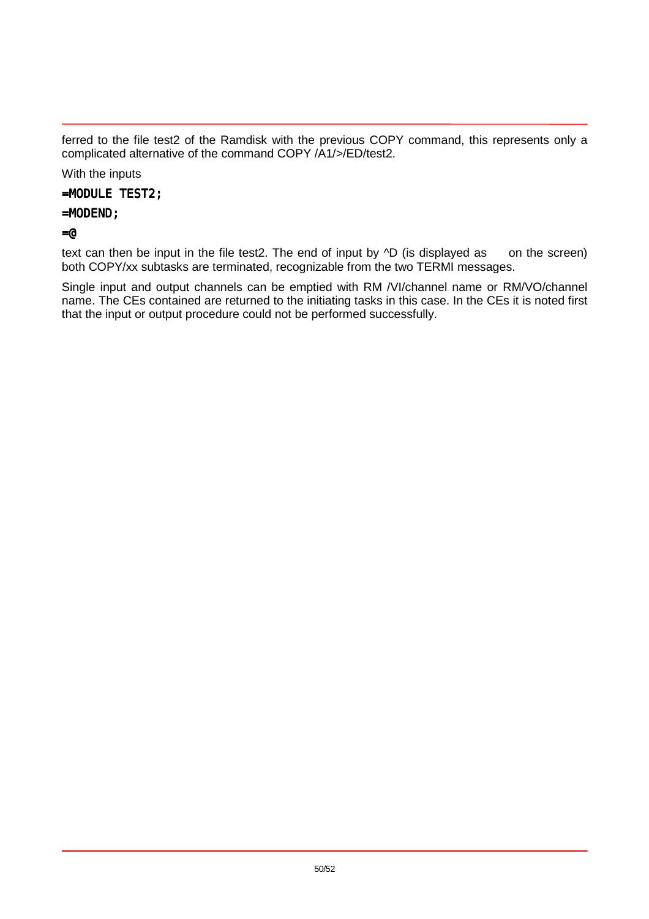ferred to the file test2 of the Ramdisk with the previous COPY command, this represents only a complicated alternative of the command COPY /A1/>/ED/test2.

With the inputs

```
=MODULE TEST2;
=MODEND;
=@
```

text can then be input in the file test2. The end of input by ^D (is displayed as  on the screen) both COPY/xx subtasks are terminated, recognizable from the two TERMI messages.

Single input and output channels can be emptied with RM /VI/channel name or RM/VO/channel name. The CEs contained are returned to the initiating tasks in this case. In the CEs it is noted first that the input or output procedure could not be performed successfully.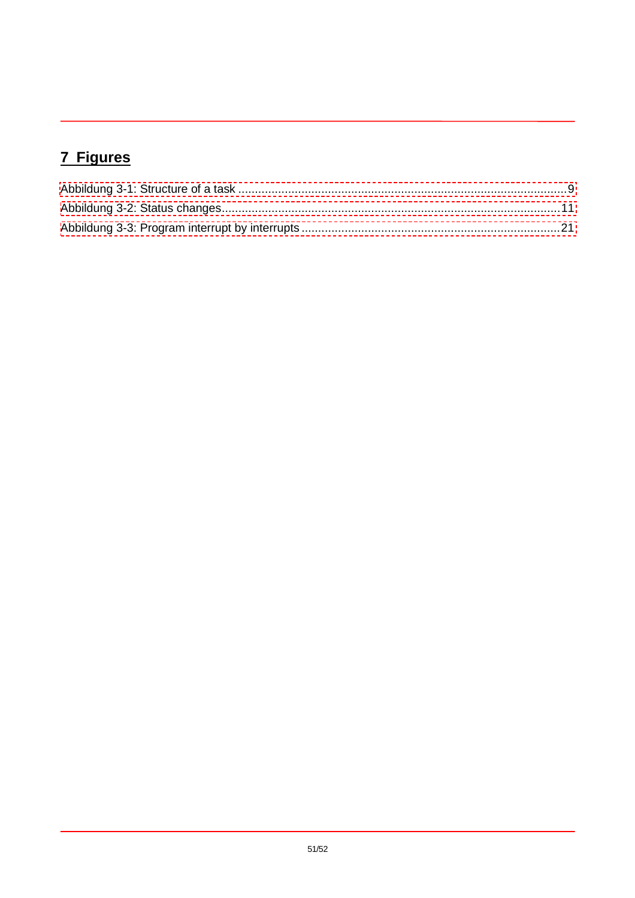# 7 Figures

Abbildung 3-1: Structure of a task ........................................................................................................9
Abbildung 3-2: Status changes.............................................................................................................11
Abbildung 3-3: Program interrupt by interrupts ...................................................................................21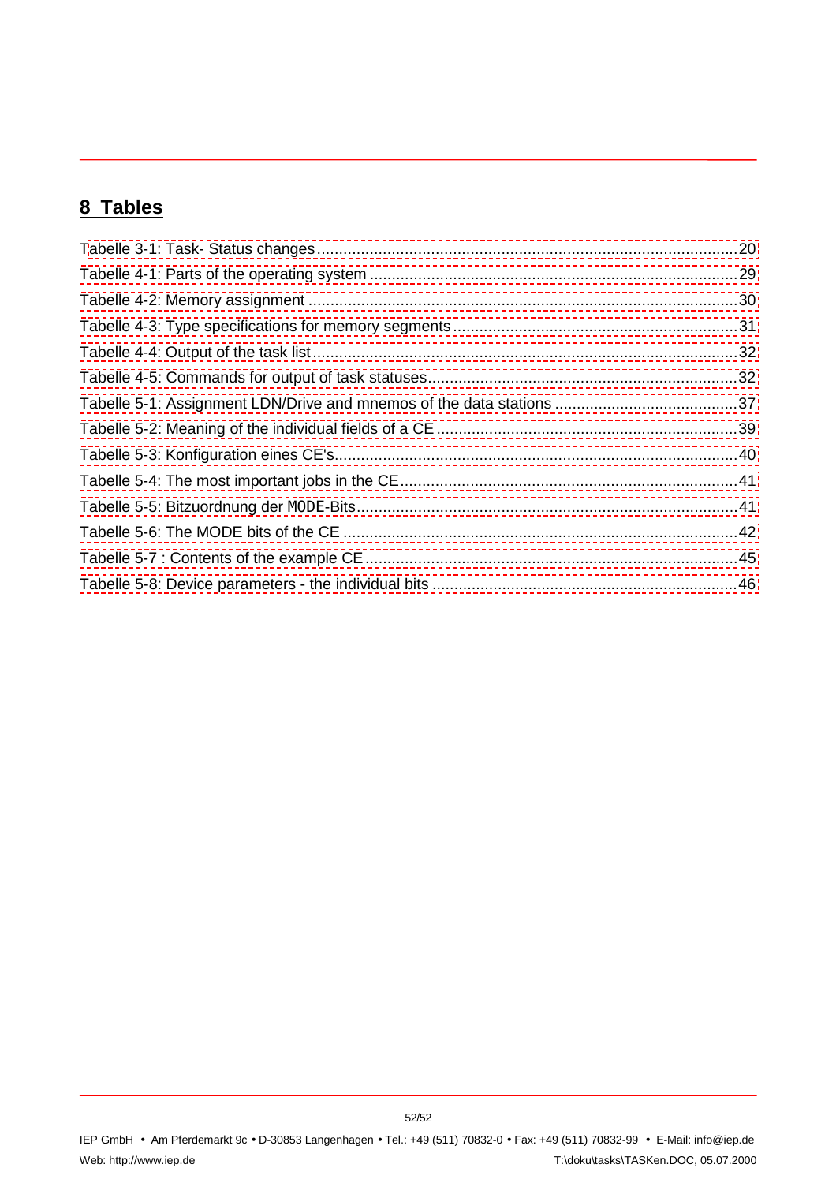# 8 Tables

Tabelle 3-1: Task- Status changes ........................................................................................20
Tabelle 4-1: Parts of the operating system ..............................................................................29
Tabelle 4-2: Memory assignment ..............................................................................................30
Tabelle 4-3: Type specifications for memory segments ............................................................31
Tabelle 4-4: Output of the task list .............................................................................................32
Tabelle 4-5: Commands for output of task statuses ...................................................................32
Tabelle 5-1: Assignment LDN/Drive and mnemos of the data stations .....................................37
Tabelle 5-2: Meaning of the individual fields of a CE ................................................................39
Tabelle 5-3: Konfiguration eines CE's.........................................................................................40
Tabelle 5-4: The most important jobs in the CE..........................................................................41
Tabelle 5-5: Bitzuordnung der MODE-Bits..................................................................................41
Tabelle 5-6: The MODE bits of the CE ........................................................................................42
Tabelle 5-7 : Contents of the example CE....................................................................................45
Tabelle 5-8: Device parameters - the individual bits ..................................................................46

IEP GmbH • Am Pferdemarkt 9c • D-30853 Langenhagen • Tel.: +49 (511) 70832-0 • Fax: +49 (511) 70832-99 • E-Mail: info@iep.de
Web: http://www.iep.de T:\doku\tasks\TASKen.DOC, 05.07.2000